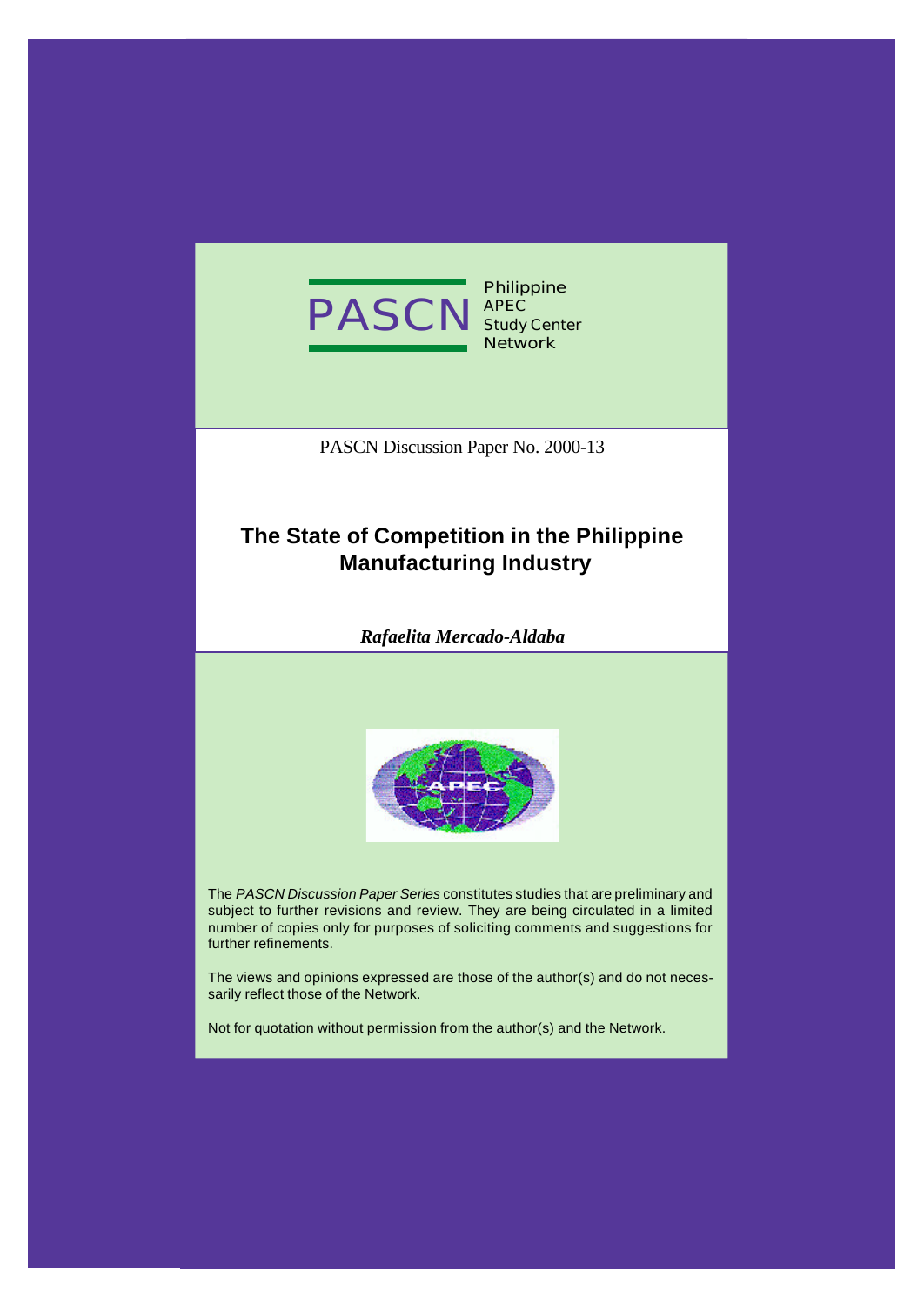PASCN Philippine APEC Study Center Network

PASCN Discussion Paper No. 2000-13

# The State of Competition in the Philippine Manufacturing Industry

***Rafaelita Mercado-Aldaba***

The *PASCN Discussion Paper Series* constitutes studies that are preliminary and subject to further revisions and review. They are being circulated in a limited number of copies only for purposes of soliciting comments and suggestions for further refinements.

The views and opinions expressed are those of the author(s) and do not necessarily reflect those of the Network.

Not for quotation without permission from the author(s) and the Network.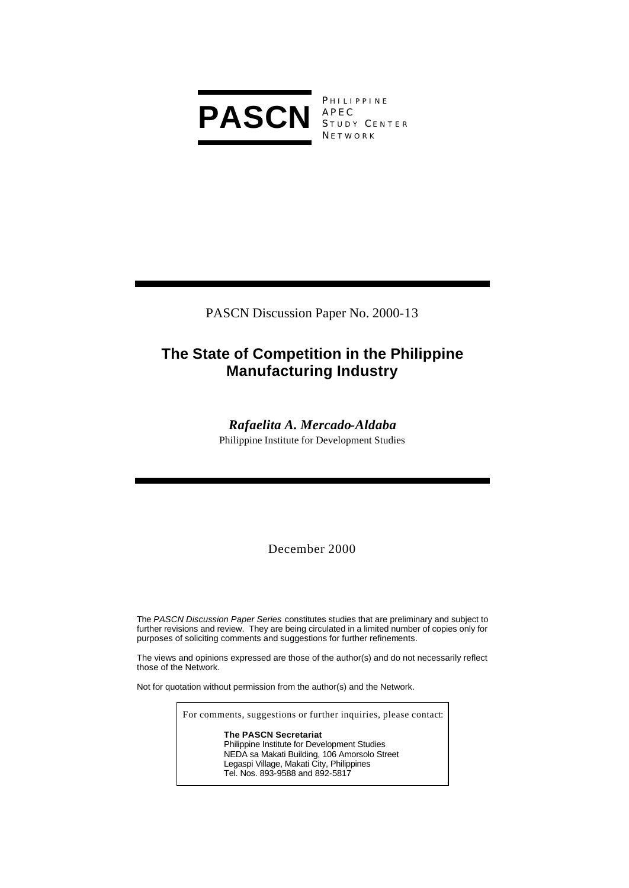**PASCN** PHILIPPINE APEC STUDY CENTER NETWORK

PASCN Discussion Paper No. 2000-13

# The State of Competition in the Philippine Manufacturing Industry

***Rafaelita A. Mercado-Aldaba***

Philippine Institute for Development Studies

December 2000

The *PASCN Discussion Paper Series* constitutes studies that are preliminary and subject to further revisions and review. They are being circulated in a limited number of copies only for purposes of soliciting comments and suggestions for further refinements.

The views and opinions expressed are those of the author(s) and do not necessarily reflect those of the Network.

Not for quotation without permission from the author(s) and the Network.

For comments, suggestions or further inquiries, please contact:

**The PASCN Secretariat**
Philippine Institute for Development Studies
NEDA sa Makati Building, 106 Amorsolo Street
Legaspi Village, Makati City, Philippines
Tel. Nos. 893-9588 and 892-5817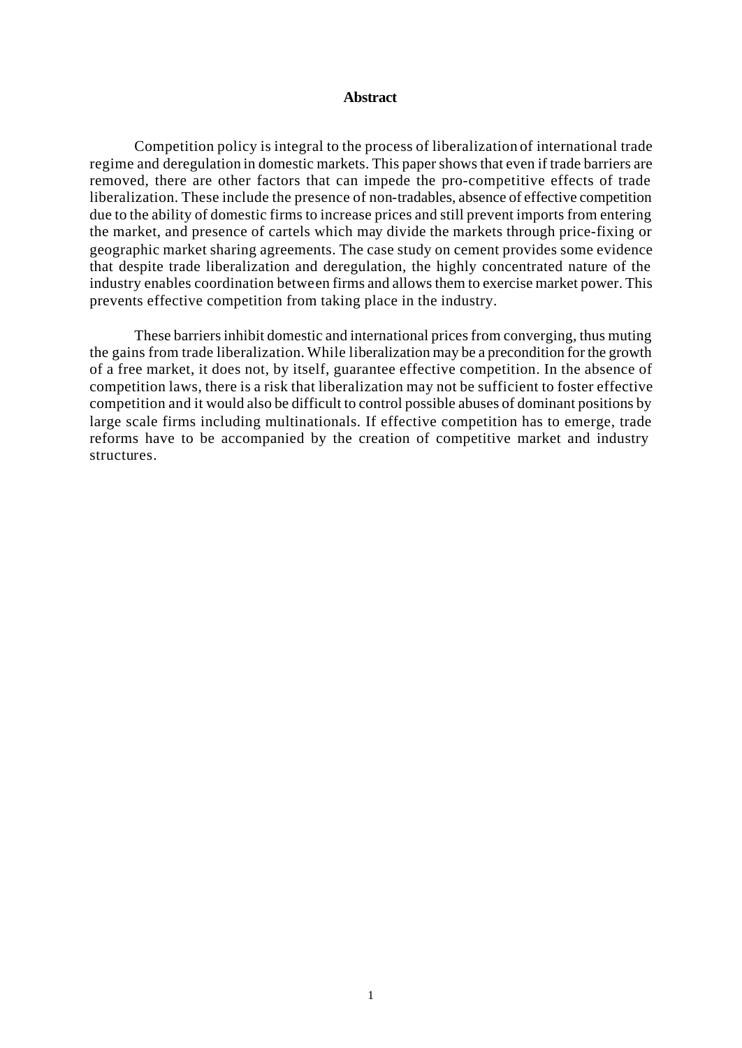## Abstract

Competition policy is integral to the process of liberalization of international trade regime and deregulation in domestic markets. This paper shows that even if trade barriers are removed, there are other factors that can impede the pro-competitive effects of trade liberalization. These include the presence of non-tradables, absence of effective competition due to the ability of domestic firms to increase prices and still prevent imports from entering the market, and presence of cartels which may divide the markets through price-fixing or geographic market sharing agreements. The case study on cement provides some evidence that despite trade liberalization and deregulation, the highly concentrated nature of the industry enables coordination between firms and allows them to exercise market power. This prevents effective competition from taking place in the industry.

These barriers inhibit domestic and international prices from converging, thus muting the gains from trade liberalization. While liberalization may be a precondition for the growth of a free market, it does not, by itself, guarantee effective competition. In the absence of competition laws, there is a risk that liberalization may not be sufficient to foster effective competition and it would also be difficult to control possible abuses of dominant positions by large scale firms including multinationals. If effective competition has to emerge, trade reforms have to be accompanied by the creation of competitive market and industry structures.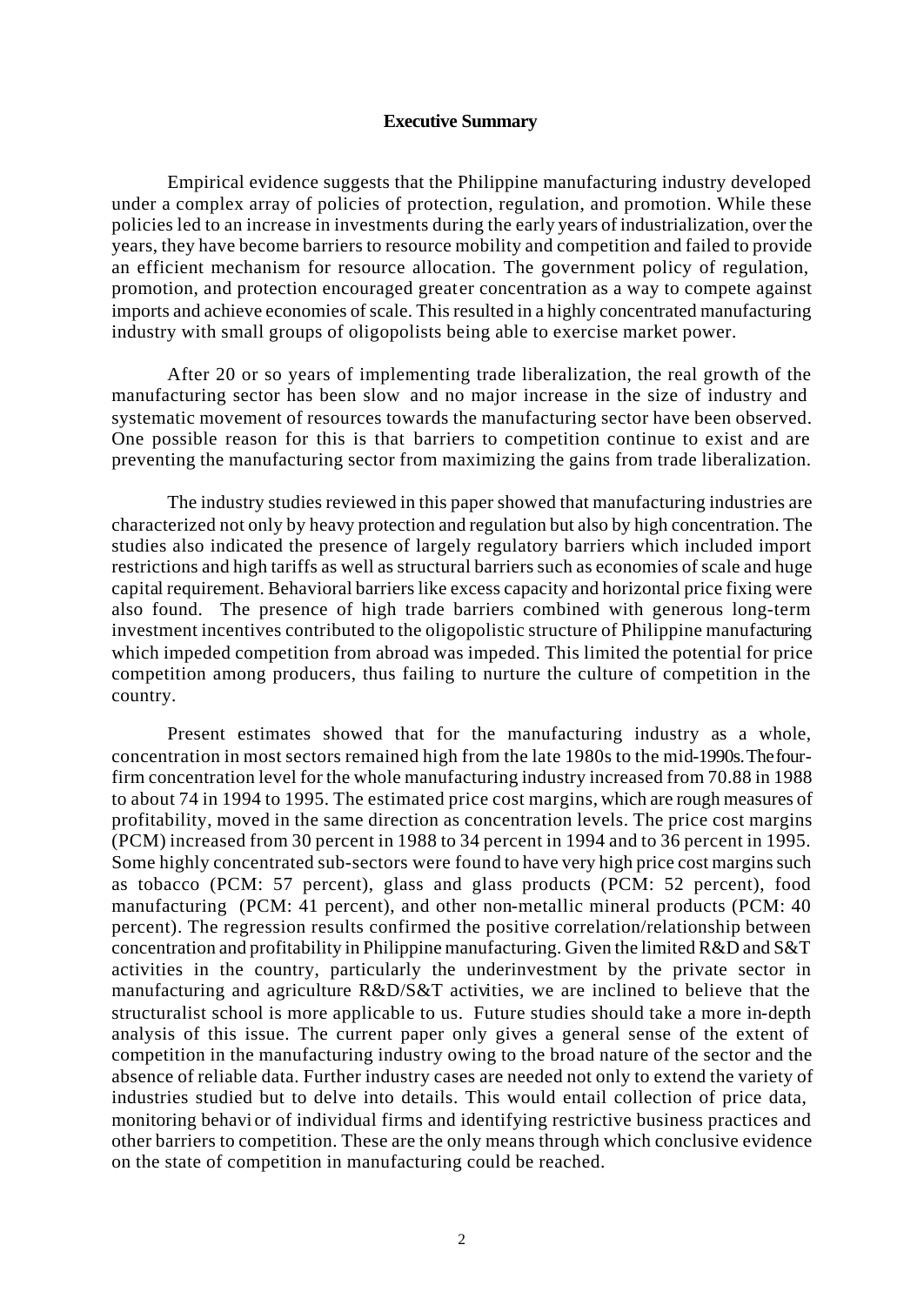## Executive Summary

Empirical evidence suggests that the Philippine manufacturing industry developed under a complex array of policies of protection, regulation, and promotion. While these policies led to an increase in investments during the early years of industrialization, over the years, they have become barriers to resource mobility and competition and failed to provide an efficient mechanism for resource allocation. The government policy of regulation, promotion, and protection encouraged greater concentration as a way to compete against imports and achieve economies of scale. This resulted in a highly concentrated manufacturing industry with small groups of oligopolists being able to exercise market power.

After 20 or so years of implementing trade liberalization, the real growth of the manufacturing sector has been slow and no major increase in the size of industry and systematic movement of resources towards the manufacturing sector have been observed. One possible reason for this is that barriers to competition continue to exist and are preventing the manufacturing sector from maximizing the gains from trade liberalization.

The industry studies reviewed in this paper showed that manufacturing industries are characterized not only by heavy protection and regulation but also by high concentration. The studies also indicated the presence of largely regulatory barriers which included import restrictions and high tariffs as well as structural barriers such as economies of scale and huge capital requirement. Behavioral barriers like excess capacity and horizontal price fixing were also found. The presence of high trade barriers combined with generous long-term investment incentives contributed to the oligopolistic structure of Philippine manufacturing which impeded competition from abroad was impeded. This limited the potential for price competition among producers, thus failing to nurture the culture of competition in the country.

Present estimates showed that for the manufacturing industry as a whole, concentration in most sectors remained high from the late 1980s to the mid-1990s. The four-firm concentration level for the whole manufacturing industry increased from 70.88 in 1988 to about 74 in 1994 to 1995. The estimated price cost margins, which are rough measures of profitability, moved in the same direction as concentration levels. The price cost margins (PCM) increased from 30 percent in 1988 to 34 percent in 1994 and to 36 percent in 1995. Some highly concentrated sub-sectors were found to have very high price cost margins such as tobacco (PCM: 57 percent), glass and glass products (PCM: 52 percent), food manufacturing (PCM: 41 percent), and other non-metallic mineral products (PCM: 40 percent). The regression results confirmed the positive correlation/relationship between concentration and profitability in Philippine manufacturing. Given the limited R&D and S&T activities in the country, particularly the underinvestment by the private sector in manufacturing and agriculture R&D/S&T activities, we are inclined to believe that the structuralist school is more applicable to us. Future studies should take a more in-depth analysis of this issue. The current paper only gives a general sense of the extent of competition in the manufacturing industry owing to the broad nature of the sector and the absence of reliable data. Further industry cases are needed not only to extend the variety of industries studied but to delve into details. This would entail collection of price data, monitoring behavior of individual firms and identifying restrictive business practices and other barriers to competition. These are the only means through which conclusive evidence on the state of competition in manufacturing could be reached.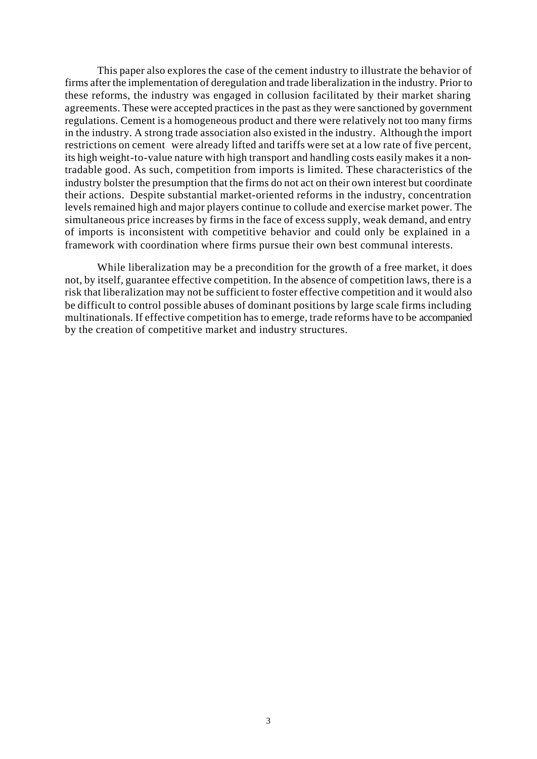This paper also explores the case of the cement industry to illustrate the behavior of firms after the implementation of deregulation and trade liberalization in the industry. Prior to these reforms, the industry was engaged in collusion facilitated by their market sharing agreements. These were accepted practices in the past as they were sanctioned by government regulations. Cement is a homogeneous product and there were relatively not too many firms in the industry. A strong trade association also existed in the industry. Although the import restrictions on cement were already lifted and tariffs were set at a low rate of five percent, its high weight-to-value nature with high transport and handling costs easily makes it a non-tradable good. As such, competition from imports is limited. These characteristics of the industry bolster the presumption that the firms do not act on their own interest but coordinate their actions. Despite substantial market-oriented reforms in the industry, concentration levels remained high and major players continue to collude and exercise market power. The simultaneous price increases by firms in the face of excess supply, weak demand, and entry of imports is inconsistent with competitive behavior and could only be explained in a framework with coordination where firms pursue their own best communal interests.

While liberalization may be a precondition for the growth of a free market, it does not, by itself, guarantee effective competition. In the absence of competition laws, there is a risk that liberalization may not be sufficient to foster effective competition and it would also be difficult to control possible abuses of dominant positions by large scale firms including multinationals. If effective competition has to emerge, trade reforms have to be accompanied by the creation of competitive market and industry structures.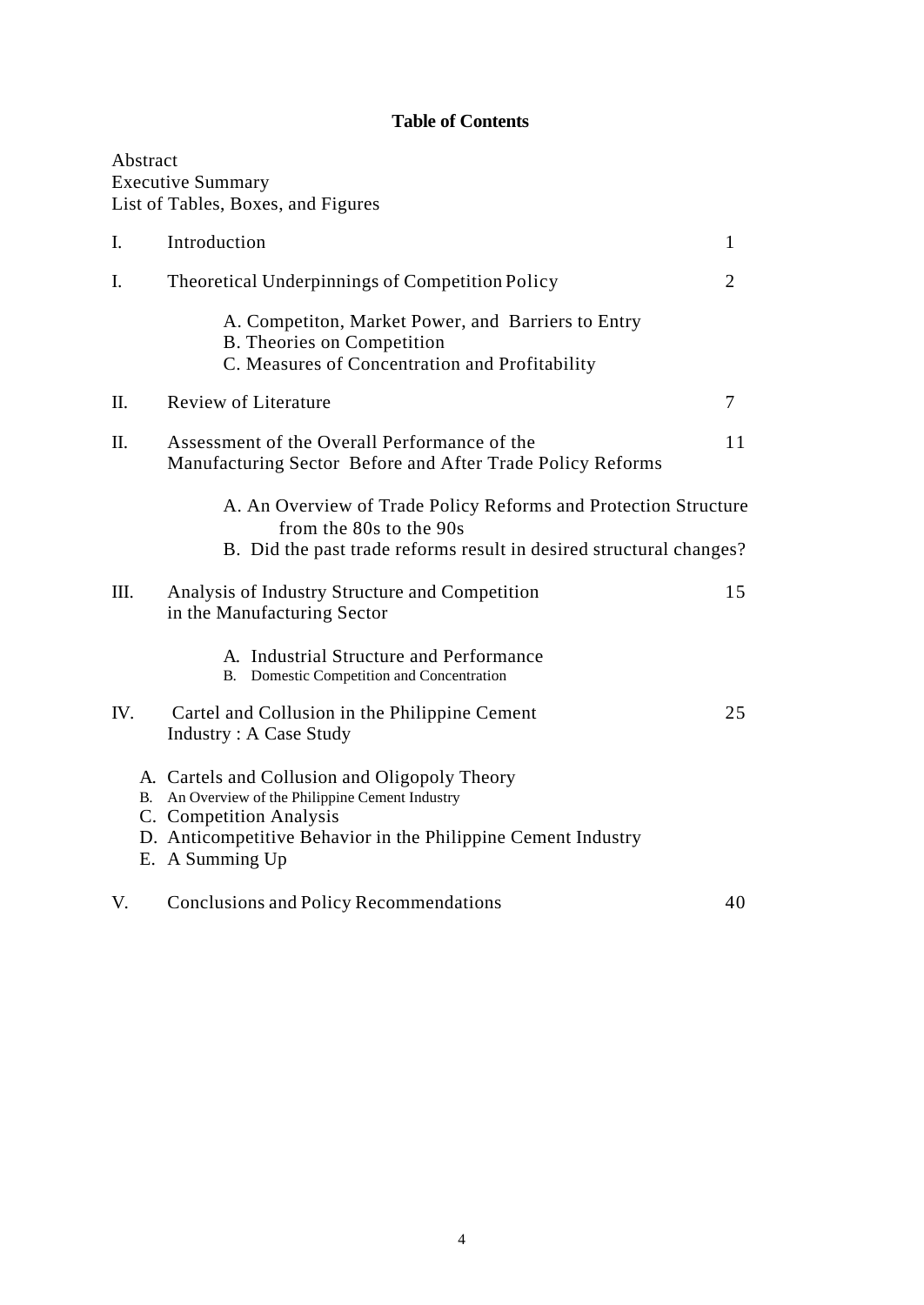**Table of Contents**

Abstract
Executive Summary
List of Tables, Boxes, and Figures

| | | |
|---|---|---|
| I. | Introduction | 1 |
| I. | Theoretical Underpinnings of Competition Policy | 2 |
| | A. Competiton, Market Power, and Barriers to Entry<br>B. Theories on Competition<br>C. Measures of Concentration and Profitability | |
| II. | Review of Literature | 7 |
| II. | Assessment of the Overall Performance of the Manufacturing Sector Before and After Trade Policy Reforms | 11 |
| | A. An Overview of Trade Policy Reforms and Protection Structure from the 80s to the 90s<br>B. Did the past trade reforms result in desired structural changes? | |
| III. | Analysis of Industry Structure and Competition in the Manufacturing Sector | 15 |
| | A. Industrial Structure and Performance<br>B. Domestic Competition and Concentration | |
| IV. | Cartel and Collusion in the Philippine Cement Industry : A Case Study | 25 |
| | A. Cartels and Collusion and Oligopoly Theory<br>B. An Overview of the Philippine Cement Industry<br>C. Competition Analysis<br>D. Anticompetitive Behavior in the Philippine Cement Industry<br>E. A Summing Up | |
| V. | Conclusions and Policy Recommendations | 40 |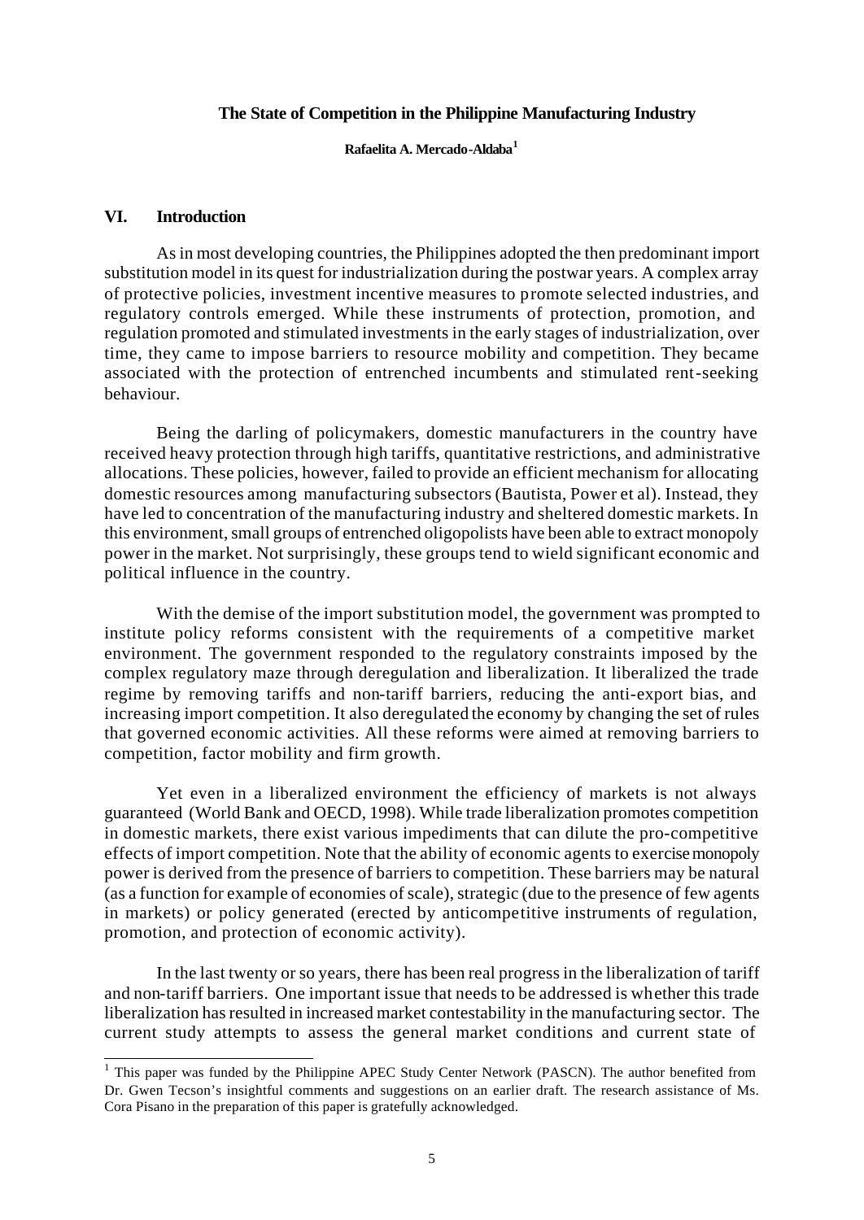**The State of Competition in the Philippine Manufacturing Industry**

**Rafaelita A. Mercado-Aldaba[1]**

## VI. Introduction

As in most developing countries, the Philippines adopted the then predominant import substitution model in its quest for industrialization during the postwar years. A complex array of protective policies, investment incentive measures to promote selected industries, and regulatory controls emerged. While these instruments of protection, promotion, and regulation promoted and stimulated investments in the early stages of industrialization, over time, they came to impose barriers to resource mobility and competition. They became associated with the protection of entrenched incumbents and stimulated rent-seeking behaviour.

Being the darling of policymakers, domestic manufacturers in the country have received heavy protection through high tariffs, quantitative restrictions, and administrative allocations. These policies, however, failed to provide an efficient mechanism for allocating domestic resources among manufacturing subsectors (Bautista, Power et al). Instead, they have led to concentration of the manufacturing industry and sheltered domestic markets. In this environment, small groups of entrenched oligopolists have been able to extract monopoly power in the market. Not surprisingly, these groups tend to wield significant economic and political influence in the country.

With the demise of the import substitution model, the government was prompted to institute policy reforms consistent with the requirements of a competitive market environment. The government responded to the regulatory constraints imposed by the complex regulatory maze through deregulation and liberalization. It liberalized the trade regime by removing tariffs and non-tariff barriers, reducing the anti-export bias, and increasing import competition. It also deregulated the economy by changing the set of rules that governed economic activities. All these reforms were aimed at removing barriers to competition, factor mobility and firm growth.

Yet even in a liberalized environment the efficiency of markets is not always guaranteed (World Bank and OECD, 1998). While trade liberalization promotes competition in domestic markets, there exist various impediments that can dilute the pro-competitive effects of import competition. Note that the ability of economic agents to exercise monopoly power is derived from the presence of barriers to competition. These barriers may be natural (as a function for example of economies of scale), strategic (due to the presence of few agents in markets) or policy generated (erected by anticompetitive instruments of regulation, promotion, and protection of economic activity).

In the last twenty or so years, there has been real progress in the liberalization of tariff and non-tariff barriers. One important issue that needs to be addressed is whether this trade liberalization has resulted in increased market contestability in the manufacturing sector. The current study attempts to assess the general market conditions and current state of

[1] This paper was funded by the Philippine APEC Study Center Network (PASCN). The author benefited from Dr. Gwen Tecson's insightful comments and suggestions on an earlier draft. The research assistance of Ms. Cora Pisano in the preparation of this paper is gratefully acknowledged.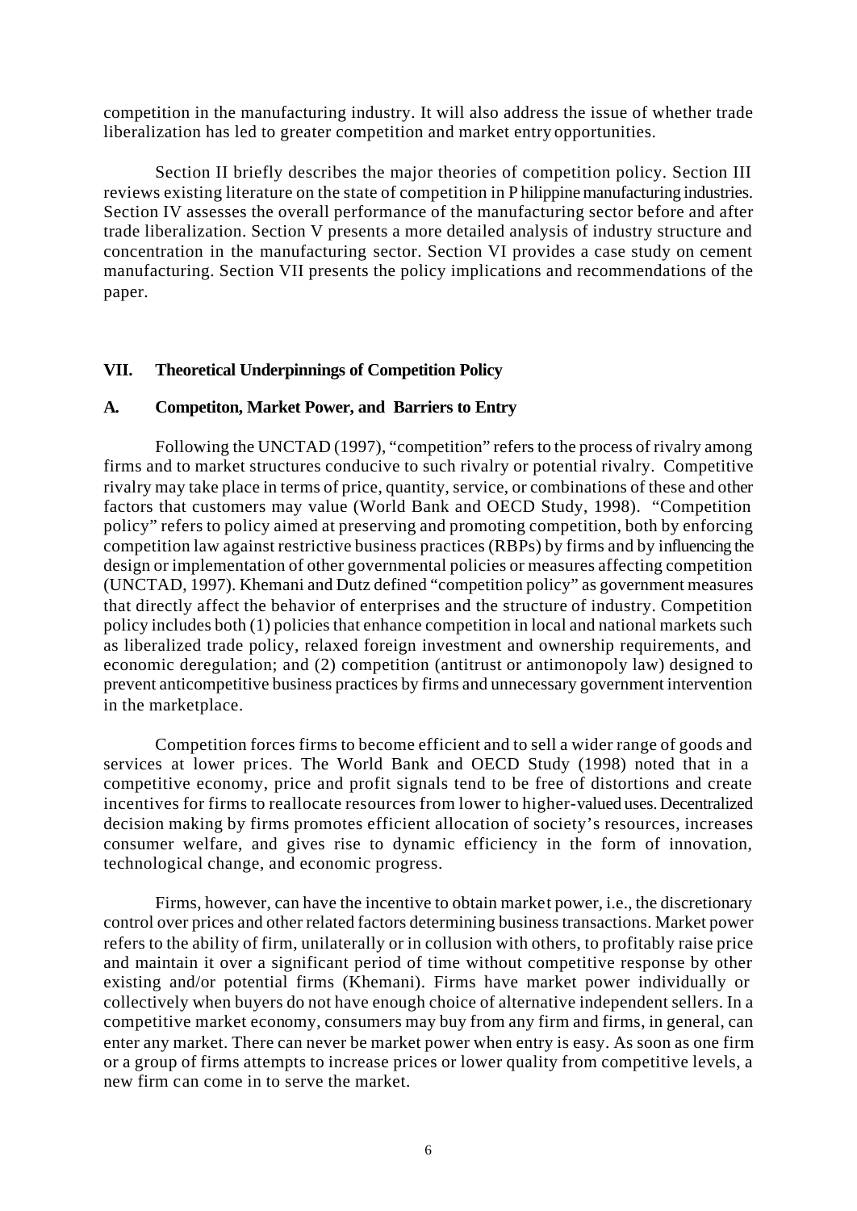competition in the manufacturing industry. It will also address the issue of whether trade liberalization has led to greater competition and market entry opportunities.

Section II briefly describes the major theories of competition policy. Section III reviews existing literature on the state of competition in Philippine manufacturing industries. Section IV assesses the overall performance of the manufacturing sector before and after trade liberalization. Section V presents a more detailed analysis of industry structure and concentration in the manufacturing sector. Section VI provides a case study on cement manufacturing. Section VII presents the policy implications and recommendations of the paper.

## VII. Theoretical Underpinnings of Competition Policy

### A. Competiton, Market Power, and Barriers to Entry

Following the UNCTAD (1997), "competition" refers to the process of rivalry among firms and to market structures conducive to such rivalry or potential rivalry. Competitive rivalry may take place in terms of price, quantity, service, or combinations of these and other factors that customers may value (World Bank and OECD Study, 1998). "Competition policy" refers to policy aimed at preserving and promoting competition, both by enforcing competition law against restrictive business practices (RBPs) by firms and by influencing the design or implementation of other governmental policies or measures affecting competition (UNCTAD, 1997). Khemani and Dutz defined "competition policy" as government measures that directly affect the behavior of enterprises and the structure of industry. Competition policy includes both (1) policies that enhance competition in local and national markets such as liberalized trade policy, relaxed foreign investment and ownership requirements, and economic deregulation; and (2) competition (antitrust or antimonopoly law) designed to prevent anticompetitive business practices by firms and unnecessary government intervention in the marketplace.

Competition forces firms to become efficient and to sell a wider range of goods and services at lower prices. The World Bank and OECD Study (1998) noted that in a competitive economy, price and profit signals tend to be free of distortions and create incentives for firms to reallocate resources from lower to higher-valued uses. Decentralized decision making by firms promotes efficient allocation of society's resources, increases consumer welfare, and gives rise to dynamic efficiency in the form of innovation, technological change, and economic progress.

Firms, however, can have the incentive to obtain market power, i.e., the discretionary control over prices and other related factors determining business transactions. Market power refers to the ability of firm, unilaterally or in collusion with others, to profitably raise price and maintain it over a significant period of time without competitive response by other existing and/or potential firms (Khemani). Firms have market power individually or collectively when buyers do not have enough choice of alternative independent sellers. In a competitive market economy, consumers may buy from any firm and firms, in general, can enter any market. There can never be market power when entry is easy. As soon as one firm or a group of firms attempts to increase prices or lower quality from competitive levels, a new firm can come in to serve the market.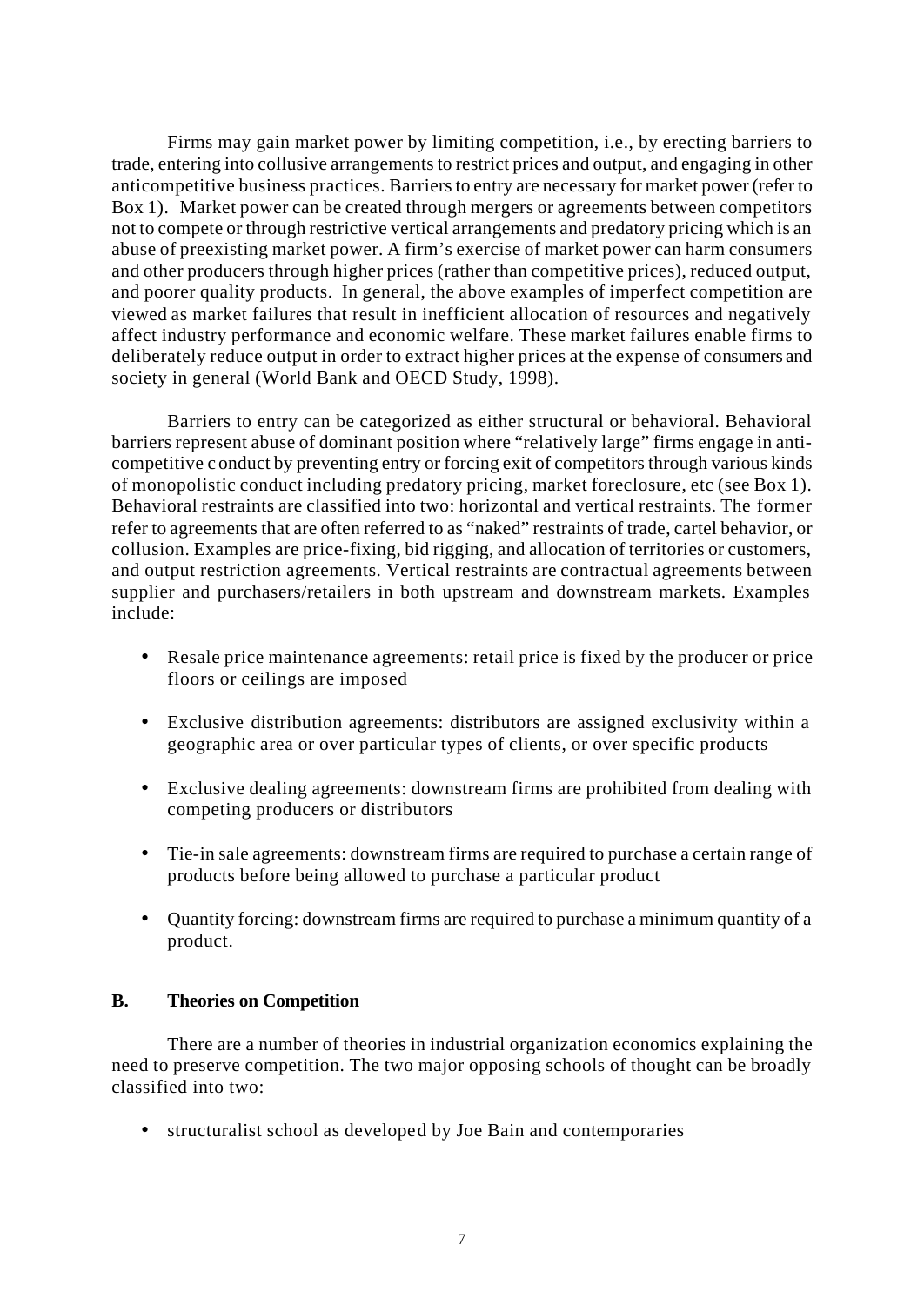Firms may gain market power by limiting competition, i.e., by erecting barriers to trade, entering into collusive arrangements to restrict prices and output, and engaging in other anticompetitive business practices. Barriers to entry are necessary for market power (refer to Box 1). Market power can be created through mergers or agreements between competitors not to compete or through restrictive vertical arrangements and predatory pricing which is an abuse of preexisting market power. A firm's exercise of market power can harm consumers and other producers through higher prices (rather than competitive prices), reduced output, and poorer quality products. In general, the above examples of imperfect competition are viewed as market failures that result in inefficient allocation of resources and negatively affect industry performance and economic welfare. These market failures enable firms to deliberately reduce output in order to extract higher prices at the expense of consumers and society in general (World Bank and OECD Study, 1998).

Barriers to entry can be categorized as either structural or behavioral. Behavioral barriers represent abuse of dominant position where "relatively large" firms engage in anti-competitive c onduct by preventing entry or forcing exit of competitors through various kinds of monopolistic conduct including predatory pricing, market foreclosure, etc (see Box 1). Behavioral restraints are classified into two: horizontal and vertical restraints. The former refer to agreements that are often referred to as "naked" restraints of trade, cartel behavior, or collusion. Examples are price-fixing, bid rigging, and allocation of territories or customers, and output restriction agreements. Vertical restraints are contractual agreements between supplier and purchasers/retailers in both upstream and downstream markets. Examples include:

- Resale price maintenance agreements: retail price is fixed by the producer or price floors or ceilings are imposed
- Exclusive distribution agreements: distributors are assigned exclusivity within a geographic area or over particular types of clients, or over specific products
- Exclusive dealing agreements: downstream firms are prohibited from dealing with competing producers or distributors
- Tie-in sale agreements: downstream firms are required to purchase a certain range of products before being allowed to purchase a particular product
- Quantity forcing: downstream firms are required to purchase a minimum quantity of a product.

## B. Theories on Competition

There are a number of theories in industrial organization economics explaining the need to preserve competition. The two major opposing schools of thought can be broadly classified into two:

- structuralist school as developed by Joe Bain and contemporaries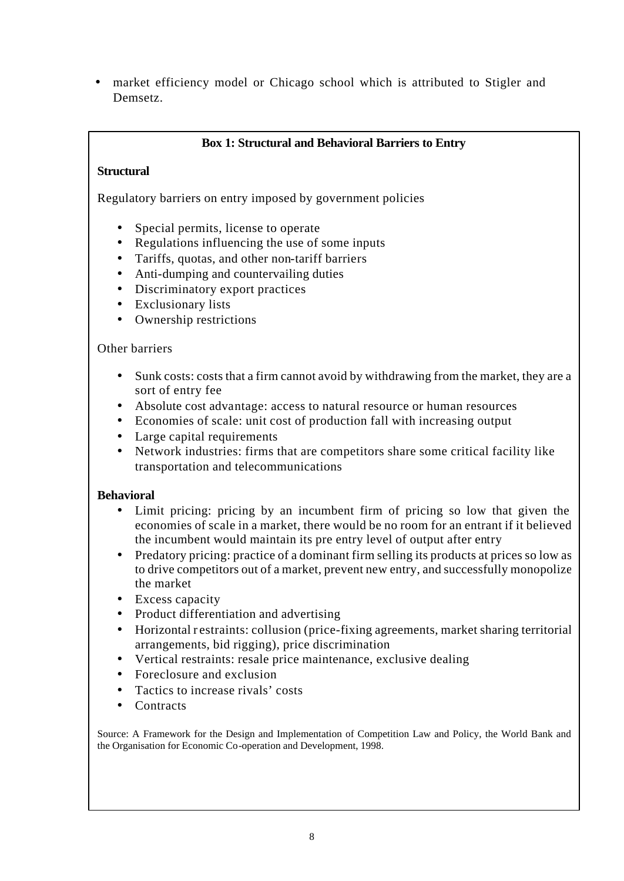- market efficiency model or Chicago school which is attributed to Stigler and Demsetz.

**Box 1: Structural and Behavioral Barriers to Entry**

**Structural**

Regulatory barriers on entry imposed by government policies

- Special permits, license to operate
- Regulations influencing the use of some inputs
- Tariffs, quotas, and other non-tariff barriers
- Anti-dumping and countervailing duties
- Discriminatory export practices
- Exclusionary lists
- Ownership restrictions

Other barriers

- Sunk costs: costs that a firm cannot avoid by withdrawing from the market, they are a sort of entry fee
- Absolute cost advantage: access to natural resource or human resources
- Economies of scale: unit cost of production fall with increasing output
- Large capital requirements
- Network industries: firms that are competitors share some critical facility like transportation and telecommunications

**Behavioral**

- Limit pricing: pricing by an incumbent firm of pricing so low that given the economies of scale in a market, there would be no room for an entrant if it believed the incumbent would maintain its pre entry level of output after entry
- Predatory pricing: practice of a dominant firm selling its products at prices so low as to drive competitors out of a market, prevent new entry, and successfully monopolize the market
- Excess capacity
- Product differentiation and advertising
- Horizontal restraints: collusion (price-fixing agreements, market sharing territorial arrangements, bid rigging), price discrimination
- Vertical restraints: resale price maintenance, exclusive dealing
- Foreclosure and exclusion
- Tactics to increase rivals' costs
- Contracts

Source: A Framework for the Design and Implementation of Competition Law and Policy, the World Bank and the Organisation for Economic Co-operation and Development, 1998.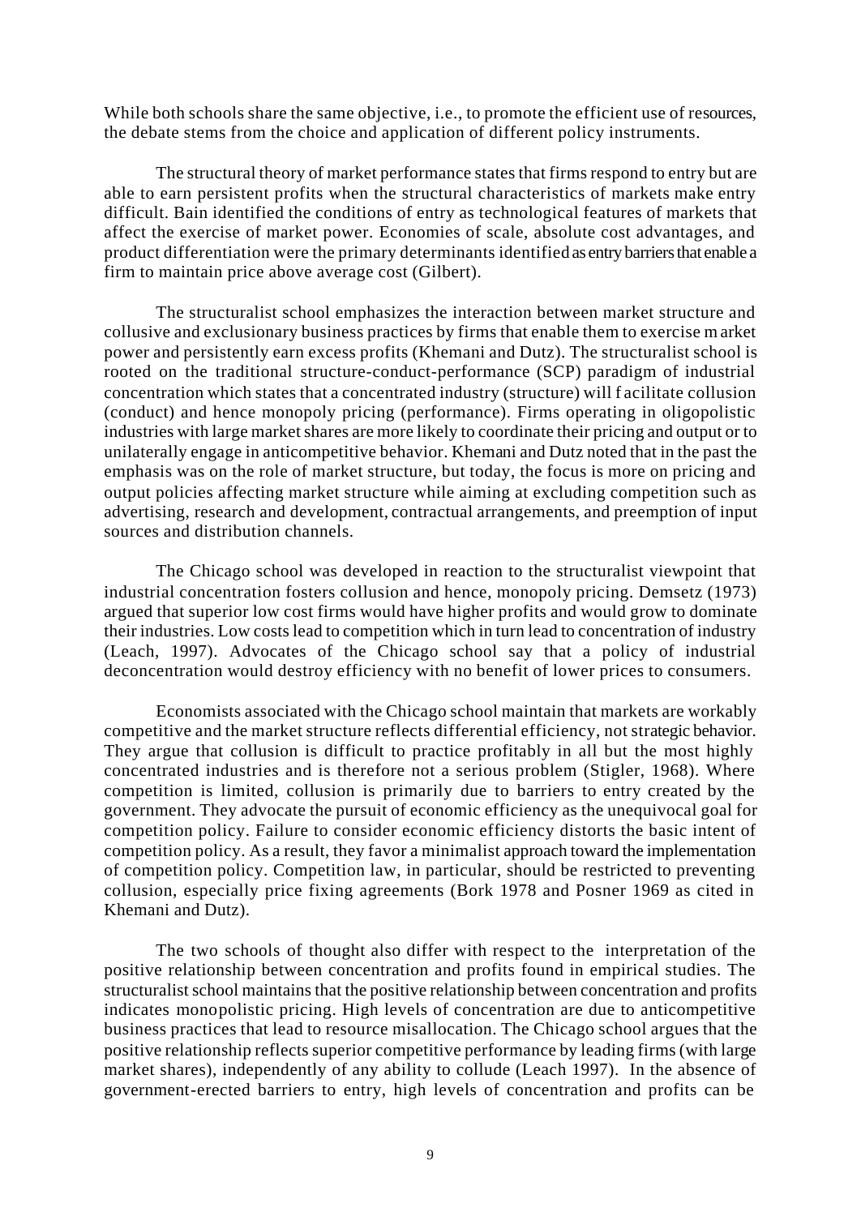While both schools share the same objective, i.e., to promote the efficient use of resources, the debate stems from the choice and application of different policy instruments.

The structural theory of market performance states that firms respond to entry but are able to earn persistent profits when the structural characteristics of markets make entry difficult. Bain identified the conditions of entry as technological features of markets that affect the exercise of market power. Economies of scale, absolute cost advantages, and product differentiation were the primary determinants identified as entry barriers that enable a firm to maintain price above average cost (Gilbert).

The structuralist school emphasizes the interaction between market structure and collusive and exclusionary business practices by firms that enable them to exercise market power and persistently earn excess profits (Khemani and Dutz). The structuralist school is rooted on the traditional structure-conduct-performance (SCP) paradigm of industrial concentration which states that a concentrated industry (structure) will facilitate collusion (conduct) and hence monopoly pricing (performance). Firms operating in oligopolistic industries with large market shares are more likely to coordinate their pricing and output or to unilaterally engage in anticompetitive behavior. Khemani and Dutz noted that in the past the emphasis was on the role of market structure, but today, the focus is more on pricing and output policies affecting market structure while aiming at excluding competition such as advertising, research and development, contractual arrangements, and preemption of input sources and distribution channels.

The Chicago school was developed in reaction to the structuralist viewpoint that industrial concentration fosters collusion and hence, monopoly pricing. Demsetz (1973) argued that superior low cost firms would have higher profits and would grow to dominate their industries. Low costs lead to competition which in turn lead to concentration of industry (Leach, 1997). Advocates of the Chicago school say that a policy of industrial deconcentration would destroy efficiency with no benefit of lower prices to consumers.

Economists associated with the Chicago school maintain that markets are workably competitive and the market structure reflects differential efficiency, not strategic behavior. They argue that collusion is difficult to practice profitably in all but the most highly concentrated industries and is therefore not a serious problem (Stigler, 1968). Where competition is limited, collusion is primarily due to barriers to entry created by the government. They advocate the pursuit of economic efficiency as the unequivocal goal for competition policy. Failure to consider economic efficiency distorts the basic intent of competition policy. As a result, they favor a minimalist approach toward the implementation of competition policy. Competition law, in particular, should be restricted to preventing collusion, especially price fixing agreements (Bork 1978 and Posner 1969 as cited in Khemani and Dutz).

The two schools of thought also differ with respect to the interpretation of the positive relationship between concentration and profits found in empirical studies. The structuralist school maintains that the positive relationship between concentration and profits indicates monopolistic pricing. High levels of concentration are due to anticompetitive business practices that lead to resource misallocation. The Chicago school argues that the positive relationship reflects superior competitive performance by leading firms (with large market shares), independently of any ability to collude (Leach 1997). In the absence of government-erected barriers to entry, high levels of concentration and profits can be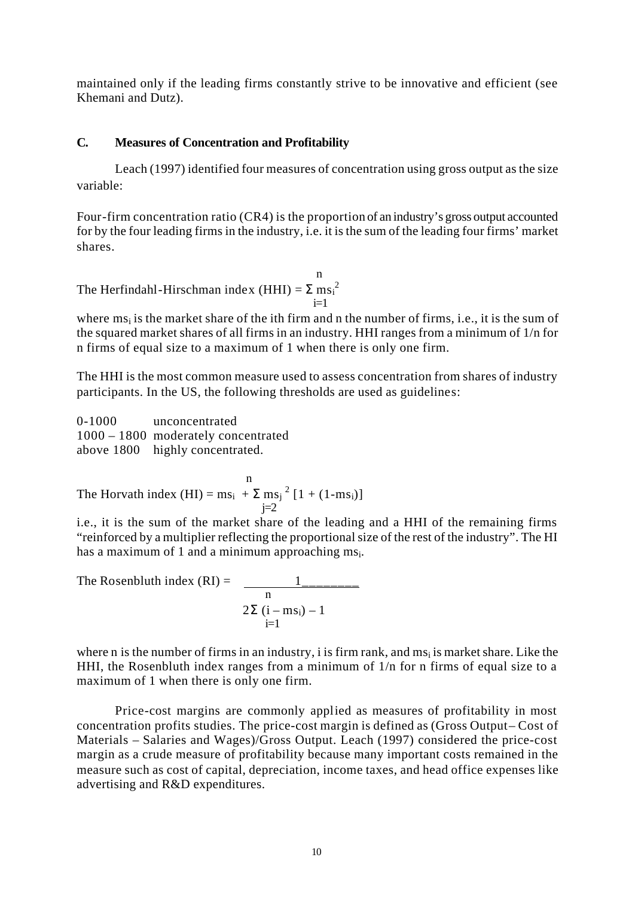maintained only if the leading firms constantly strive to be innovative and efficient (see Khemani and Dutz).

### C. Measures of Concentration and Profitability

Leach (1997) identified four measures of concentration using gross output as the size variable:

Four-firm concentration ratio (CR4) is the proportion of an industry's gross output accounted for by the four leading firms in the industry, i.e. it is the sum of the leading four firms' market shares.

The Herfindahl-Hirschman index (HHI) = $\sum_{i=1}^{n} ms_i^2$

where $ms_i$ is the market share of the ith firm and n the number of firms, i.e., it is the sum of the squared market shares of all firms in an industry. HHI ranges from a minimum of 1/n for n firms of equal size to a maximum of 1 when there is only one firm.

The HHI is the most common measure used to assess concentration from shares of industry participants. In the US, the following thresholds are used as guidelines:

0-1000 unconcentrated
1000 – 1800 moderately concentrated
above 1800 highly concentrated.

The Horvath index (HI) = $ms_i + \sum_{j=2}^{n} ms_j^{\,2} [1 + (1-ms_i)]$

i.e., it is the sum of the market share of the leading and a HHI of the remaining firms "reinforced by a multiplier reflecting the proportional size of the rest of the industry". The HI has a maximum of 1 and a minimum approaching $ms_i$.

The Rosenbluth index (RI) = $\dfrac{1}{2\sum_{i=1}^{n} (i - ms_i) - 1}$

where n is the number of firms in an industry, i is firm rank, and $ms_i$ is market share. Like the HHI, the Rosenbluth index ranges from a minimum of 1/n for n firms of equal size to a maximum of 1 when there is only one firm.

Price-cost margins are commonly applied as measures of profitability in most concentration profits studies. The price-cost margin is defined as (Gross Output – Cost of Materials – Salaries and Wages)/Gross Output. Leach (1997) considered the price-cost margin as a crude measure of profitability because many important costs remained in the measure such as cost of capital, depreciation, income taxes, and head office expenses like advertising and R&D expenditures.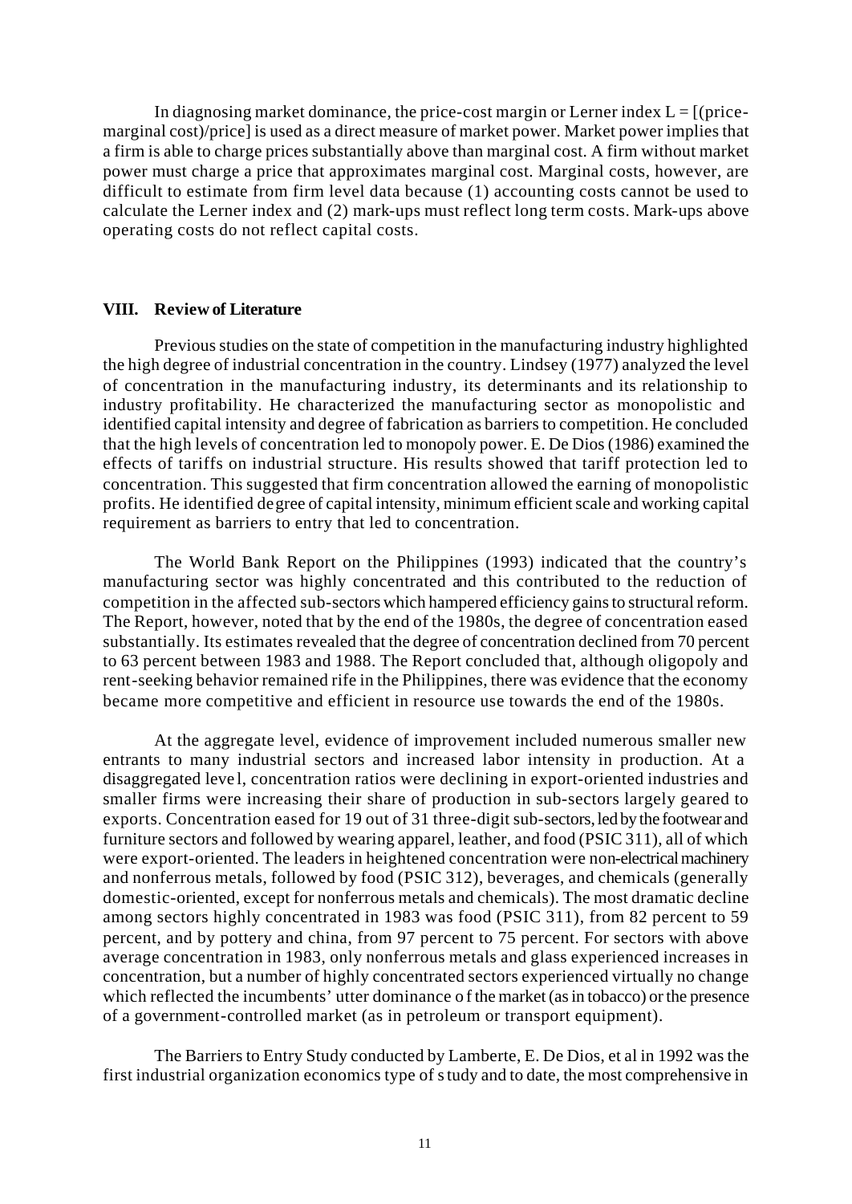In diagnosing market dominance, the price-cost margin or Lerner index L = [(price-marginal cost)/price] is used as a direct measure of market power. Market power implies that a firm is able to charge prices substantially above than marginal cost. A firm without market power must charge a price that approximates marginal cost. Marginal costs, however, are difficult to estimate from firm level data because (1) accounting costs cannot be used to calculate the Lerner index and (2) mark-ups must reflect long term costs. Mark-ups above operating costs do not reflect capital costs.

## VIII. Review of Literature

Previous studies on the state of competition in the manufacturing industry highlighted the high degree of industrial concentration in the country. Lindsey (1977) analyzed the level of concentration in the manufacturing industry, its determinants and its relationship to industry profitability. He characterized the manufacturing sector as monopolistic and identified capital intensity and degree of fabrication as barriers to competition. He concluded that the high levels of concentration led to monopoly power. E. De Dios (1986) examined the effects of tariffs on industrial structure. His results showed that tariff protection led to concentration. This suggested that firm concentration allowed the earning of monopolistic profits. He identified degree of capital intensity, minimum efficient scale and working capital requirement as barriers to entry that led to concentration.

The World Bank Report on the Philippines (1993) indicated that the country's manufacturing sector was highly concentrated and this contributed to the reduction of competition in the affected sub-sectors which hampered efficiency gains to structural reform. The Report, however, noted that by the end of the 1980s, the degree of concentration eased substantially. Its estimates revealed that the degree of concentration declined from 70 percent to 63 percent between 1983 and 1988. The Report concluded that, although oligopoly and rent-seeking behavior remained rife in the Philippines, there was evidence that the economy became more competitive and efficient in resource use towards the end of the 1980s.

At the aggregate level, evidence of improvement included numerous smaller new entrants to many industrial sectors and increased labor intensity in production. At a disaggregated level, concentration ratios were declining in export-oriented industries and smaller firms were increasing their share of production in sub-sectors largely geared to exports. Concentration eased for 19 out of 31 three-digit sub-sectors, led by the footwear and furniture sectors and followed by wearing apparel, leather, and food (PSIC 311), all of which were export-oriented. The leaders in heightened concentration were non-electrical machinery and nonferrous metals, followed by food (PSIC 312), beverages, and chemicals (generally domestic-oriented, except for nonferrous metals and chemicals). The most dramatic decline among sectors highly concentrated in 1983 was food (PSIC 311), from 82 percent to 59 percent, and by pottery and china, from 97 percent to 75 percent. For sectors with above average concentration in 1983, only nonferrous metals and glass experienced increases in concentration, but a number of highly concentrated sectors experienced virtually no change which reflected the incumbents' utter dominance of the market (as in tobacco) or the presence of a government-controlled market (as in petroleum or transport equipment).

The Barriers to Entry Study conducted by Lamberte, E. De Dios, et al in 1992 was the first industrial organization economics type of study and to date, the most comprehensive in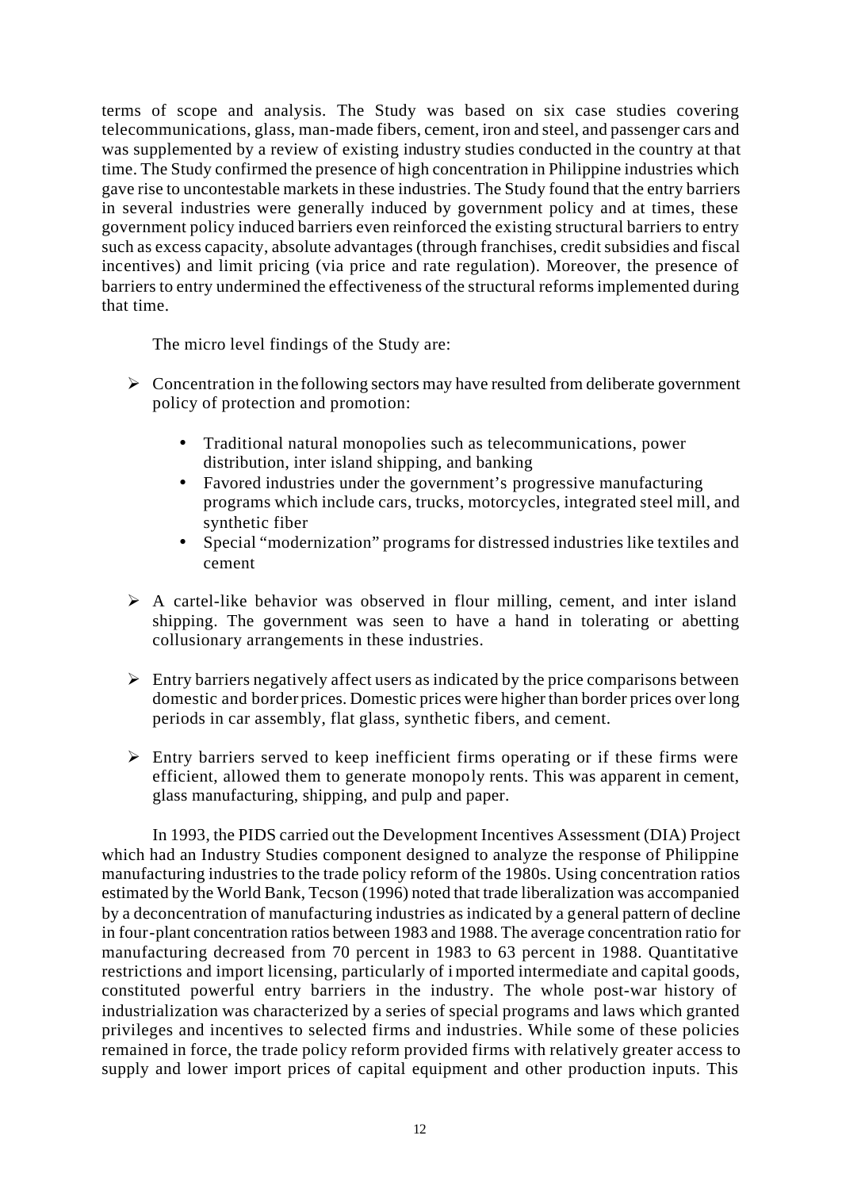terms of scope and analysis. The Study was based on six case studies covering telecommunications, glass, man-made fibers, cement, iron and steel, and passenger cars and was supplemented by a review of existing industry studies conducted in the country at that time. The Study confirmed the presence of high concentration in Philippine industries which gave rise to uncontestable markets in these industries. The Study found that the entry barriers in several industries were generally induced by government policy and at times, these government policy induced barriers even reinforced the existing structural barriers to entry such as excess capacity, absolute advantages (through franchises, credit subsidies and fiscal incentives) and limit pricing (via price and rate regulation). Moreover, the presence of barriers to entry undermined the effectiveness of the structural reforms implemented during that time.

The micro level findings of the Study are:

- Concentration in the following sectors may have resulted from deliberate government policy of protection and promotion:
  - Traditional natural monopolies such as telecommunications, power distribution, inter island shipping, and banking
  - Favored industries under the government's progressive manufacturing programs which include cars, trucks, motorcycles, integrated steel mill, and synthetic fiber
  - Special "modernization" programs for distressed industries like textiles and cement
- A cartel-like behavior was observed in flour milling, cement, and inter island shipping. The government was seen to have a hand in tolerating or abetting collusionary arrangements in these industries.
- Entry barriers negatively affect users as indicated by the price comparisons between domestic and border prices. Domestic prices were higher than border prices over long periods in car assembly, flat glass, synthetic fibers, and cement.
- Entry barriers served to keep inefficient firms operating or if these firms were efficient, allowed them to generate monopoly rents. This was apparent in cement, glass manufacturing, shipping, and pulp and paper.

In 1993, the PIDS carried out the Development Incentives Assessment (DIA) Project which had an Industry Studies component designed to analyze the response of Philippine manufacturing industries to the trade policy reform of the 1980s. Using concentration ratios estimated by the World Bank, Tecson (1996) noted that trade liberalization was accompanied by a deconcentration of manufacturing industries as indicated by a general pattern of decline in four-plant concentration ratios between 1983 and 1988. The average concentration ratio for manufacturing decreased from 70 percent in 1983 to 63 percent in 1988. Quantitative restrictions and import licensing, particularly of imported intermediate and capital goods, constituted powerful entry barriers in the industry. The whole post-war history of industrialization was characterized by a series of special programs and laws which granted privileges and incentives to selected firms and industries. While some of these policies remained in force, the trade policy reform provided firms with relatively greater access to supply and lower import prices of capital equipment and other production inputs. This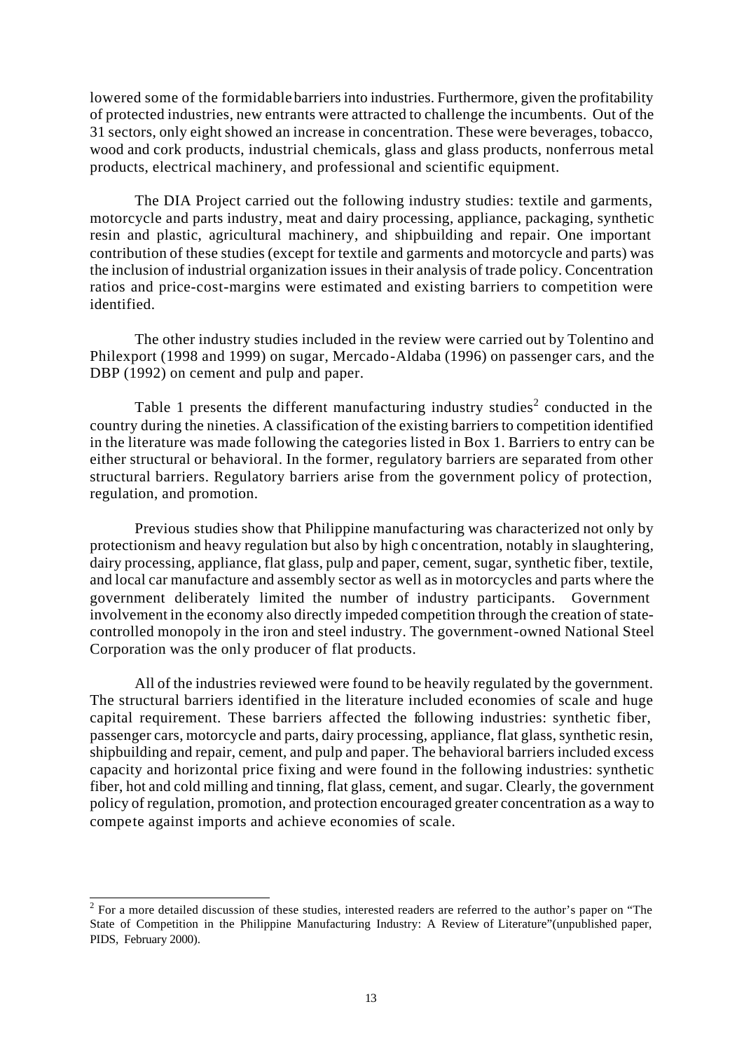lowered some of the formidable barriers into industries. Furthermore, given the profitability of protected industries, new entrants were attracted to challenge the incumbents. Out of the 31 sectors, only eight showed an increase in concentration. These were beverages, tobacco, wood and cork products, industrial chemicals, glass and glass products, nonferrous metal products, electrical machinery, and professional and scientific equipment.

The DIA Project carried out the following industry studies: textile and garments, motorcycle and parts industry, meat and dairy processing, appliance, packaging, synthetic resin and plastic, agricultural machinery, and shipbuilding and repair. One important contribution of these studies (except for textile and garments and motorcycle and parts) was the inclusion of industrial organization issues in their analysis of trade policy. Concentration ratios and price-cost-margins were estimated and existing barriers to competition were identified.

The other industry studies included in the review were carried out by Tolentino and Philexport (1998 and 1999) on sugar, Mercado-Aldaba (1996) on passenger cars, and the DBP (1992) on cement and pulp and paper.

Table 1 presents the different manufacturing industry studies[2] conducted in the country during the nineties. A classification of the existing barriers to competition identified in the literature was made following the categories listed in Box 1. Barriers to entry can be either structural or behavioral. In the former, regulatory barriers are separated from other structural barriers. Regulatory barriers arise from the government policy of protection, regulation, and promotion.

Previous studies show that Philippine manufacturing was characterized not only by protectionism and heavy regulation but also by high concentration, notably in slaughtering, dairy processing, appliance, flat glass, pulp and paper, cement, sugar, synthetic fiber, textile, and local car manufacture and assembly sector as well as in motorcycles and parts where the government deliberately limited the number of industry participants. Government involvement in the economy also directly impeded competition through the creation of state-controlled monopoly in the iron and steel industry. The government-owned National Steel Corporation was the only producer of flat products.

All of the industries reviewed were found to be heavily regulated by the government. The structural barriers identified in the literature included economies of scale and huge capital requirement. These barriers affected the following industries: synthetic fiber, passenger cars, motorcycle and parts, dairy processing, appliance, flat glass, synthetic resin, shipbuilding and repair, cement, and pulp and paper. The behavioral barriers included excess capacity and horizontal price fixing and were found in the following industries: synthetic fiber, hot and cold milling and tinning, flat glass, cement, and sugar. Clearly, the government policy of regulation, promotion, and protection encouraged greater concentration as a way to compete against imports and achieve economies of scale.

---

[2] For a more detailed discussion of these studies, interested readers are referred to the author's paper on "The State of Competition in the Philippine Manufacturing Industry: A Review of Literature"(unpublished paper, PIDS, February 2000).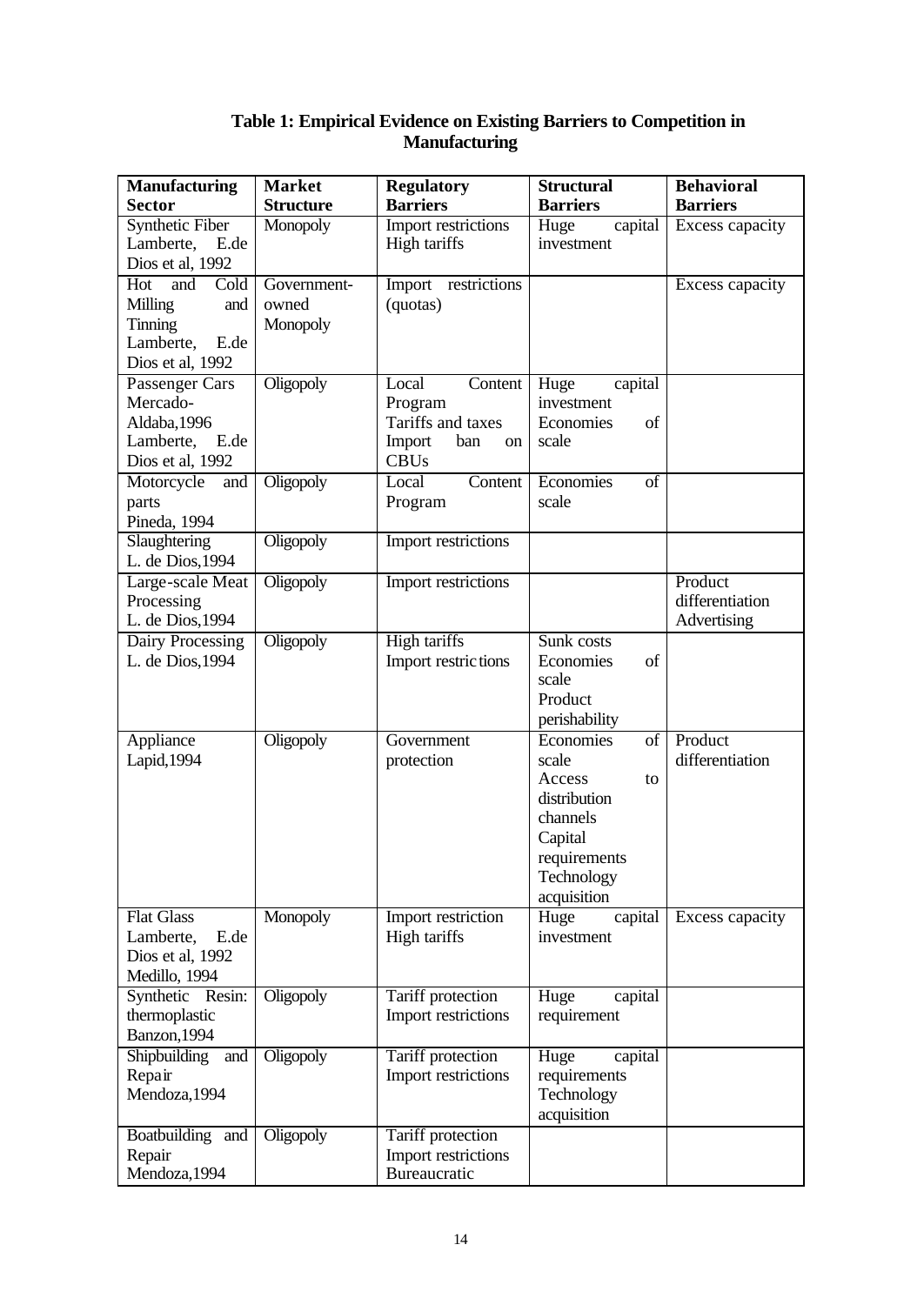**Table 1: Empirical Evidence on Existing Barriers to Competition in Manufacturing**

| Manufacturing Sector | Market Structure | Regulatory Barriers | Structural Barriers | Behavioral Barriers |
|---|---|---|---|---|
| Synthetic Fiber<br>Lamberte, E.de Dios et al, 1992 | Monopoly | Import restrictions<br>High tariffs | Huge capital investment | Excess capacity |
| Hot and Cold Milling and Tinning<br>Lamberte, E.de Dios et al, 1992 | Government-owned Monopoly | Import restrictions (quotas) | | Excess capacity |
| Passenger Cars<br>Mercado-Aldaba,1996<br>Lamberte, E.de Dios et al, 1992 | Oligopoly | Local Content Program<br>Tariffs and taxes<br>Import ban on CBUs | Huge capital investment<br>Economies of scale | |
| Motorcycle and parts<br>Pineda, 1994 | Oligopoly | Local Content Program | Economies of scale | |
| Slaughtering<br>L. de Dios,1994 | Oligopoly | Import restrictions | | |
| Large-scale Meat Processing<br>L. de Dios,1994 | Oligopoly | Import restrictions | | Product differentiation<br>Advertising |
| Dairy Processing<br>L. de Dios,1994 | Oligopoly | High tariffs<br>Import restrictions | Sunk costs<br>Economies of scale<br>Product perishability | |
| Appliance<br>Lapid,1994 | Oligopoly | Government protection | Economies of scale<br>Access to distribution channels<br>Capital requirements<br>Technology acquisition | Product differentiation |
| Flat Glass<br>Lamberte, E.de Dios et al, 1992<br>Medillo, 1994 | Monopoly | Import restriction<br>High tariffs | Huge capital investment | Excess capacity |
| Synthetic Resin: thermoplastic<br>Banzon,1994 | Oligopoly | Tariff protection<br>Import restrictions | Huge capital requirement | |
| Shipbuilding and Repair<br>Mendoza,1994 | Oligopoly | Tariff protection<br>Import restrictions | Huge capital requirements<br>Technology acquisition | |
| Boatbuilding and Repair<br>Mendoza,1994 | Oligopoly | Tariff protection<br>Import restrictions<br>Bureaucratic | | |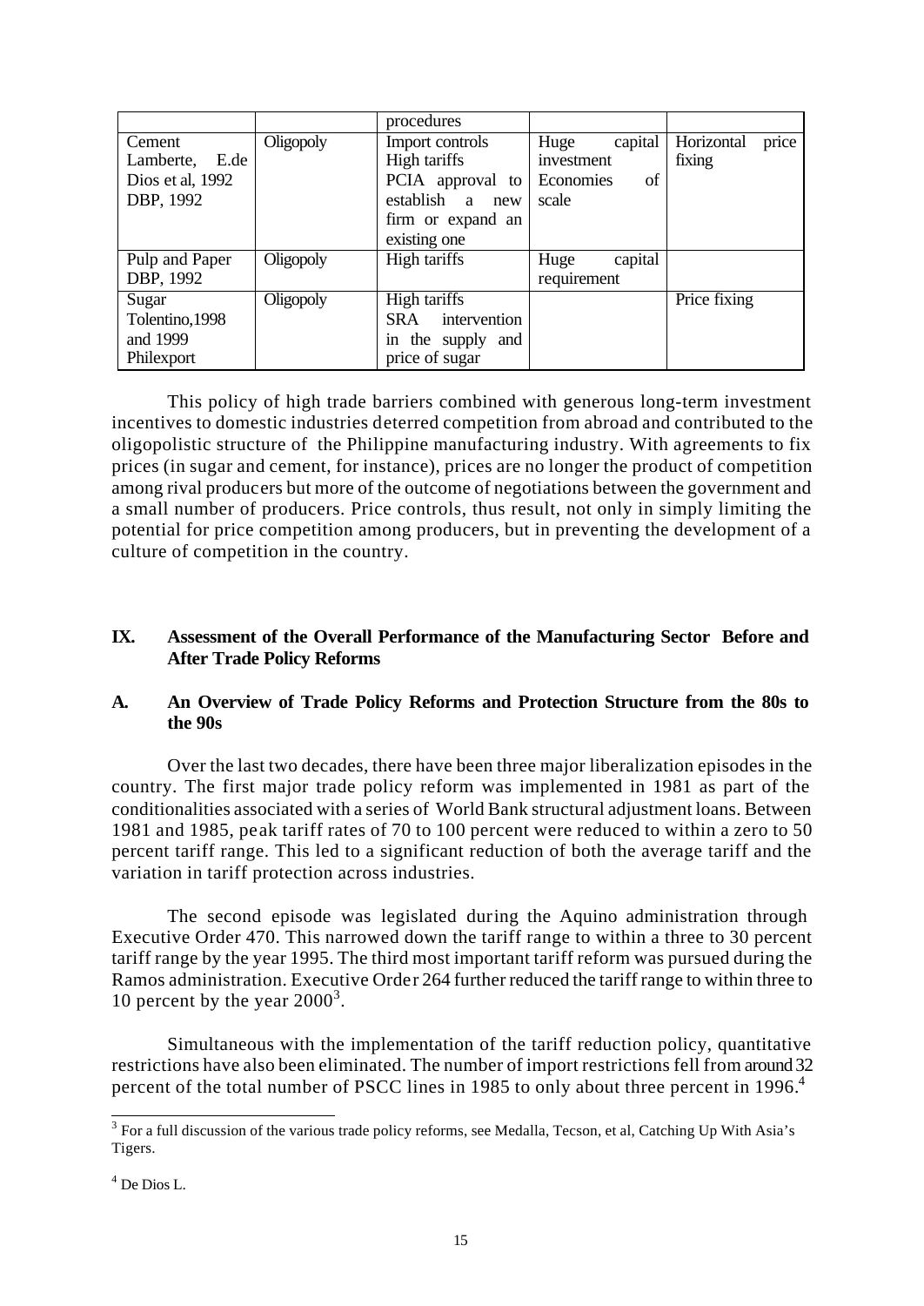| | | procedures | | |
|---|---|---|---|---|
| Cement<br>Lamberte, E.de Dios et al, 1992<br>DBP, 1992 | Oligopoly | Import controls<br>High tariffs<br>PCIA approval to establish a new firm or expand an existing one | Huge capital investment<br>Economies of scale | Horizontal price fixing |
| Pulp and Paper<br>DBP, 1992 | Oligopoly | High tariffs | Huge capital requirement | |
| Sugar<br>Tolentino,1998 and 1999<br>Philexport | Oligopoly | High tariffs<br>SRA intervention in the supply and price of sugar | | Price fixing |

This policy of high trade barriers combined with generous long-term investment incentives to domestic industries deterred competition from abroad and contributed to the oligopolistic structure of the Philippine manufacturing industry. With agreements to fix prices (in sugar and cement, for instance), prices are no longer the product of competition among rival producers but more of the outcome of negotiations between the government and a small number of producers. Price controls, thus result, not only in simply limiting the potential for price competition among producers, but in preventing the development of a culture of competition in the country.

## IX. Assessment of the Overall Performance of the Manufacturing Sector Before and After Trade Policy Reforms

### A. An Overview of Trade Policy Reforms and Protection Structure from the 80s to the 90s

Over the last two decades, there have been three major liberalization episodes in the country. The first major trade policy reform was implemented in 1981 as part of the conditionalities associated with a series of World Bank structural adjustment loans. Between 1981 and 1985, peak tariff rates of 70 to 100 percent were reduced to within a zero to 50 percent tariff range. This led to a significant reduction of both the average tariff and the variation in tariff protection across industries.

The second episode was legislated during the Aquino administration through Executive Order 470. This narrowed down the tariff range to within a three to 30 percent tariff range by the year 1995. The third most important tariff reform was pursued during the Ramos administration. Executive Order 264 further reduced the tariff range to within three to 10 percent by the year 2000[3].

Simultaneous with the implementation of the tariff reduction policy, quantitative restrictions have also been eliminated. The number of import restrictions fell from around 32 percent of the total number of PSCC lines in 1985 to only about three percent in 1996.[4]

---

[3] For a full discussion of the various trade policy reforms, see Medalla, Tecson, et al, Catching Up With Asia's Tigers.

[4] De Dios L.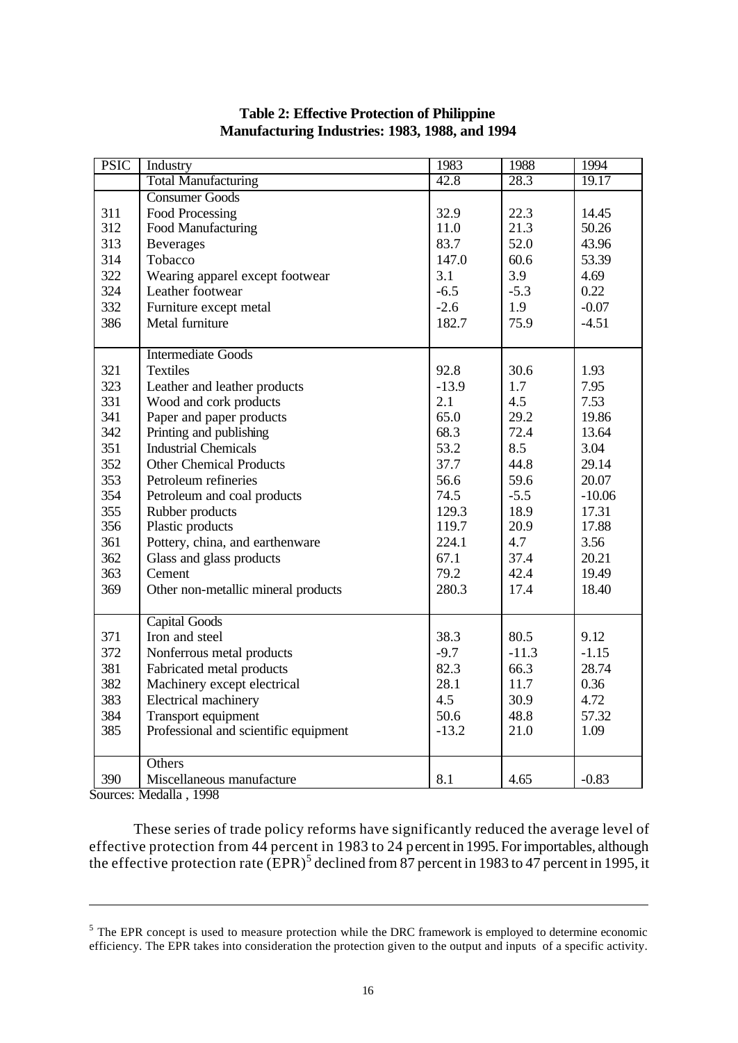**Table 2: Effective Protection of Philippine Manufacturing Industries: 1983, 1988, and 1994**

| PSIC | Industry | 1983 | 1988 | 1994 |
|---|---|---|---|---|
| | Total Manufacturing | 42.8 | 28.3 | 19.17 |
| | Consumer Goods | | | |
| 311 | Food Processing | 32.9 | 22.3 | 14.45 |
| 312 | Food Manufacturing | 11.0 | 21.3 | 50.26 |
| 313 | Beverages | 83.7 | 52.0 | 43.96 |
| 314 | Tobacco | 147.0 | 60.6 | 53.39 |
| 322 | Wearing apparel except footwear | 3.1 | 3.9 | 4.69 |
| 324 | Leather footwear | -6.5 | -5.3 | 0.22 |
| 332 | Furniture except metal | -2.6 | 1.9 | -0.07 |
| 386 | Metal furniture | 182.7 | 75.9 | -4.51 |
| | Intermediate Goods | | | |
| 321 | Textiles | 92.8 | 30.6 | 1.93 |
| 323 | Leather and leather products | -13.9 | 1.7 | 7.95 |
| 331 | Wood and cork products | 2.1 | 4.5 | 7.53 |
| 341 | Paper and paper products | 65.0 | 29.2 | 19.86 |
| 342 | Printing and publishing | 68.3 | 72.4 | 13.64 |
| 351 | Industrial Chemicals | 53.2 | 8.5 | 3.04 |
| 352 | Other Chemical Products | 37.7 | 44.8 | 29.14 |
| 353 | Petroleum refineries | 56.6 | 59.6 | 20.07 |
| 354 | Petroleum and coal products | 74.5 | -5.5 | -10.06 |
| 355 | Rubber products | 129.3 | 18.9 | 17.31 |
| 356 | Plastic products | 119.7 | 20.9 | 17.88 |
| 361 | Pottery, china, and earthenware | 224.1 | 4.7 | 3.56 |
| 362 | Glass and glass products | 67.1 | 37.4 | 20.21 |
| 363 | Cement | 79.2 | 42.4 | 19.49 |
| 369 | Other non-metallic mineral products | 280.3 | 17.4 | 18.40 |
| | Capital Goods | | | |
| 371 | Iron and steel | 38.3 | 80.5 | 9.12 |
| 372 | Nonferrous metal products | -9.7 | -11.3 | -1.15 |
| 381 | Fabricated metal products | 82.3 | 66.3 | 28.74 |
| 382 | Machinery except electrical | 28.1 | 11.7 | 0.36 |
| 383 | Electrical machinery | 4.5 | 30.9 | 4.72 |
| 384 | Transport equipment | 50.6 | 48.8 | 57.32 |
| 385 | Professional and scientific equipment | -13.2 | 21.0 | 1.09 |
| | Others | | | |
| 390 | Miscellaneous manufacture | 8.1 | 4.65 | -0.83 |

Sources: Medalla , 1998

These series of trade policy reforms have significantly reduced the average level of effective protection from 44 percent in 1983 to 24 percent in 1995. For importables, although the effective protection rate (EPR)[5] declined from 87 percent in 1983 to 47 percent in 1995, it

[5] The EPR concept is used to measure protection while the DRC framework is employed to determine economic efficiency. The EPR takes into consideration the protection given to the output and inputs of a specific activity.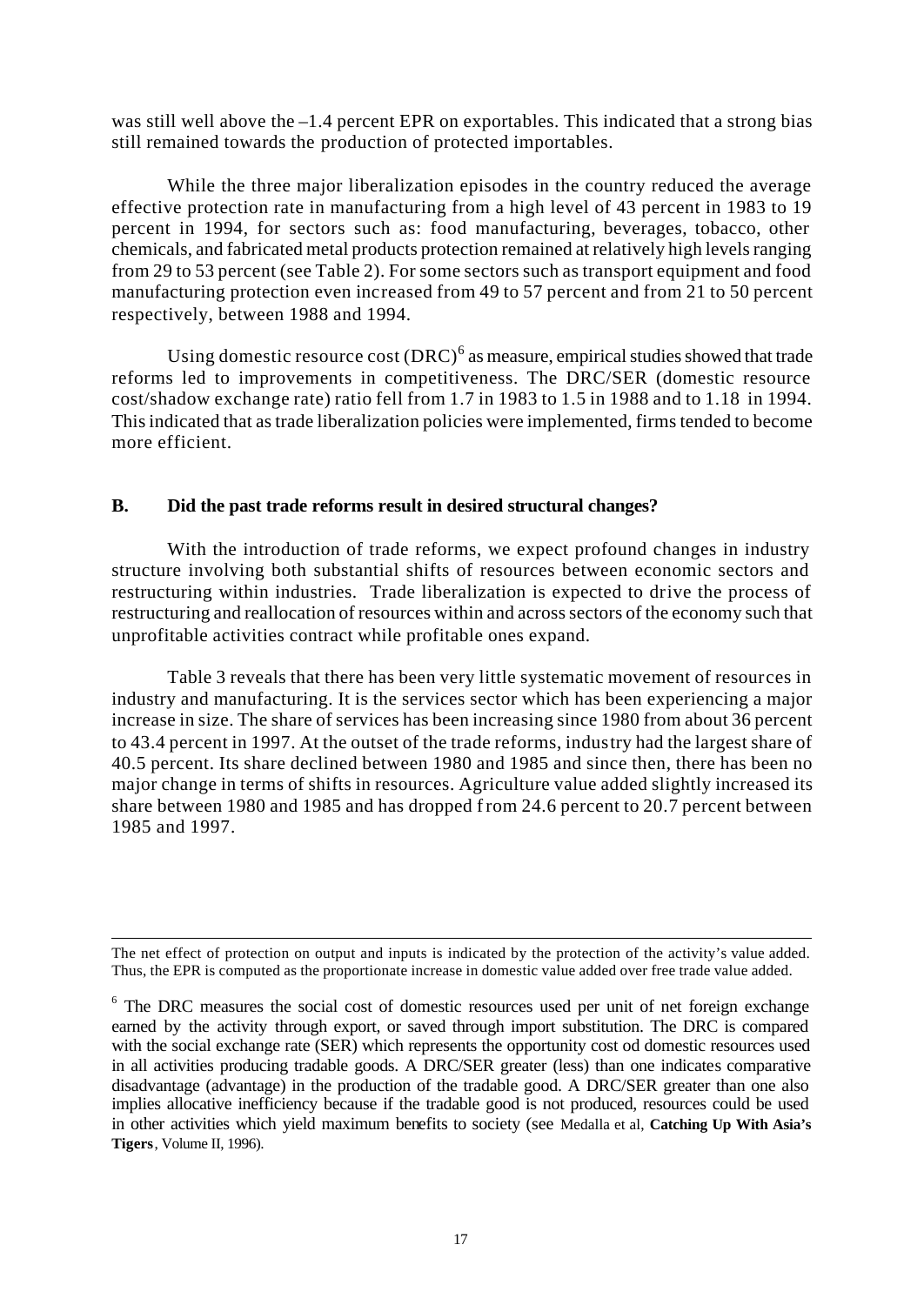was still well above the –1.4 percent EPR on exportables. This indicated that a strong bias still remained towards the production of protected importables.

While the three major liberalization episodes in the country reduced the average effective protection rate in manufacturing from a high level of 43 percent in 1983 to 19 percent in 1994, for sectors such as: food manufacturing, beverages, tobacco, other chemicals, and fabricated metal products protection remained at relatively high levels ranging from 29 to 53 percent (see Table 2). For some sectors such as transport equipment and food manufacturing protection even increased from 49 to 57 percent and from 21 to 50 percent respectively, between 1988 and 1994.

Using domestic resource cost (DRC)[6] as measure, empirical studies showed that trade reforms led to improvements in competitiveness. The DRC/SER (domestic resource cost/shadow exchange rate) ratio fell from 1.7 in 1983 to 1.5 in 1988 and to 1.18 in 1994. This indicated that as trade liberalization policies were implemented, firms tended to become more efficient.

### B. Did the past trade reforms result in desired structural changes?

With the introduction of trade reforms, we expect profound changes in industry structure involving both substantial shifts of resources between economic sectors and restructuring within industries. Trade liberalization is expected to drive the process of restructuring and reallocation of resources within and across sectors of the economy such that unprofitable activities contract while profitable ones expand.

Table 3 reveals that there has been very little systematic movement of resources in industry and manufacturing. It is the services sector which has been experiencing a major increase in size. The share of services has been increasing since 1980 from about 36 percent to 43.4 percent in 1997. At the outset of the trade reforms, industry had the largest share of 40.5 percent. Its share declined between 1980 and 1985 and since then, there has been no major change in terms of shifts in resources. Agriculture value added slightly increased its share between 1980 and 1985 and has dropped from 24.6 percent to 20.7 percent between 1985 and 1997.

---

The net effect of protection on output and inputs is indicated by the protection of the activity's value added. Thus, the EPR is computed as the proportionate increase in domestic value added over free trade value added.

[6] The DRC measures the social cost of domestic resources used per unit of net foreign exchange earned by the activity through export, or saved through import substitution. The DRC is compared with the social exchange rate (SER) which represents the opportunity cost od domestic resources used in all activities producing tradable goods. A DRC/SER greater (less) than one indicates comparative disadvantage (advantage) in the production of the tradable good. A DRC/SER greater than one also implies allocative inefficiency because if the tradable good is not produced, resources could be used in other activities which yield maximum benefits to society (see Medalla et al, **Catching Up With Asia's Tigers**, Volume II, 1996).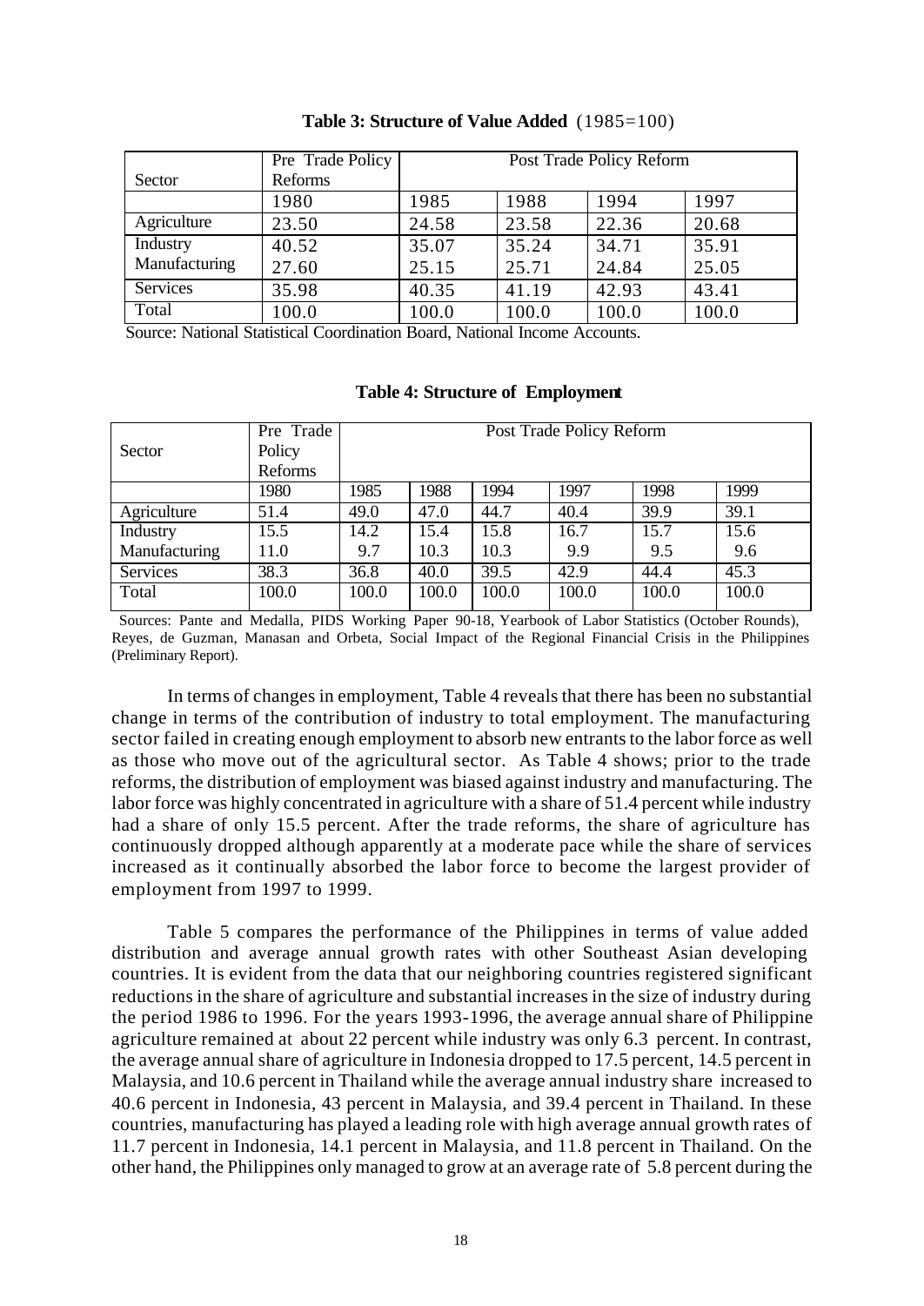**Table 3: Structure of Value Added** (1985=100)

| Sector | Pre Trade Policy Reforms | Post Trade Policy Reform | | | |
|---|---|---|---|---|---|
| | 1980 | 1985 | 1988 | 1994 | 1997 |
| Agriculture | 23.50 | 24.58 | 23.58 | 22.36 | 20.68 |
| Industry | 40.52 | 35.07 | 35.24 | 34.71 | 35.91 |
| Manufacturing | 27.60 | 25.15 | 25.71 | 24.84 | 25.05 |
| Services | 35.98 | 40.35 | 41.19 | 42.93 | 43.41 |
| Total | 100.0 | 100.0 | 100.0 | 100.0 | 100.0 |

Source: National Statistical Coordination Board, National Income Accounts.

**Table 4: Structure of Employment**

| Sector | Pre Trade Policy Reforms | Post Trade Policy Reform | | | | | |
|---|---|---|---|---|---|---|---|
| | 1980 | 1985 | 1988 | 1994 | 1997 | 1998 | 1999 |
| Agriculture | 51.4 | 49.0 | 47.0 | 44.7 | 40.4 | 39.9 | 39.1 |
| Industry | 15.5 | 14.2 | 15.4 | 15.8 | 16.7 | 15.7 | 15.6 |
| Manufacturing | 11.0 | 9.7 | 10.3 | 10.3 | 9.9 | 9.5 | 9.6 |
| Services | 38.3 | 36.8 | 40.0 | 39.5 | 42.9 | 44.4 | 45.3 |
| Total | 100.0 | 100.0 | 100.0 | 100.0 | 100.0 | 100.0 | 100.0 |

Sources: Pante and Medalla, PIDS Working Paper 90-18, Yearbook of Labor Statistics (October Rounds), Reyes, de Guzman, Manasan and Orbeta, Social Impact of the Regional Financial Crisis in the Philippines (Preliminary Report).

In terms of changes in employment, Table 4 reveals that there has been no substantial change in terms of the contribution of industry to total employment. The manufacturing sector failed in creating enough employment to absorb new entrants to the labor force as well as those who move out of the agricultural sector. As Table 4 shows; prior to the trade reforms, the distribution of employment was biased against industry and manufacturing. The labor force was highly concentrated in agriculture with a share of 51.4 percent while industry had a share of only 15.5 percent. After the trade reforms, the share of agriculture has continuously dropped although apparently at a moderate pace while the share of services increased as it continually absorbed the labor force to become the largest provider of employment from 1997 to 1999.

Table 5 compares the performance of the Philippines in terms of value added distribution and average annual growth rates with other Southeast Asian developing countries. It is evident from the data that our neighboring countries registered significant reductions in the share of agriculture and substantial increases in the size of industry during the period 1986 to 1996. For the years 1993-1996, the average annual share of Philippine agriculture remained at about 22 percent while industry was only 6.3 percent. In contrast, the average annual share of agriculture in Indonesia dropped to 17.5 percent, 14.5 percent in Malaysia, and 10.6 percent in Thailand while the average annual industry share increased to 40.6 percent in Indonesia, 43 percent in Malaysia, and 39.4 percent in Thailand. In these countries, manufacturing has played a leading role with high average annual growth rates of 11.7 percent in Indonesia, 14.1 percent in Malaysia, and 11.8 percent in Thailand. On the other hand, the Philippines only managed to grow at an average rate of 5.8 percent during the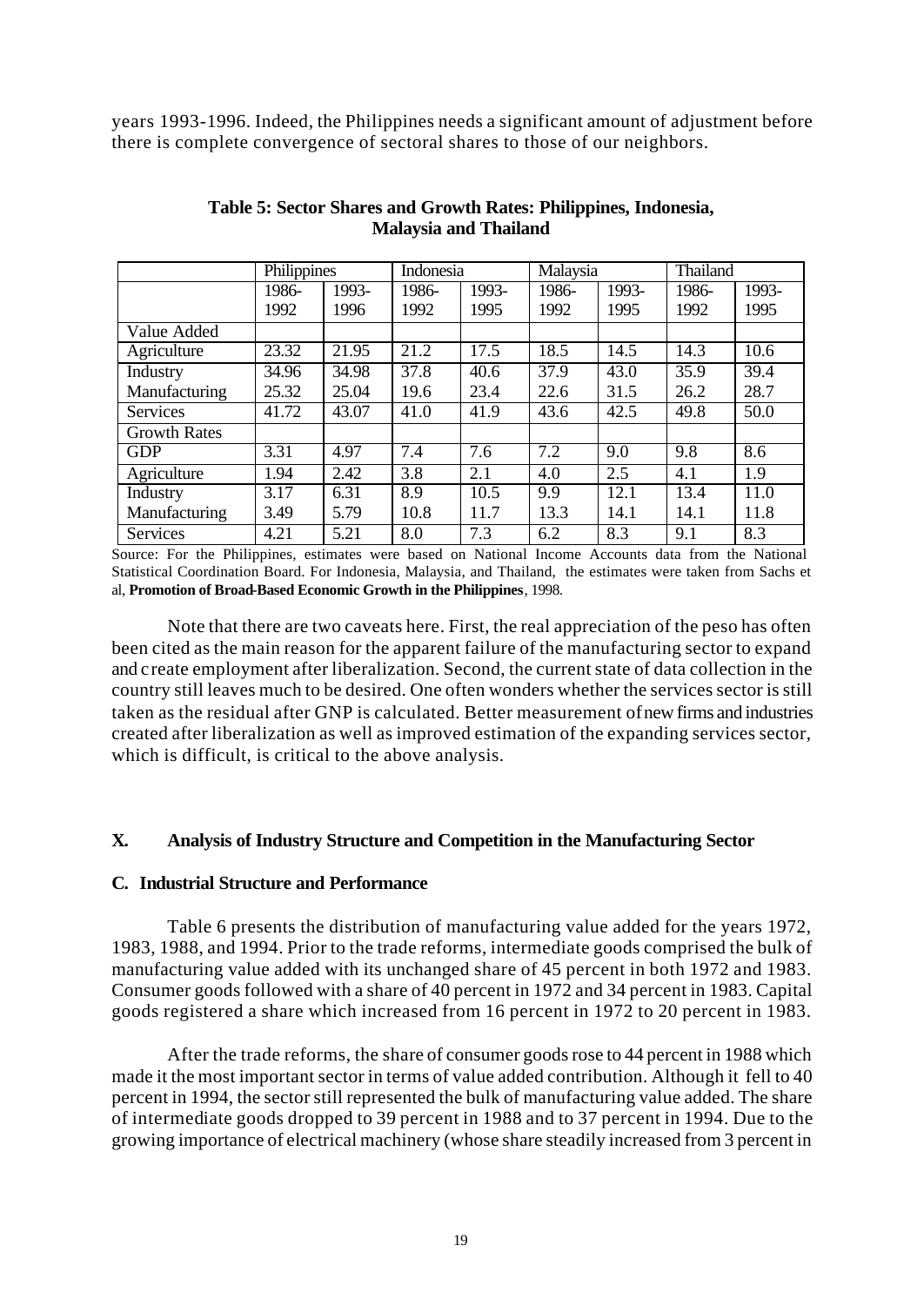years 1993-1996. Indeed, the Philippines needs a significant amount of adjustment before there is complete convergence of sectoral shares to those of our neighbors.

**Table 5: Sector Shares and Growth Rates: Philippines, Indonesia, Malaysia and Thailand**

| | Philippines | | Indonesia | | Malaysia | | Thailand | |
|---|---|---|---|---|---|---|---|---|
| | 1986-1992 | 1993-1996 | 1986-1992 | 1993-1995 | 1986-1992 | 1993-1995 | 1986-1992 | 1993-1995 |
| Value Added | | | | | | | | |
| Agriculture | 23.32 | 21.95 | 21.2 | 17.5 | 18.5 | 14.5 | 14.3 | 10.6 |
| Industry | 34.96 | 34.98 | 37.8 | 40.6 | 37.9 | 43.0 | 35.9 | 39.4 |
| Manufacturing | 25.32 | 25.04 | 19.6 | 23.4 | 22.6 | 31.5 | 26.2 | 28.7 |
| Services | 41.72 | 43.07 | 41.0 | 41.9 | 43.6 | 42.5 | 49.8 | 50.0 |
| Growth Rates | | | | | | | | |
| GDP | 3.31 | 4.97 | 7.4 | 7.6 | 7.2 | 9.0 | 9.8 | 8.6 |
| Agriculture | 1.94 | 2.42 | 3.8 | 2.1 | 4.0 | 2.5 | 4.1 | 1.9 |
| Industry | 3.17 | 6.31 | 8.9 | 10.5 | 9.9 | 12.1 | 13.4 | 11.0 |
| Manufacturing | 3.49 | 5.79 | 10.8 | 11.7 | 13.3 | 14.1 | 14.1 | 11.8 |
| Services | 4.21 | 5.21 | 8.0 | 7.3 | 6.2 | 8.3 | 9.1 | 8.3 |

Source: For the Philippines, estimates were based on National Income Accounts data from the National Statistical Coordination Board. For Indonesia, Malaysia, and Thailand, the estimates were taken from Sachs et al, **Promotion of Broad-Based Economic Growth in the Philippines**, 1998.

Note that there are two caveats here. First, the real appreciation of the peso has often been cited as the main reason for the apparent failure of the manufacturing sector to expand and create employment after liberalization. Second, the current state of data collection in the country still leaves much to be desired. One often wonders whether the services sector is still taken as the residual after GNP is calculated. Better measurement of new firms and industries created after liberalization as well as improved estimation of the expanding services sector, which is difficult, is critical to the above analysis.

## X. Analysis of Industry Structure and Competition in the Manufacturing Sector

### C. Industrial Structure and Performance

Table 6 presents the distribution of manufacturing value added for the years 1972, 1983, 1988, and 1994. Prior to the trade reforms, intermediate goods comprised the bulk of manufacturing value added with its unchanged share of 45 percent in both 1972 and 1983. Consumer goods followed with a share of 40 percent in 1972 and 34 percent in 1983. Capital goods registered a share which increased from 16 percent in 1972 to 20 percent in 1983.

After the trade reforms, the share of consumer goods rose to 44 percent in 1988 which made it the most important sector in terms of value added contribution. Although it fell to 40 percent in 1994, the sector still represented the bulk of manufacturing value added. The share of intermediate goods dropped to 39 percent in 1988 and to 37 percent in 1994. Due to the growing importance of electrical machinery (whose share steadily increased from 3 percent in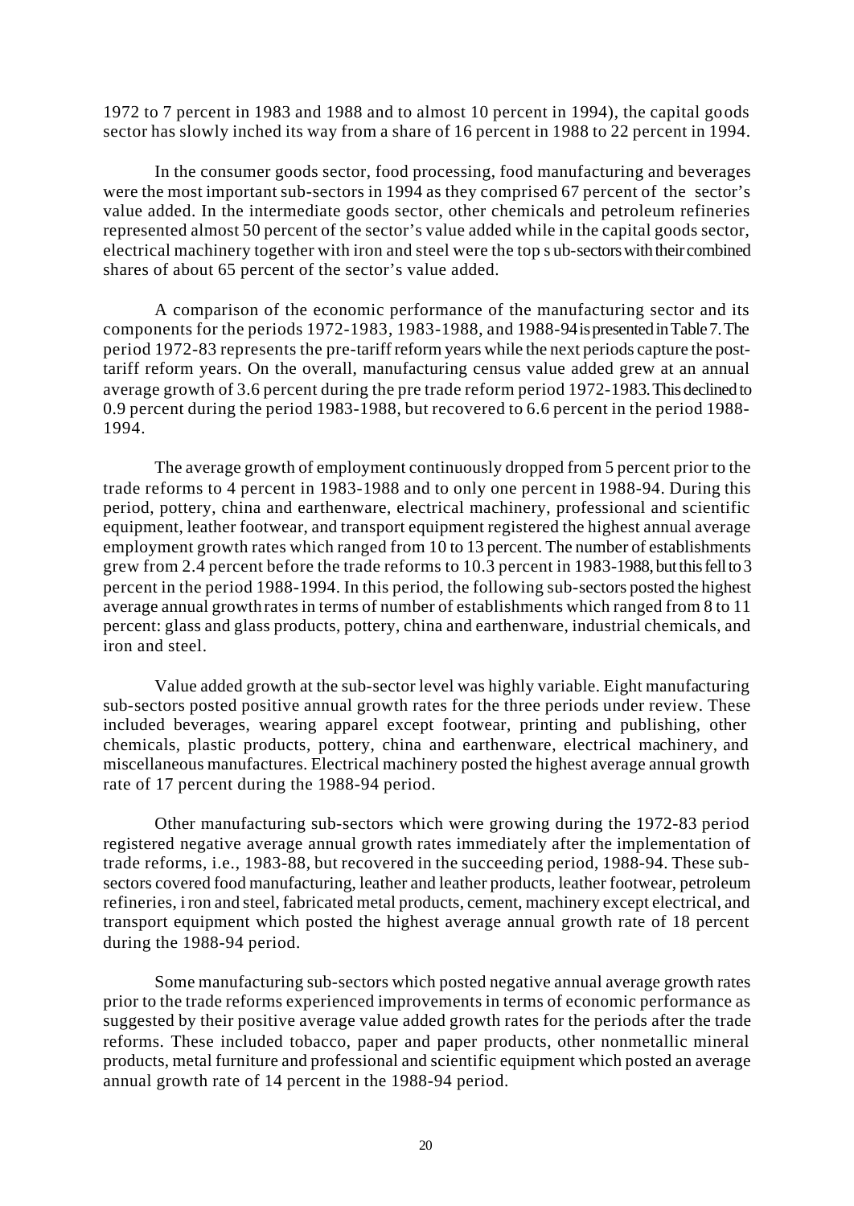1972 to 7 percent in 1983 and 1988 and to almost 10 percent in 1994), the capital goods sector has slowly inched its way from a share of 16 percent in 1988 to 22 percent in 1994.

In the consumer goods sector, food processing, food manufacturing and beverages were the most important sub-sectors in 1994 as they comprised 67 percent of the sector's value added. In the intermediate goods sector, other chemicals and petroleum refineries represented almost 50 percent of the sector's value added while in the capital goods sector, electrical machinery together with iron and steel were the top sub-sectors with their combined shares of about 65 percent of the sector's value added.

A comparison of the economic performance of the manufacturing sector and its components for the periods 1972-1983, 1983-1988, and 1988-94 is presented in Table 7. The period 1972-83 represents the pre-tariff reform years while the next periods capture the post-tariff reform years. On the overall, manufacturing census value added grew at an annual average growth of 3.6 percent during the pre trade reform period 1972-1983. This declined to 0.9 percent during the period 1983-1988, but recovered to 6.6 percent in the period 1988-1994.

The average growth of employment continuously dropped from 5 percent prior to the trade reforms to 4 percent in 1983-1988 and to only one percent in 1988-94. During this period, pottery, china and earthenware, electrical machinery, professional and scientific equipment, leather footwear, and transport equipment registered the highest annual average employment growth rates which ranged from 10 to 13 percent. The number of establishments grew from 2.4 percent before the trade reforms to 10.3 percent in 1983-1988, but this fell to 3 percent in the period 1988-1994. In this period, the following sub-sectors posted the highest average annual growth rates in terms of number of establishments which ranged from 8 to 11 percent: glass and glass products, pottery, china and earthenware, industrial chemicals, and iron and steel.

Value added growth at the sub-sector level was highly variable. Eight manufacturing sub-sectors posted positive annual growth rates for the three periods under review. These included beverages, wearing apparel except footwear, printing and publishing, other chemicals, plastic products, pottery, china and earthenware, electrical machinery, and miscellaneous manufactures. Electrical machinery posted the highest average annual growth rate of 17 percent during the 1988-94 period.

Other manufacturing sub-sectors which were growing during the 1972-83 period registered negative average annual growth rates immediately after the implementation of trade reforms, i.e., 1983-88, but recovered in the succeeding period, 1988-94. These sub-sectors covered food manufacturing, leather and leather products, leather footwear, petroleum refineries, iron and steel, fabricated metal products, cement, machinery except electrical, and transport equipment which posted the highest average annual growth rate of 18 percent during the 1988-94 period.

Some manufacturing sub-sectors which posted negative annual average growth rates prior to the trade reforms experienced improvements in terms of economic performance as suggested by their positive average value added growth rates for the periods after the trade reforms. These included tobacco, paper and paper products, other nonmetallic mineral products, metal furniture and professional and scientific equipment which posted an average annual growth rate of 14 percent in the 1988-94 period.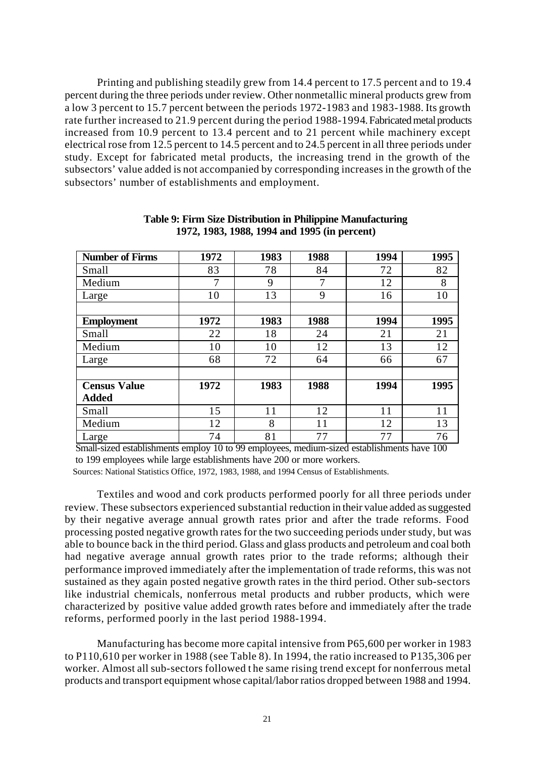Printing and publishing steadily grew from 14.4 percent to 17.5 percent and to 19.4 percent during the three periods under review. Other nonmetallic mineral products grew from a low 3 percent to 15.7 percent between the periods 1972-1983 and 1983-1988. Its growth rate further increased to 21.9 percent during the period 1988-1994. Fabricated metal products increased from 10.9 percent to 13.4 percent and to 21 percent while machinery except electrical rose from 12.5 percent to 14.5 percent and to 24.5 percent in all three periods under study. Except for fabricated metal products, the increasing trend in the growth of the subsectors' value added is not accompanied by corresponding increases in the growth of the subsectors' number of establishments and employment.

**Table 9: Firm Size Distribution in Philippine Manufacturing 1972, 1983, 1988, 1994 and 1995 (in percent)**

| **Number of Firms** | **1972** | **1983** | **1988** | **1994** | **1995** |
|---|---|---|---|---|---|
| Small | 83 | 78 | 84 | 72 | 82 |
| Medium | 7 | 9 | 7 | 12 | 8 |
| Large | 10 | 13 | 9 | 16 | 10 |
| | | | | | |
| **Employment** | **1972** | **1983** | **1988** | **1994** | **1995** |
| Small | 22 | 18 | 24 | 21 | 21 |
| Medium | 10 | 10 | 12 | 13 | 12 |
| Large | 68 | 72 | 64 | 66 | 67 |
| | | | | | |
| **Census Value Added** | **1972** | **1983** | **1988** | **1994** | **1995** |
| Small | 15 | 11 | 12 | 11 | 11 |
| Medium | 12 | 8 | 11 | 12 | 13 |
| Large | 74 | 81 | 77 | 77 | 76 |

Small-sized establishments employ 10 to 99 employees, medium-sized establishments have 100 to 199 employees while large establishments have 200 or more workers.

Sources: National Statistics Office, 1972, 1983, 1988, and 1994 Census of Establishments.

Textiles and wood and cork products performed poorly for all three periods under review. These subsectors experienced substantial reduction in their value added as suggested by their negative average annual growth rates prior and after the trade reforms. Food processing posted negative growth rates for the two succeeding periods under study, but was able to bounce back in the third period. Glass and glass products and petroleum and coal both had negative average annual growth rates prior to the trade reforms; although their performance improved immediately after the implementation of trade reforms, this was not sustained as they again posted negative growth rates in the third period. Other sub-sectors like industrial chemicals, nonferrous metal products and rubber products, which were characterized by positive value added growth rates before and immediately after the trade reforms, performed poorly in the last period 1988-1994.

Manufacturing has become more capital intensive from P65,600 per worker in 1983 to P110,610 per worker in 1988 (see Table 8). In 1994, the ratio increased to P135,306 per worker. Almost all sub-sectors followed the same rising trend except for nonferrous metal products and transport equipment whose capital/labor ratios dropped between 1988 and 1994.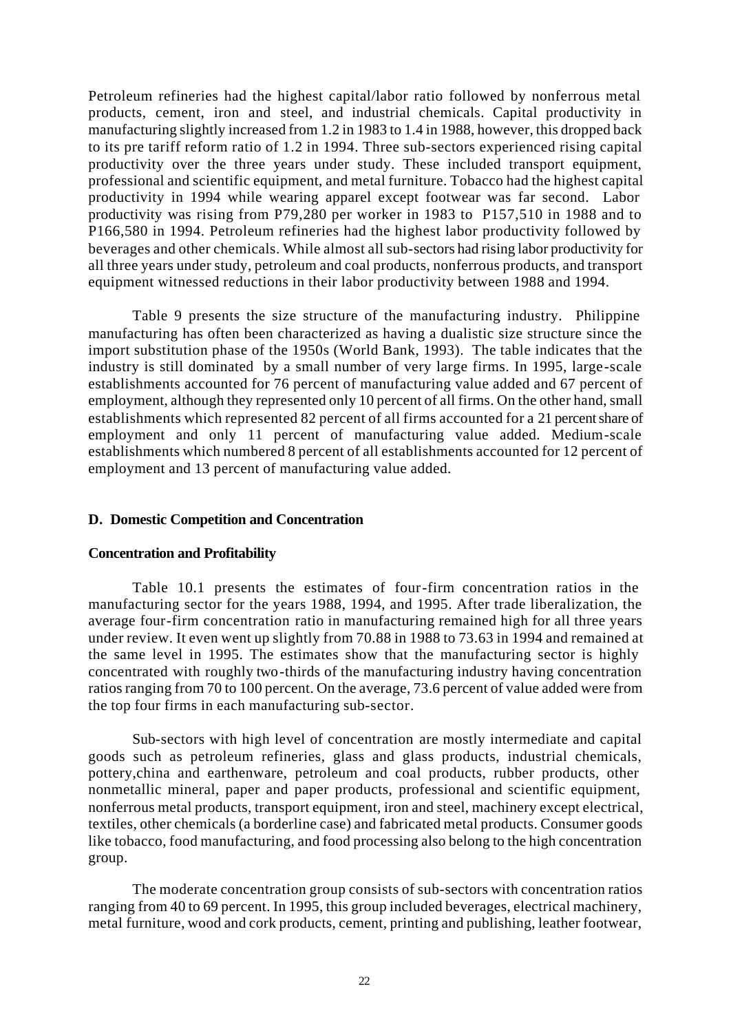Petroleum refineries had the highest capital/labor ratio followed by nonferrous metal products, cement, iron and steel, and industrial chemicals. Capital productivity in manufacturing slightly increased from 1.2 in 1983 to 1.4 in 1988, however, this dropped back to its pre tariff reform ratio of 1.2 in 1994. Three sub-sectors experienced rising capital productivity over the three years under study. These included transport equipment, professional and scientific equipment, and metal furniture. Tobacco had the highest capital productivity in 1994 while wearing apparel except footwear was far second. Labor productivity was rising from P79,280 per worker in 1983 to P157,510 in 1988 and to P166,580 in 1994. Petroleum refineries had the highest labor productivity followed by beverages and other chemicals. While almost all sub-sectors had rising labor productivity for all three years under study, petroleum and coal products, nonferrous products, and transport equipment witnessed reductions in their labor productivity between 1988 and 1994.

Table 9 presents the size structure of the manufacturing industry. Philippine manufacturing has often been characterized as having a dualistic size structure since the import substitution phase of the 1950s (World Bank, 1993). The table indicates that the industry is still dominated by a small number of very large firms. In 1995, large-scale establishments accounted for 76 percent of manufacturing value added and 67 percent of employment, although they represented only 10 percent of all firms. On the other hand, small establishments which represented 82 percent of all firms accounted for a 21 percent share of employment and only 11 percent of manufacturing value added. Medium-scale establishments which numbered 8 percent of all establishments accounted for 12 percent of employment and 13 percent of manufacturing value added.

## D. Domestic Competition and Concentration

### Concentration and Profitability

Table 10.1 presents the estimates of four-firm concentration ratios in the manufacturing sector for the years 1988, 1994, and 1995. After trade liberalization, the average four-firm concentration ratio in manufacturing remained high for all three years under review. It even went up slightly from 70.88 in 1988 to 73.63 in 1994 and remained at the same level in 1995. The estimates show that the manufacturing sector is highly concentrated with roughly two-thirds of the manufacturing industry having concentration ratios ranging from 70 to 100 percent. On the average, 73.6 percent of value added were from the top four firms in each manufacturing sub-sector.

Sub-sectors with high level of concentration are mostly intermediate and capital goods such as petroleum refineries, glass and glass products, industrial chemicals, pottery,china and earthenware, petroleum and coal products, rubber products, other nonmetallic mineral, paper and paper products, professional and scientific equipment, nonferrous metal products, transport equipment, iron and steel, machinery except electrical, textiles, other chemicals (a borderline case) and fabricated metal products. Consumer goods like tobacco, food manufacturing, and food processing also belong to the high concentration group.

The moderate concentration group consists of sub-sectors with concentration ratios ranging from 40 to 69 percent. In 1995, this group included beverages, electrical machinery, metal furniture, wood and cork products, cement, printing and publishing, leather footwear,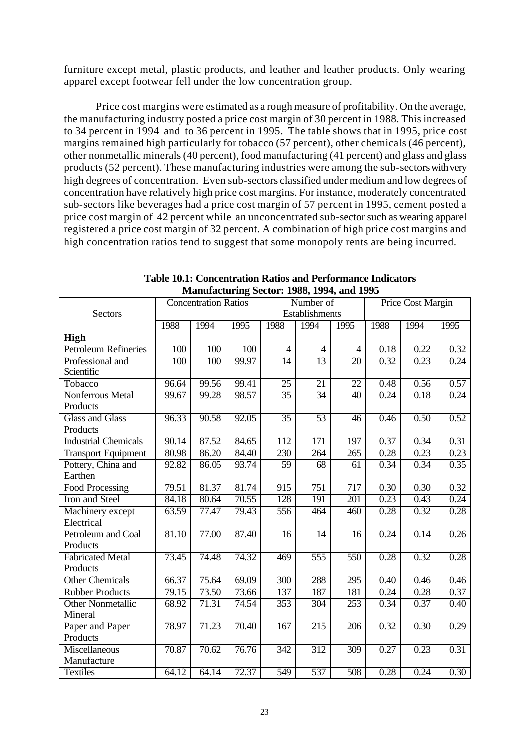furniture except metal, plastic products, and leather and leather products. Only wearing apparel except footwear fell under the low concentration group.

Price cost margins were estimated as a rough measure of profitability. On the average, the manufacturing industry posted a price cost margin of 30 percent in 1988. This increased to 34 percent in 1994 and to 36 percent in 1995. The table shows that in 1995, price cost margins remained high particularly for tobacco (57 percent), other chemicals (46 percent), other nonmetallic minerals (40 percent), food manufacturing (41 percent) and glass and glass products (52 percent). These manufacturing industries were among the sub-sectors with very high degrees of concentration. Even sub-sectors classified under medium and low degrees of concentration have relatively high price cost margins. For instance, moderately concentrated sub-sectors like beverages had a price cost margin of 57 percent in 1995, cement posted a price cost margin of 42 percent while an unconcentrated sub-sector such as wearing apparel registered a price cost margin of 32 percent. A combination of high price cost margins and high concentration ratios tend to suggest that some monopoly rents are being incurred.

**Table 10.1: Concentration Ratios and Performance Indicators Manufacturing Sector: 1988, 1994, and 1995**

| Sectors | Concentration Ratios | | | Number of Establishments | | | Price Cost Margin | | |
|---|---|---|---|---|---|---|---|---|---|
| | 1988 | 1994 | 1995 | 1988 | 1994 | 1995 | 1988 | 1994 | 1995 |
| **High** | | | | | | | | | |
| Petroleum Refineries | 100 | 100 | 100 | 4 | 4 | 4 | 0.18 | 0.22 | 0.32 |
| Professional and Scientific | 100 | 100 | 99.97 | 14 | 13 | 20 | 0.32 | 0.23 | 0.24 |
| Tobacco | 96.64 | 99.56 | 99.41 | 25 | 21 | 22 | 0.48 | 0.56 | 0.57 |
| Nonferrous Metal Products | 99.67 | 99.28 | 98.57 | 35 | 34 | 40 | 0.24 | 0.18 | 0.24 |
| Glass and Glass Products | 96.33 | 90.58 | 92.05 | 35 | 53 | 46 | 0.46 | 0.50 | 0.52 |
| Industrial Chemicals | 90.14 | 87.52 | 84.65 | 112 | 171 | 197 | 0.37 | 0.34 | 0.31 |
| Transport Equipment | 80.98 | 86.20 | 84.40 | 230 | 264 | 265 | 0.28 | 0.23 | 0.23 |
| Pottery, China and Earthen | 92.82 | 86.05 | 93.74 | 59 | 68 | 61 | 0.34 | 0.34 | 0.35 |
| Food Processing | 79.51 | 81.37 | 81.74 | 915 | 751 | 717 | 0.30 | 0.30 | 0.32 |
| Iron and Steel | 84.18 | 80.64 | 70.55 | 128 | 191 | 201 | 0.23 | 0.43 | 0.24 |
| Machinery except Electrical | 63.59 | 77.47 | 79.43 | 556 | 464 | 460 | 0.28 | 0.32 | 0.28 |
| Petroleum and Coal Products | 81.10 | 77.00 | 87.40 | 16 | 14 | 16 | 0.24 | 0.14 | 0.26 |
| Fabricated Metal Products | 73.45 | 74.48 | 74.32 | 469 | 555 | 550 | 0.28 | 0.32 | 0.28 |
| Other Chemicals | 66.37 | 75.64 | 69.09 | 300 | 288 | 295 | 0.40 | 0.46 | 0.46 |
| Rubber Products | 79.15 | 73.50 | 73.66 | 137 | 187 | 181 | 0.24 | 0.28 | 0.37 |
| Other Nonmetallic Mineral | 68.92 | 71.31 | 74.54 | 353 | 304 | 253 | 0.34 | 0.37 | 0.40 |
| Paper and Paper Products | 78.97 | 71.23 | 70.40 | 167 | 215 | 206 | 0.32 | 0.30 | 0.29 |
| Miscellaneous Manufacture | 70.87 | 70.62 | 76.76 | 342 | 312 | 309 | 0.27 | 0.23 | 0.31 |
| Textiles | 64.12 | 64.14 | 72.37 | 549 | 537 | 508 | 0.28 | 0.24 | 0.30 |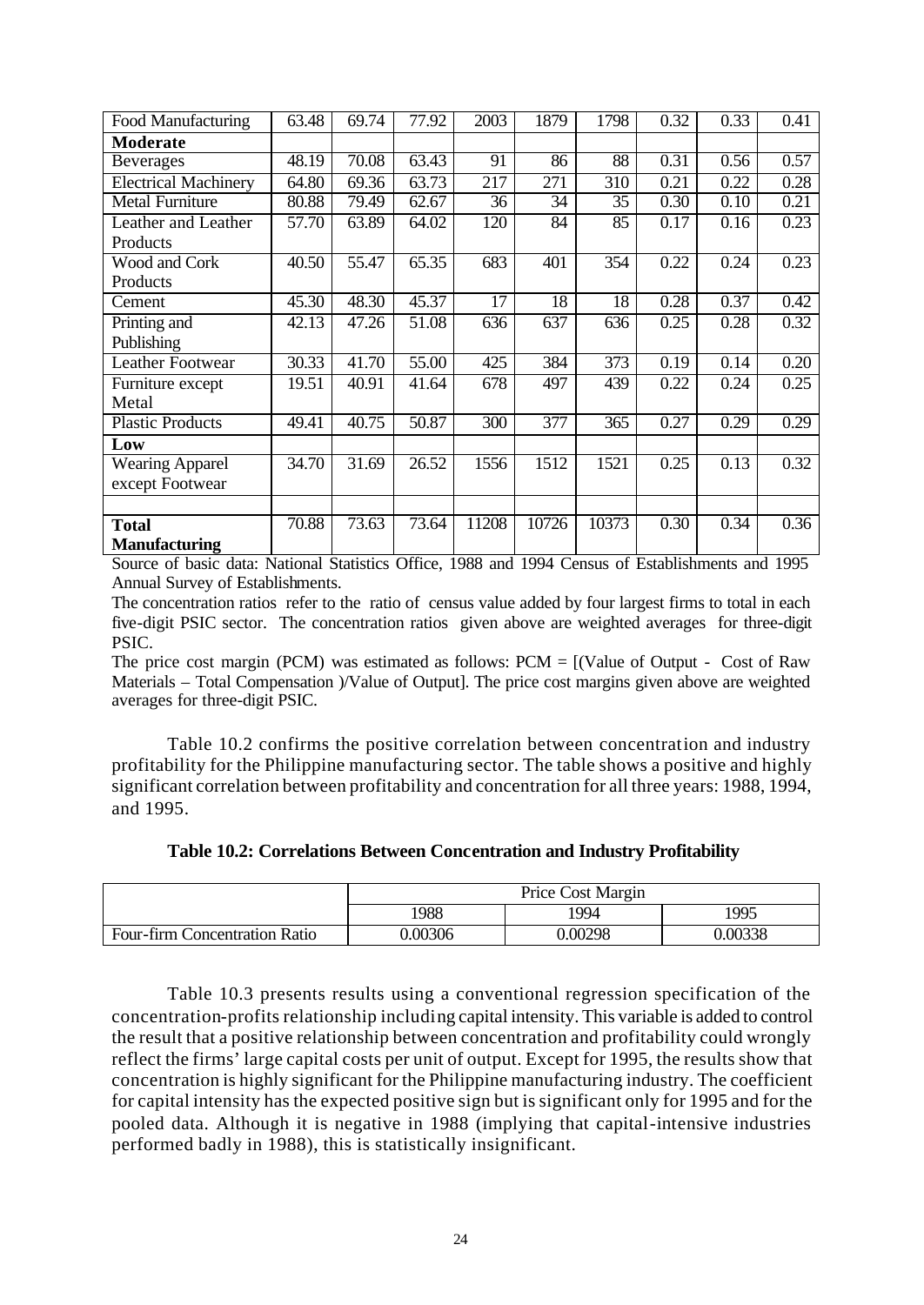| Food Manufacturing | 63.48 | 69.74 | 77.92 | 2003 | 1879 | 1798 | 0.32 | 0.33 | 0.41 |
|---|---|---|---|---|---|---|---|---|---|
| **Moderate** | | | | | | | | | |
| Beverages | 48.19 | 70.08 | 63.43 | 91 | 86 | 88 | 0.31 | 0.56 | 0.57 |
| Electrical Machinery | 64.80 | 69.36 | 63.73 | 217 | 271 | 310 | 0.21 | 0.22 | 0.28 |
| Metal Furniture | 80.88 | 79.49 | 62.67 | 36 | 34 | 35 | 0.30 | 0.10 | 0.21 |
| Leather and Leather Products | 57.70 | 63.89 | 64.02 | 120 | 84 | 85 | 0.17 | 0.16 | 0.23 |
| Wood and Cork Products | 40.50 | 55.47 | 65.35 | 683 | 401 | 354 | 0.22 | 0.24 | 0.23 |
| Cement | 45.30 | 48.30 | 45.37 | 17 | 18 | 18 | 0.28 | 0.37 | 0.42 |
| Printing and Publishing | 42.13 | 47.26 | 51.08 | 636 | 637 | 636 | 0.25 | 0.28 | 0.32 |
| Leather Footwear | 30.33 | 41.70 | 55.00 | 425 | 384 | 373 | 0.19 | 0.14 | 0.20 |
| Furniture except Metal | 19.51 | 40.91 | 41.64 | 678 | 497 | 439 | 0.22 | 0.24 | 0.25 |
| Plastic Products | 49.41 | 40.75 | 50.87 | 300 | 377 | 365 | 0.27 | 0.29 | 0.29 |
| **Low** | | | | | | | | | |
| Wearing Apparel except Footwear | 34.70 | 31.69 | 26.52 | 1556 | 1512 | 1521 | 0.25 | 0.13 | 0.32 |
| | | | | | | | | | |
| **Total Manufacturing** | 70.88 | 73.63 | 73.64 | 11208 | 10726 | 10373 | 0.30 | 0.34 | 0.36 |

Source of basic data: National Statistics Office, 1988 and 1994 Census of Establishments and 1995 Annual Survey of Establishments.

The concentration ratios refer to the ratio of census value added by four largest firms to total in each five-digit PSIC sector. The concentration ratios given above are weighted averages for three-digit PSIC.

The price cost margin (PCM) was estimated as follows: PCM = [(Value of Output - Cost of Raw Materials – Total Compensation )/Value of Output]. The price cost margins given above are weighted averages for three-digit PSIC.

Table 10.2 confirms the positive correlation between concentration and industry profitability for the Philippine manufacturing sector. The table shows a positive and highly significant correlation between profitability and concentration for all three years: 1988, 1994, and 1995.

**Table 10.2: Correlations Between Concentration and Industry Profitability**

| | Price Cost Margin | | |
|---|---|---|---|
| | 1988 | 1994 | 1995 |
| Four-firm Concentration Ratio | 0.00306 | 0.00298 | 0.00338 |

Table 10.3 presents results using a conventional regression specification of the concentration-profits relationship including capital intensity. This variable is added to control the result that a positive relationship between concentration and profitability could wrongly reflect the firms' large capital costs per unit of output. Except for 1995, the results show that concentration is highly significant for the Philippine manufacturing industry. The coefficient for capital intensity has the expected positive sign but is significant only for 1995 and for the pooled data. Although it is negative in 1988 (implying that capital-intensive industries performed badly in 1988), this is statistically insignificant.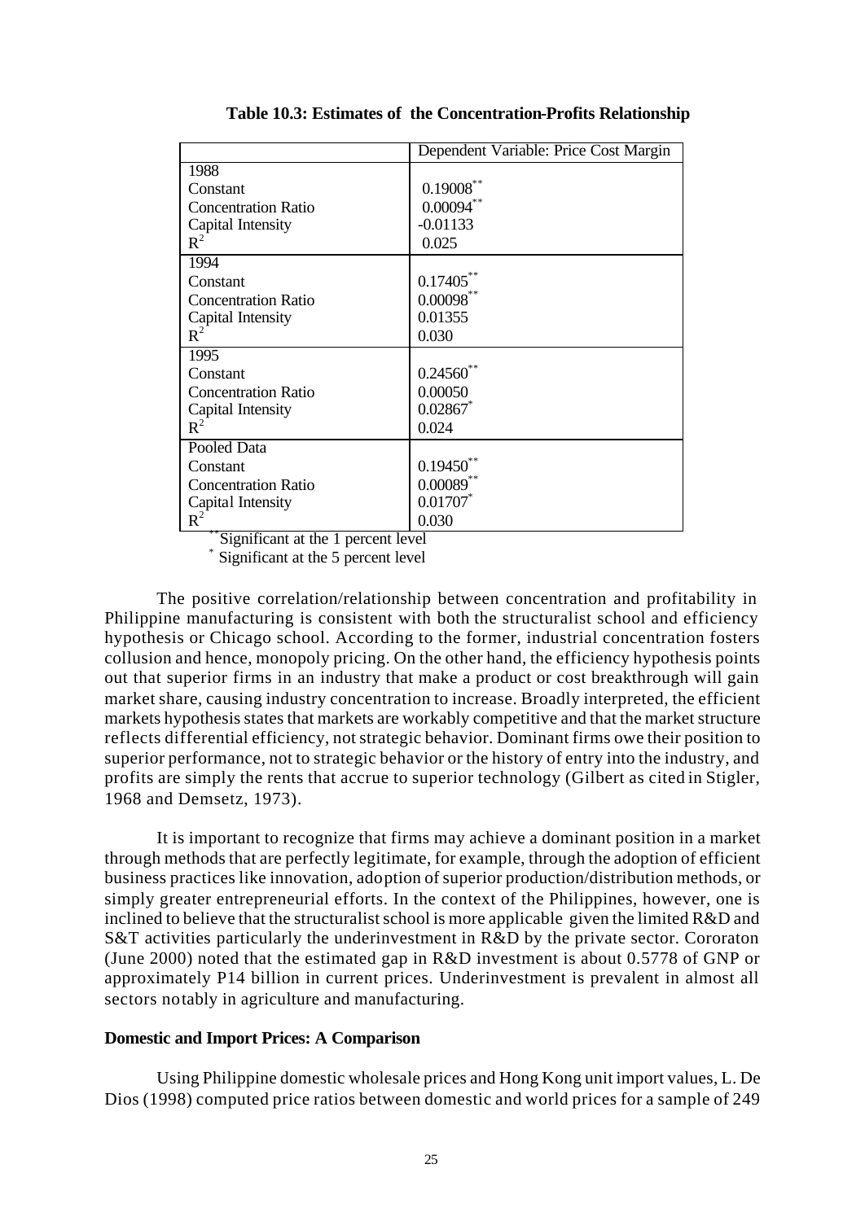**Table 10.3: Estimates of the Concentration-Profits Relationship**

| | Dependent Variable: Price Cost Margin |
|---|---|
| 1988 | |
| Constant | 0.19008** |
| Concentration Ratio | 0.00094** |
| Capital Intensity | -0.01133 |
| $R^2$ | 0.025 |
| 1994 | |
| Constant | 0.17405** |
| Concentration Ratio | 0.00098** |
| Capital Intensity | 0.01355 |
| $R^2$ | 0.030 |
| 1995 | |
| Constant | 0.24560** |
| Concentration Ratio | 0.00050 |
| Capital Intensity | 0.02867* |
| $R^2$ | 0.024 |
| Pooled Data | |
| Constant | 0.19450** |
| Concentration Ratio | 0.00089** |
| Capital Intensity | 0.01707* |
| $R^2$ | 0.030 |

** Significant at the 1 percent level
* Significant at the 5 percent level

The positive correlation/relationship between concentration and profitability in Philippine manufacturing is consistent with both the structuralist school and efficiency hypothesis or Chicago school. According to the former, industrial concentration fosters collusion and hence, monopoly pricing. On the other hand, the efficiency hypothesis points out that superior firms in an industry that make a product or cost breakthrough will gain market share, causing industry concentration to increase. Broadly interpreted, the efficient markets hypothesis states that markets are workably competitive and that the market structure reflects differential efficiency, not strategic behavior. Dominant firms owe their position to superior performance, not to strategic behavior or the history of entry into the industry, and profits are simply the rents that accrue to superior technology (Gilbert as cited in Stigler, 1968 and Demsetz, 1973).

It is important to recognize that firms may achieve a dominant position in a market through methods that are perfectly legitimate, for example, through the adoption of efficient business practices like innovation, adoption of superior production/distribution methods, or simply greater entrepreneurial efforts. In the context of the Philippines, however, one is inclined to believe that the structuralist school is more applicable given the limited R&D and S&T activities particularly the underinvestment in R&D by the private sector. Cororaton (June 2000) noted that the estimated gap in R&D investment is about 0.5778 of GNP or approximately P14 billion in current prices. Underinvestment is prevalent in almost all sectors notably in agriculture and manufacturing.

**Domestic and Import Prices: A Comparison**

Using Philippine domestic wholesale prices and Hong Kong unit import values, L. De Dios (1998) computed price ratios between domestic and world prices for a sample of 249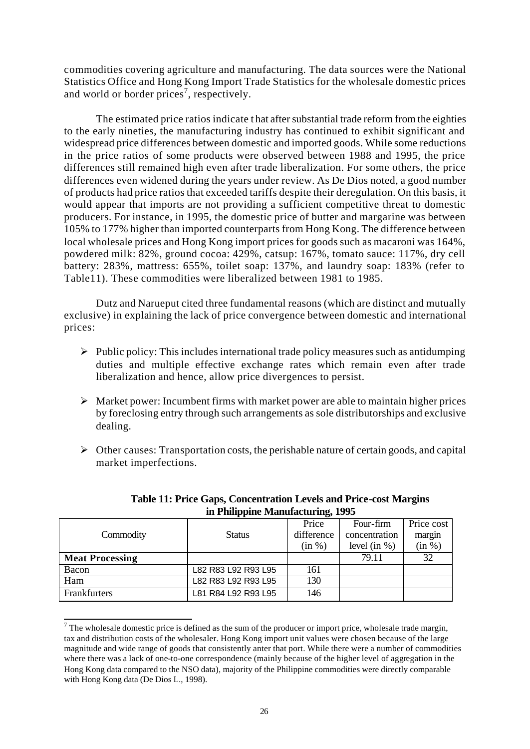commodities covering agriculture and manufacturing. The data sources were the National Statistics Office and Hong Kong Import Trade Statistics for the wholesale domestic prices and world or border prices[7], respectively.

The estimated price ratios indicate that after substantial trade reform from the eighties to the early nineties, the manufacturing industry has continued to exhibit significant and widespread price differences between domestic and imported goods. While some reductions in the price ratios of some products were observed between 1988 and 1995, the price differences still remained high even after trade liberalization. For some others, the price differences even widened during the years under review. As De Dios noted, a good number of products had price ratios that exceeded tariffs despite their deregulation. On this basis, it would appear that imports are not providing a sufficient competitive threat to domestic producers. For instance, in 1995, the domestic price of butter and margarine was between 105% to 177% higher than imported counterparts from Hong Kong. The difference between local wholesale prices and Hong Kong import prices for goods such as macaroni was 164%, powdered milk: 82%, ground cocoa: 429%, catsup: 167%, tomato sauce: 117%, dry cell battery: 283%, mattress: 655%, toilet soap: 137%, and laundry soap: 183% (refer to Table11). These commodities were liberalized between 1981 to 1985.

Dutz and Narueput cited three fundamental reasons (which are distinct and mutually exclusive) in explaining the lack of price convergence between domestic and international prices:

- Public policy: This includes international trade policy measures such as antidumping duties and multiple effective exchange rates which remain even after trade liberalization and hence, allow price divergences to persist.
- Market power: Incumbent firms with market power are able to maintain higher prices by foreclosing entry through such arrangements as sole distributorships and exclusive dealing.
- Other causes: Transportation costs, the perishable nature of certain goods, and capital market imperfections.

**Table 11: Price Gaps, Concentration Levels and Price-cost Margins in Philippine Manufacturing, 1995**

| Commodity | Status | Price difference (in %) | Four-firm concentration level (in %) | Price cost margin (in %) |
|---|---|---|---|---|
| **Meat Processing** | | | 79.11 | 32 |
| Bacon | L82 R83 L92 R93 L95 | 161 | | |
| Ham | L82 R83 L92 R93 L95 | 130 | | |
| Frankfurters | L81 R84 L92 R93 L95 | 146 | | |

[7] The wholesale domestic price is defined as the sum of the producer or import price, wholesale trade margin, tax and distribution costs of the wholesaler. Hong Kong import unit values were chosen because of the large magnitude and wide range of goods that consistently anter that port. While there were a number of commodities where there was a lack of one-to-one correspondence (mainly because of the higher level of aggregation in the Hong Kong data compared to the NSO data), majority of the Philippine commodities were directly comparable with Hong Kong data (De Dios L., 1998).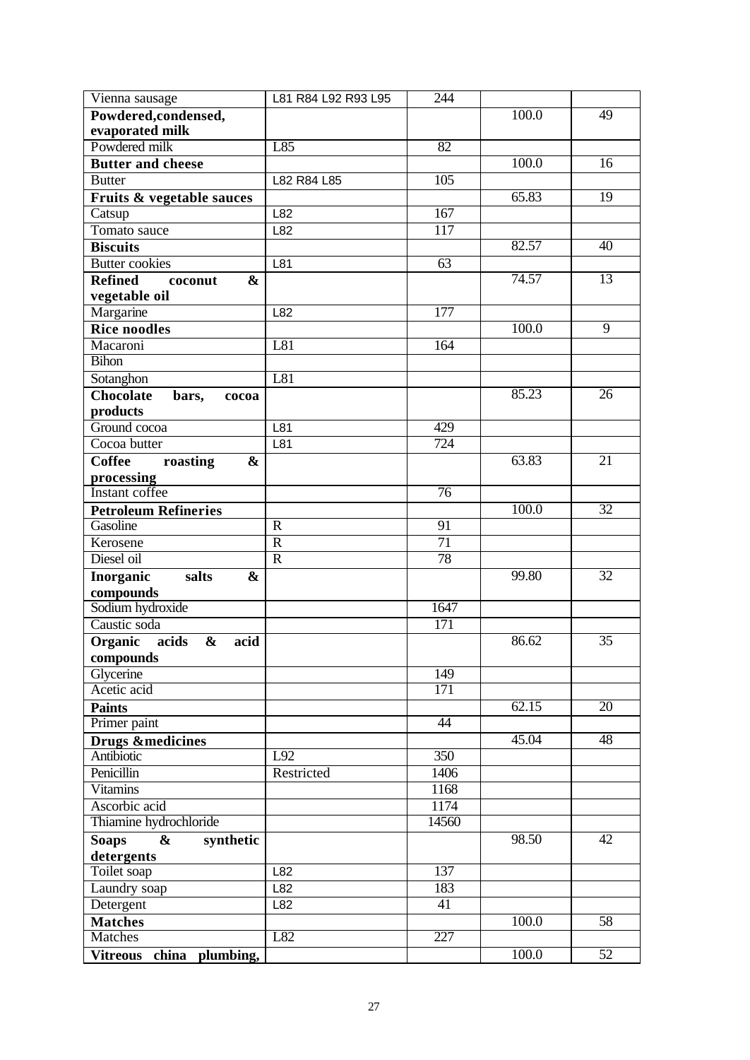| | | | | |
|---|---|---|---|---|
| Vienna sausage | L81 R84 L92 R93 L95 | 244 | | |
| **Powdered,condensed, evaporated milk** | | | 100.0 | 49 |
| Powdered milk | L85 | 82 | | |
| **Butter and cheese** | | | 100.0 | 16 |
| Butter | L82 R84 L85 | 105 | | |
| **Fruits & vegetable sauces** | | | 65.83 | 19 |
| Catsup | L82 | 167 | | |
| Tomato sauce | L82 | 117 | | |
| **Biscuits** | | | 82.57 | 40 |
| Butter cookies | L81 | 63 | | |
| **Refined coconut & vegetable oil** | | | 74.57 | 13 |
| Margarine | L82 | 177 | | |
| **Rice noodles** | | | 100.0 | 9 |
| Macaroni | L81 | 164 | | |
| Bihon | | | | |
| Sotanghon | L81 | | | |
| **Chocolate bars, cocoa products** | | | 85.23 | 26 |
| Ground cocoa | L81 | 429 | | |
| Cocoa butter | L81 | 724 | | |
| **Coffee roasting & processing** | | | 63.83 | 21 |
| Instant coffee | | 76 | | |
| **Petroleum Refineries** | | | 100.0 | 32 |
| Gasoline | R | 91 | | |
| Kerosene | R | 71 | | |
| Diesel oil | R | 78 | | |
| **Inorganic salts & compounds** | | | 99.80 | 32 |
| Sodium hydroxide | | 1647 | | |
| Caustic soda | | 171 | | |
| **Organic acids & acid compounds** | | | 86.62 | 35 |
| Glycerine | | 149 | | |
| Acetic acid | | 171 | | |
| **Paints** | | | 62.15 | 20 |
| Primer paint | | 44 | | |
| **Drugs &medicines** | | | 45.04 | 48 |
| Antibiotic | L92 | 350 | | |
| Penicillin | Restricted | 1406 | | |
| Vitamins | | 1168 | | |
| Ascorbic acid | | 1174 | | |
| Thiamine hydrochloride | | 14560 | | |
| **Soaps & synthetic detergents** | | | 98.50 | 42 |
| Toilet soap | L82 | 137 | | |
| Laundry soap | L82 | 183 | | |
| Detergent | L82 | 41 | | |
| **Matches** | | | 100.0 | 58 |
| Matches | L82 | 227 | | |
| **Vitreous china plumbing,** | | | 100.0 | 52 |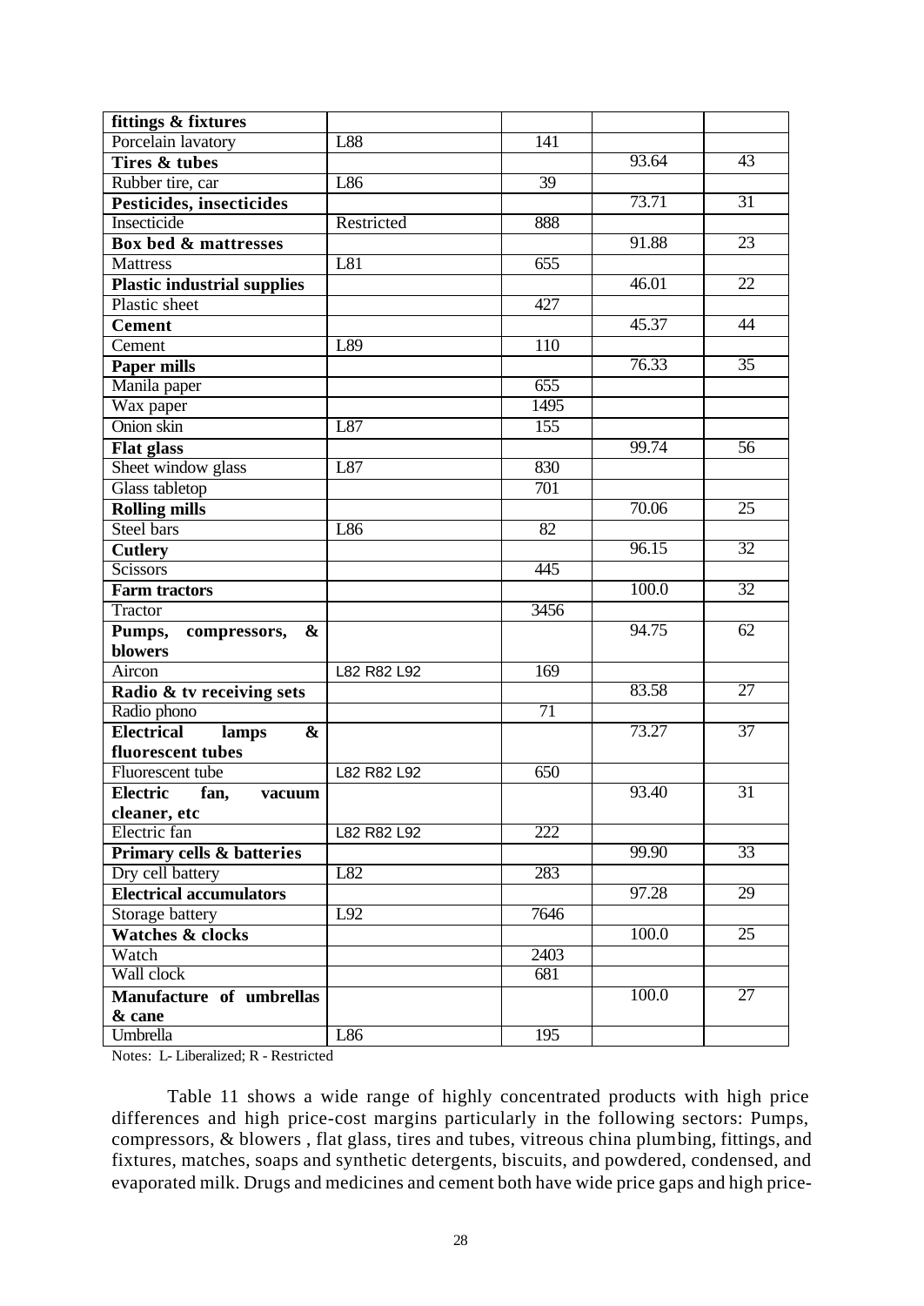| | | | | |
|---|---|---|---|---|
| **fittings & fixtures** | | | | |
| Porcelain lavatory | L88 | 141 | | |
| **Tires & tubes** | | | 93.64 | 43 |
| Rubber tire, car | L86 | 39 | | |
| **Pesticides, insecticides** | | | 73.71 | 31 |
| Insecticide | Restricted | 888 | | |
| **Box bed & mattresses** | | | 91.88 | 23 |
| Mattress | L81 | 655 | | |
| **Plastic industrial supplies** | | | 46.01 | 22 |
| Plastic sheet | | 427 | | |
| **Cement** | | | 45.37 | 44 |
| Cement | L89 | 110 | | |
| **Paper mills** | | | 76.33 | 35 |
| Manila paper | | 655 | | |
| Wax paper | | 1495 | | |
| Onion skin | L87 | 155 | | |
| **Flat glass** | | | 99.74 | 56 |
| Sheet window glass | L87 | 830 | | |
| Glass tabletop | | 701 | | |
| **Rolling mills** | | | 70.06 | 25 |
| Steel bars | L86 | 82 | | |
| **Cutlery** | | | 96.15 | 32 |
| Scissors | | 445 | | |
| **Farm tractors** | | | 100.0 | 32 |
| Tractor | | 3456 | | |
| **Pumps, compressors, & blowers** | | | 94.75 | 62 |
| Aircon | L82 R82 L92 | 169 | | |
| **Radio & tv receiving sets** | | | 83.58 | 27 |
| Radio phono | | 71 | | |
| **Electrical lamps & fluorescent tubes** | | | 73.27 | 37 |
| Fluorescent tube | L82 R82 L92 | 650 | | |
| **Electric fan, vacuum cleaner, etc** | | | 93.40 | 31 |
| Electric fan | L82 R82 L92 | 222 | | |
| **Primary cells & batteries** | | | 99.90 | 33 |
| Dry cell battery | L82 | 283 | | |
| **Electrical accumulators** | | | 97.28 | 29 |
| Storage battery | L92 | 7646 | | |
| **Watches & clocks** | | | 100.0 | 25 |
| Watch | | 2403 | | |
| Wall clock | | 681 | | |
| **Manufacture of umbrellas & cane** | | | 100.0 | 27 |
| Umbrella | L86 | 195 | | |

Notes: L- Liberalized; R - Restricted

Table 11 shows a wide range of highly concentrated products with high price differences and high price-cost margins particularly in the following sectors: Pumps, compressors, & blowers , flat glass, tires and tubes, vitreous china plumbing, fittings, and fixtures, matches, soaps and synthetic detergents, biscuits, and powdered, condensed, and evaporated milk. Drugs and medicines and cement both have wide price gaps and high price-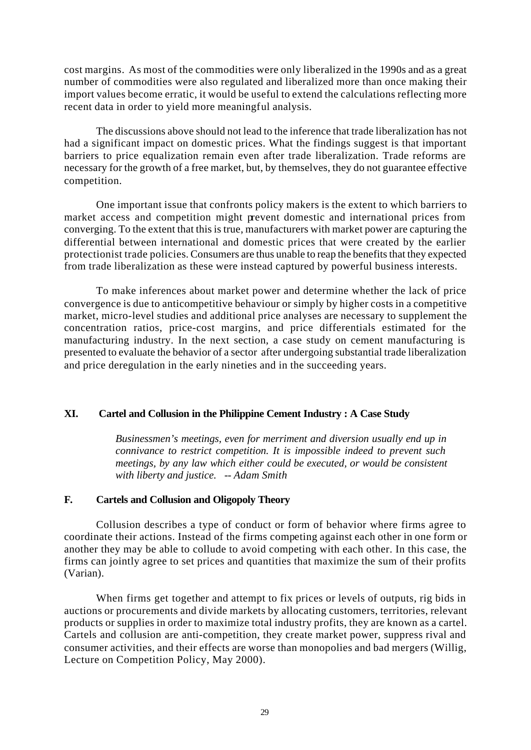cost margins. As most of the commodities were only liberalized in the 1990s and as a great number of commodities were also regulated and liberalized more than once making their import values become erratic, it would be useful to extend the calculations reflecting more recent data in order to yield more meaningful analysis.

The discussions above should not lead to the inference that trade liberalization has not had a significant impact on domestic prices. What the findings suggest is that important barriers to price equalization remain even after trade liberalization. Trade reforms are necessary for the growth of a free market, but, by themselves, they do not guarantee effective competition.

One important issue that confronts policy makers is the extent to which barriers to market access and competition might prevent domestic and international prices from converging. To the extent that this is true, manufacturers with market power are capturing the differential between international and domestic prices that were created by the earlier protectionist trade policies. Consumers are thus unable to reap the benefits that they expected from trade liberalization as these were instead captured by powerful business interests.

To make inferences about market power and determine whether the lack of price convergence is due to anticompetitive behaviour or simply by higher costs in a competitive market, micro-level studies and additional price analyses are necessary to supplement the concentration ratios, price-cost margins, and price differentials estimated for the manufacturing industry. In the next section, a case study on cement manufacturing is presented to evaluate the behavior of a sector after undergoing substantial trade liberalization and price deregulation in the early nineties and in the succeeding years.

## XI. Cartel and Collusion in the Philippine Cement Industry : A Case Study

> *Businessmen's meetings, even for merriment and diversion usually end up in connivance to restrict competition. It is impossible indeed to prevent such meetings, by any law which either could be executed, or would be consistent with liberty and justice. -- Adam Smith*

### F. Cartels and Collusion and Oligopoly Theory

Collusion describes a type of conduct or form of behavior where firms agree to coordinate their actions. Instead of the firms competing against each other in one form or another they may be able to collude to avoid competing with each other. In this case, the firms can jointly agree to set prices and quantities that maximize the sum of their profits (Varian).

When firms get together and attempt to fix prices or levels of outputs, rig bids in auctions or procurements and divide markets by allocating customers, territories, relevant products or supplies in order to maximize total industry profits, they are known as a cartel. Cartels and collusion are anti-competition, they create market power, suppress rival and consumer activities, and their effects are worse than monopolies and bad mergers (Willig, Lecture on Competition Policy, May 2000).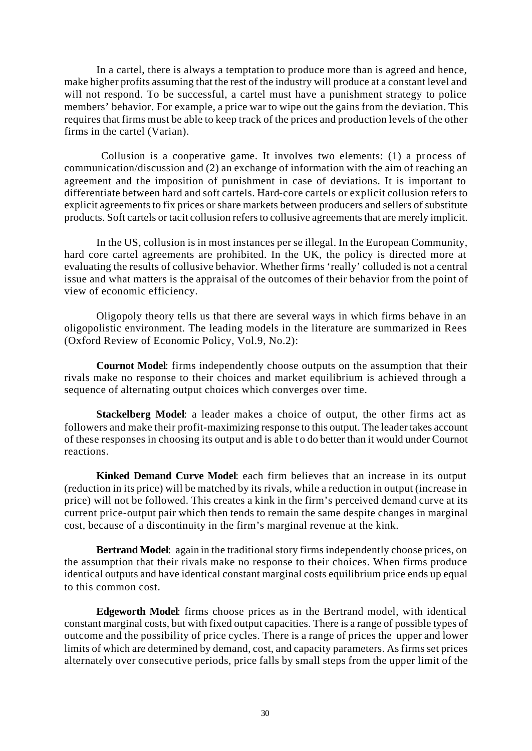In a cartel, there is always a temptation to produce more than is agreed and hence, make higher profits assuming that the rest of the industry will produce at a constant level and will not respond. To be successful, a cartel must have a punishment strategy to police members' behavior. For example, a price war to wipe out the gains from the deviation. This requires that firms must be able to keep track of the prices and production levels of the other firms in the cartel (Varian).

Collusion is a cooperative game. It involves two elements: (1) a process of communication/discussion and (2) an exchange of information with the aim of reaching an agreement and the imposition of punishment in case of deviations. It is important to differentiate between hard and soft cartels. Hard-core cartels or explicit collusion refers to explicit agreements to fix prices or share markets between producers and sellers of substitute products. Soft cartels or tacit collusion refers to collusive agreements that are merely implicit.

In the US, collusion is in most instances per se illegal. In the European Community, hard core cartel agreements are prohibited. In the UK, the policy is directed more at evaluating the results of collusive behavior. Whether firms 'really' colluded is not a central issue and what matters is the appraisal of the outcomes of their behavior from the point of view of economic efficiency.

Oligopoly theory tells us that there are several ways in which firms behave in an oligopolistic environment. The leading models in the literature are summarized in Rees (Oxford Review of Economic Policy, Vol.9, No.2):

**Cournot Model**: firms independently choose outputs on the assumption that their rivals make no response to their choices and market equilibrium is achieved through a sequence of alternating output choices which converges over time.

**Stackelberg Model**: a leader makes a choice of output, the other firms act as followers and make their profit-maximizing response to this output. The leader takes account of these responses in choosing its output and is able t o do better than it would under Cournot reactions.

**Kinked Demand Curve Model**: each firm believes that an increase in its output (reduction in its price) will be matched by its rivals, while a reduction in output (increase in price) will not be followed. This creates a kink in the firm's perceived demand curve at its current price-output pair which then tends to remain the same despite changes in marginal cost, because of a discontinuity in the firm's marginal revenue at the kink.

**Bertrand Model**: again in the traditional story firms independently choose prices, on the assumption that their rivals make no response to their choices. When firms produce identical outputs and have identical constant marginal costs equilibrium price ends up equal to this common cost.

**Edgeworth Model**: firms choose prices as in the Bertrand model, with identical constant marginal costs, but with fixed output capacities. There is a range of possible types of outcome and the possibility of price cycles. There is a range of prices the upper and lower limits of which are determined by demand, cost, and capacity parameters. As firms set prices alternately over consecutive periods, price falls by small steps from the upper limit of the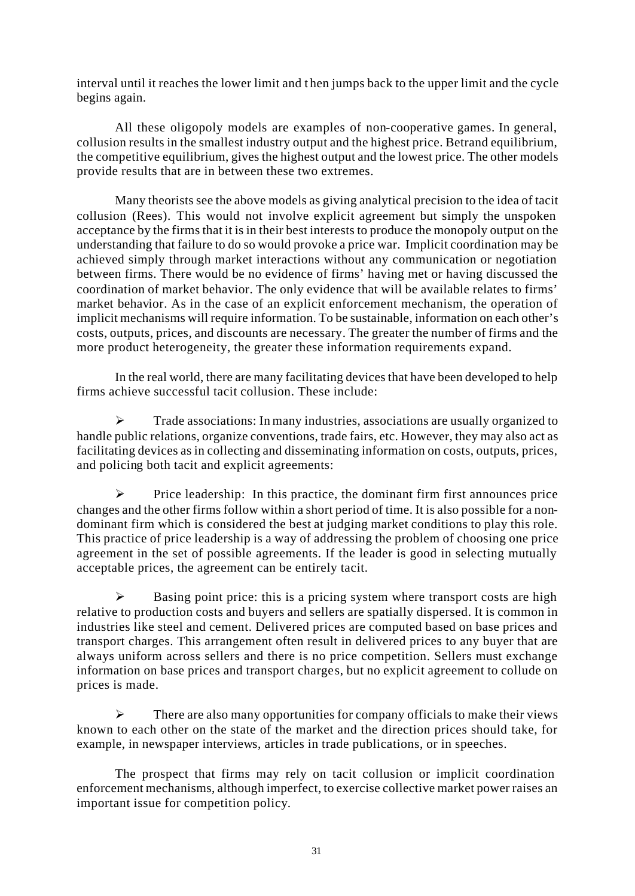interval until it reaches the lower limit and then jumps back to the upper limit and the cycle begins again.

All these oligopoly models are examples of non-cooperative games. In general, collusion results in the smallest industry output and the highest price. Betrand equilibrium, the competitive equilibrium, gives the highest output and the lowest price. The other models provide results that are in between these two extremes.

Many theorists see the above models as giving analytical precision to the idea of tacit collusion (Rees). This would not involve explicit agreement but simply the unspoken acceptance by the firms that it is in their best interests to produce the monopoly output on the understanding that failure to do so would provoke a price war. Implicit coordination may be achieved simply through market interactions without any communication or negotiation between firms. There would be no evidence of firms' having met or having discussed the coordination of market behavior. The only evidence that will be available relates to firms' market behavior. As in the case of an explicit enforcement mechanism, the operation of implicit mechanisms will require information. To be sustainable, information on each other's costs, outputs, prices, and discounts are necessary. The greater the number of firms and the more product heterogeneity, the greater these information requirements expand.

In the real world, there are many facilitating devices that have been developed to help firms achieve successful tacit collusion. These include:

- Trade associations: In many industries, associations are usually organized to handle public relations, organize conventions, trade fairs, etc. However, they may also act as facilitating devices as in collecting and disseminating information on costs, outputs, prices, and policing both tacit and explicit agreements:

- Price leadership: In this practice, the dominant firm first announces price changes and the other firms follow within a short period of time. It is also possible for a non-dominant firm which is considered the best at judging market conditions to play this role. This practice of price leadership is a way of addressing the problem of choosing one price agreement in the set of possible agreements. If the leader is good in selecting mutually acceptable prices, the agreement can be entirely tacit.

- Basing point price: this is a pricing system where transport costs are high relative to production costs and buyers and sellers are spatially dispersed. It is common in industries like steel and cement. Delivered prices are computed based on base prices and transport charges. This arrangement often result in delivered prices to any buyer that are always uniform across sellers and there is no price competition. Sellers must exchange information on base prices and transport charges, but no explicit agreement to collude on prices is made.

- There are also many opportunities for company officials to make their views known to each other on the state of the market and the direction prices should take, for example, in newspaper interviews, articles in trade publications, or in speeches.

The prospect that firms may rely on tacit collusion or implicit coordination enforcement mechanisms, although imperfect, to exercise collective market power raises an important issue for competition policy.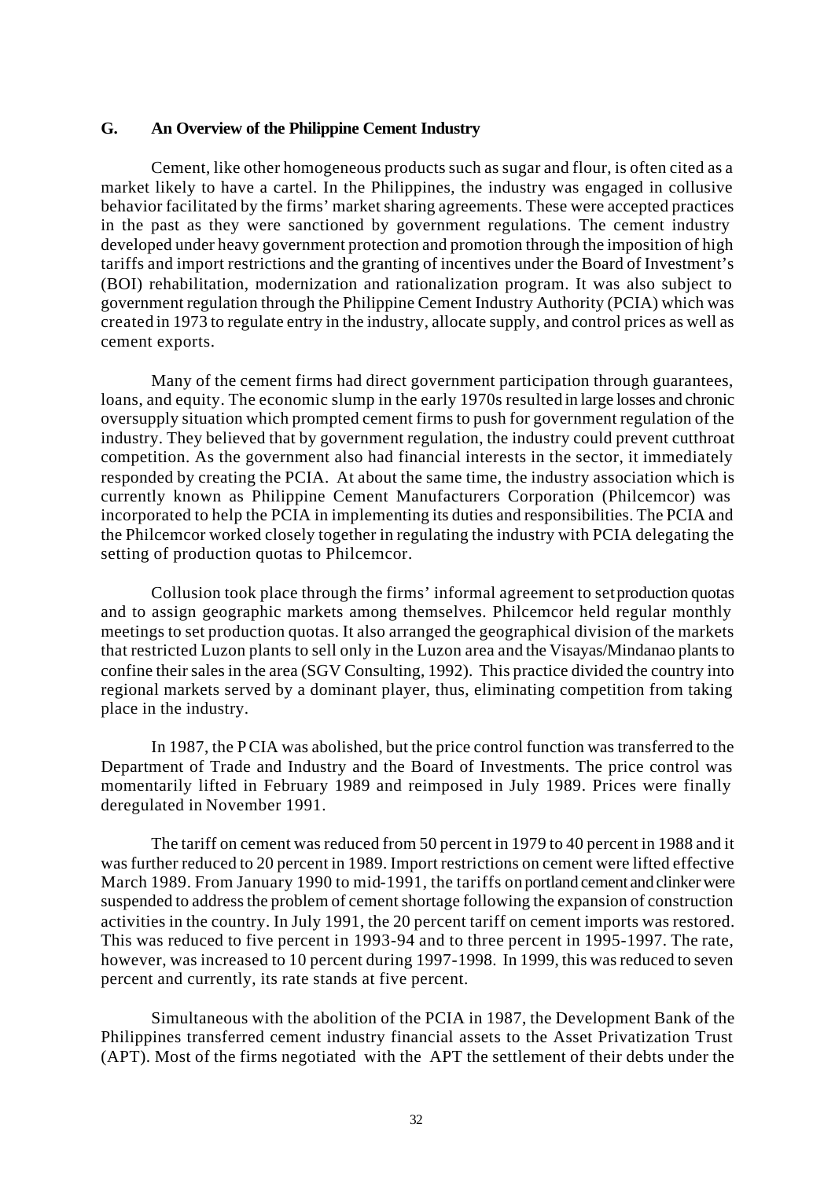## G. An Overview of the Philippine Cement Industry

Cement, like other homogeneous products such as sugar and flour, is often cited as a market likely to have a cartel. In the Philippines, the industry was engaged in collusive behavior facilitated by the firms' market sharing agreements. These were accepted practices in the past as they were sanctioned by government regulations. The cement industry developed under heavy government protection and promotion through the imposition of high tariffs and import restrictions and the granting of incentives under the Board of Investment's (BOI) rehabilitation, modernization and rationalization program. It was also subject to government regulation through the Philippine Cement Industry Authority (PCIA) which was created in 1973 to regulate entry in the industry, allocate supply, and control prices as well as cement exports.

Many of the cement firms had direct government participation through guarantees, loans, and equity. The economic slump in the early 1970s resulted in large losses and chronic oversupply situation which prompted cement firms to push for government regulation of the industry. They believed that by government regulation, the industry could prevent cutthroat competition. As the government also had financial interests in the sector, it immediately responded by creating the PCIA. At about the same time, the industry association which is currently known as Philippine Cement Manufacturers Corporation (Philcemcor) was incorporated to help the PCIA in implementing its duties and responsibilities. The PCIA and the Philcemcor worked closely together in regulating the industry with PCIA delegating the setting of production quotas to Philcemcor.

Collusion took place through the firms' informal agreement to set production quotas and to assign geographic markets among themselves. Philcemcor held regular monthly meetings to set production quotas. It also arranged the geographical division of the markets that restricted Luzon plants to sell only in the Luzon area and the Visayas/Mindanao plants to confine their sales in the area (SGV Consulting, 1992). This practice divided the country into regional markets served by a dominant player, thus, eliminating competition from taking place in the industry.

In 1987, the PCIA was abolished, but the price control function was transferred to the Department of Trade and Industry and the Board of Investments. The price control was momentarily lifted in February 1989 and reimposed in July 1989. Prices were finally deregulated in November 1991.

The tariff on cement was reduced from 50 percent in 1979 to 40 percent in 1988 and it was further reduced to 20 percent in 1989. Import restrictions on cement were lifted effective March 1989. From January 1990 to mid-1991, the tariffs on portland cement and clinker were suspended to address the problem of cement shortage following the expansion of construction activities in the country. In July 1991, the 20 percent tariff on cement imports was restored. This was reduced to five percent in 1993-94 and to three percent in 1995-1997. The rate, however, was increased to 10 percent during 1997-1998. In 1999, this was reduced to seven percent and currently, its rate stands at five percent.

Simultaneous with the abolition of the PCIA in 1987, the Development Bank of the Philippines transferred cement industry financial assets to the Asset Privatization Trust (APT). Most of the firms negotiated with the APT the settlement of their debts under the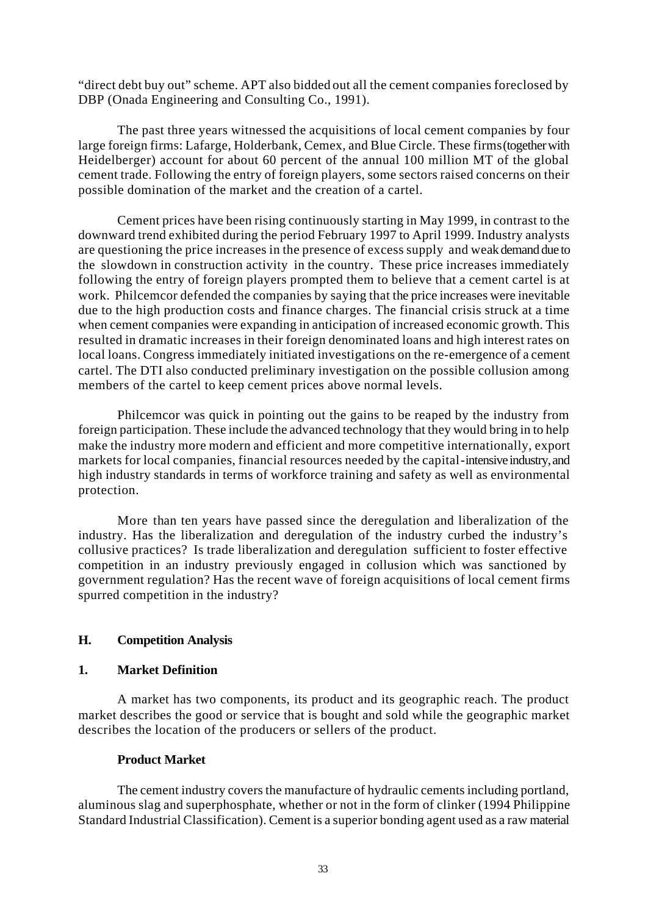"direct debt buy out" scheme. APT also bidded out all the cement companies foreclosed by DBP (Onada Engineering and Consulting Co., 1991).

The past three years witnessed the acquisitions of local cement companies by four large foreign firms: Lafarge, Holderbank, Cemex, and Blue Circle. These firms (together with Heidelberger) account for about 60 percent of the annual 100 million MT of the global cement trade. Following the entry of foreign players, some sectors raised concerns on their possible domination of the market and the creation of a cartel.

Cement prices have been rising continuously starting in May 1999, in contrast to the downward trend exhibited during the period February 1997 to April 1999. Industry analysts are questioning the price increases in the presence of excess supply and weak demand due to the slowdown in construction activity in the country. These price increases immediately following the entry of foreign players prompted them to believe that a cement cartel is at work. Philcemcor defended the companies by saying that the price increases were inevitable due to the high production costs and finance charges. The financial crisis struck at a time when cement companies were expanding in anticipation of increased economic growth. This resulted in dramatic increases in their foreign denominated loans and high interest rates on local loans. Congress immediately initiated investigations on the re-emergence of a cement cartel. The DTI also conducted preliminary investigation on the possible collusion among members of the cartel to keep cement prices above normal levels.

Philcemcor was quick in pointing out the gains to be reaped by the industry from foreign participation. These include the advanced technology that they would bring in to help make the industry more modern and efficient and more competitive internationally, export markets for local companies, financial resources needed by the capital-intensive industry, and high industry standards in terms of workforce training and safety as well as environmental protection.

More than ten years have passed since the deregulation and liberalization of the industry. Has the liberalization and deregulation of the industry curbed the industry's collusive practices? Is trade liberalization and deregulation sufficient to foster effective competition in an industry previously engaged in collusion which was sanctioned by government regulation? Has the recent wave of foreign acquisitions of local cement firms spurred competition in the industry?

## H. Competition Analysis

### 1. Market Definition

A market has two components, its product and its geographic reach. The product market describes the good or service that is bought and sold while the geographic market describes the location of the producers or sellers of the product.

#### Product Market

The cement industry covers the manufacture of hydraulic cements including portland, aluminous slag and superphosphate, whether or not in the form of clinker (1994 Philippine Standard Industrial Classification). Cement is a superior bonding agent used as a raw material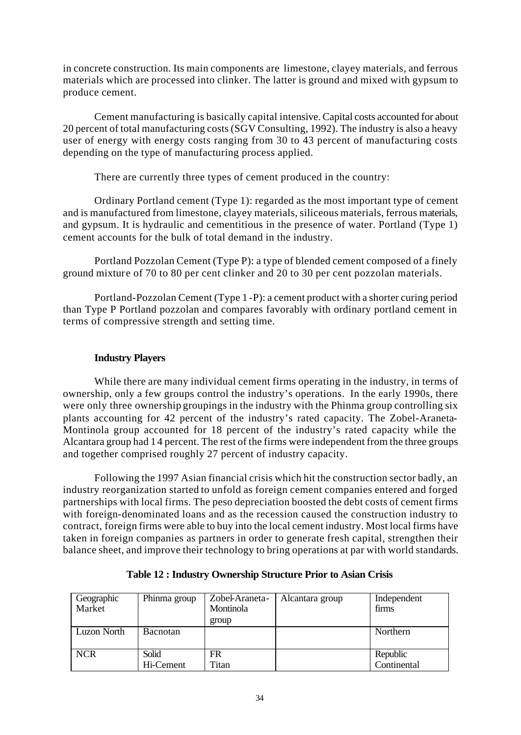in concrete construction. Its main components are limestone, clayey materials, and ferrous materials which are processed into clinker. The latter is ground and mixed with gypsum to produce cement.

Cement manufacturing is basically capital intensive. Capital costs accounted for about 20 percent of total manufacturing costs (SGV Consulting, 1992). The industry is also a heavy user of energy with energy costs ranging from 30 to 43 percent of manufacturing costs depending on the type of manufacturing process applied.

There are currently three types of cement produced in the country:

Ordinary Portland cement (Type 1): regarded as the most important type of cement and is manufactured from limestone, clayey materials, siliceous materials, ferrous materials, and gypsum. It is hydraulic and cementitious in the presence of water. Portland (Type 1) cement accounts for the bulk of total demand in the industry.

Portland Pozzolan Cement (Type P): a type of blended cement composed of a finely ground mixture of 70 to 80 per cent clinker and 20 to 30 per cent pozzolan materials.

Portland-Pozzolan Cement (Type 1-P): a cement product with a shorter curing period than Type P Portland pozzolan and compares favorably with ordinary portland cement in terms of compressive strength and setting time.

**Industry Players**

While there are many individual cement firms operating in the industry, in terms of ownership, only a few groups control the industry's operations. In the early 1990s, there were only three ownership groupings in the industry with the Phinma group controlling six plants accounting for 42 percent of the industry's rated capacity. The Zobel-Araneta-Montinola group accounted for 18 percent of the industry's rated capacity while the Alcantara group had 14 percent. The rest of the firms were independent from the three groups and together comprised roughly 27 percent of industry capacity.

Following the 1997 Asian financial crisis which hit the construction sector badly, an industry reorganization started to unfold as foreign cement companies entered and forged partnerships with local firms. The peso depreciation boosted the debt costs of cement firms with foreign-denominated loans and as the recession caused the construction industry to contract, foreign firms were able to buy into the local cement industry. Most local firms have taken in foreign companies as partners in order to generate fresh capital, strengthen their balance sheet, and improve their technology to bring operations at par with world standards.

**Table 12 : Industry Ownership Structure Prior to Asian Crisis**

| Geographic Market | Phinma group | Zobel-Araneta-Montinola group | Alcantara group | Independent firms |
|---|---|---|---|---|
| Luzon North | Bacnotan | | | Northern |
| NCR | Solid<br>Hi-Cement | FR<br>Titan | | Republic<br>Continental |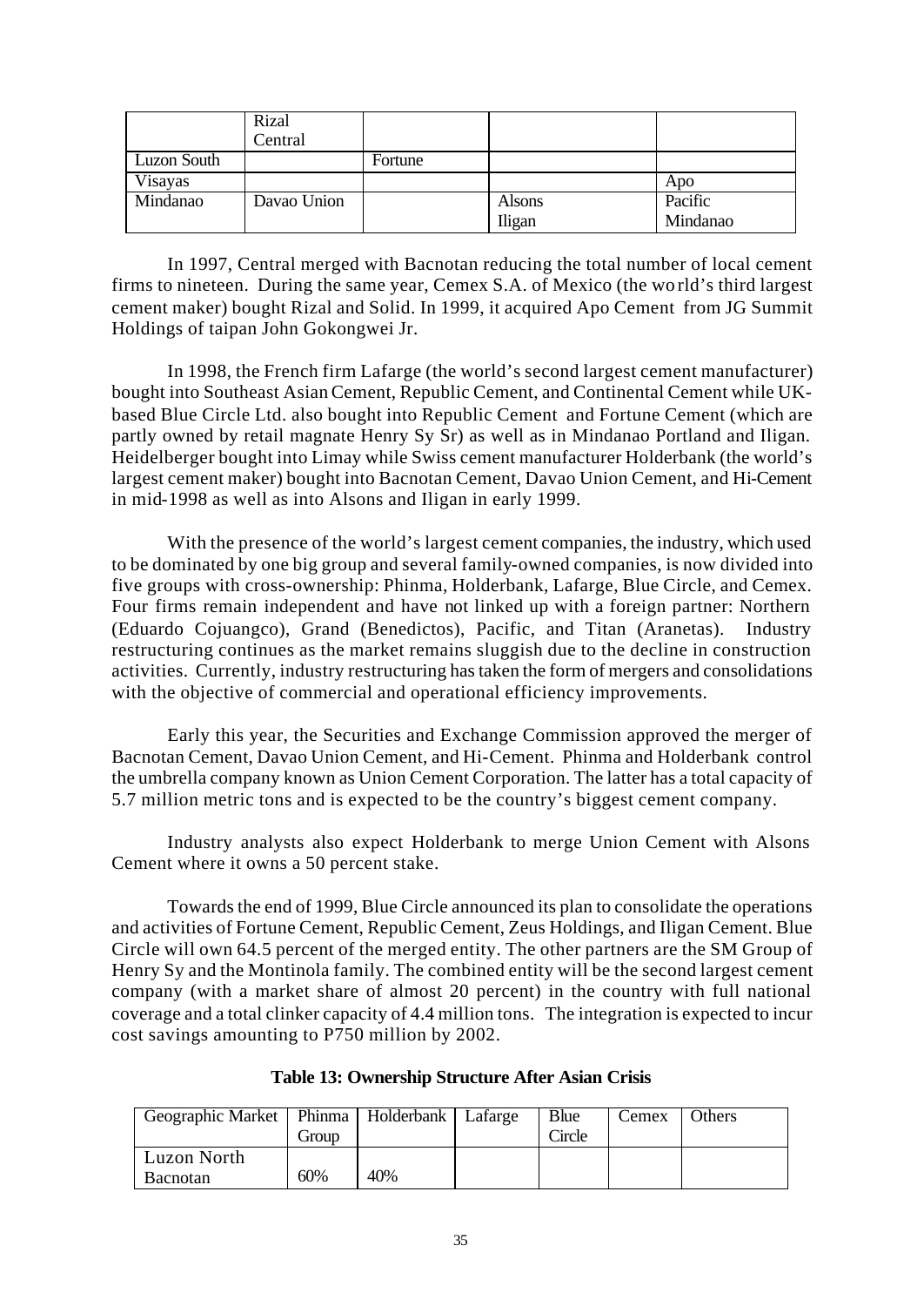| | | | | |
|---|---|---|---|---|
| | Rizal Central | | | |
| Luzon South | | Fortune | | |
| Visayas | | | | Apo |
| Mindanao | Davao Union | | Alsons Iligan | Pacific Mindanao |

In 1997, Central merged with Bacnotan reducing the total number of local cement firms to nineteen. During the same year, Cemex S.A. of Mexico (the world's third largest cement maker) bought Rizal and Solid. In 1999, it acquired Apo Cement from JG Summit Holdings of taipan John Gokongwei Jr.

In 1998, the French firm Lafarge (the world's second largest cement manufacturer) bought into Southeast Asian Cement, Republic Cement, and Continental Cement while UK-based Blue Circle Ltd. also bought into Republic Cement and Fortune Cement (which are partly owned by retail magnate Henry Sy Sr) as well as in Mindanao Portland and Iligan. Heidelberger bought into Limay while Swiss cement manufacturer Holderbank (the world's largest cement maker) bought into Bacnotan Cement, Davao Union Cement, and Hi-Cement in mid-1998 as well as into Alsons and Iligan in early 1999.

With the presence of the world's largest cement companies, the industry, which used to be dominated by one big group and several family-owned companies, is now divided into five groups with cross-ownership: Phinma, Holderbank, Lafarge, Blue Circle, and Cemex. Four firms remain independent and have not linked up with a foreign partner: Northern (Eduardo Cojuangco), Grand (Benedictos), Pacific, and Titan (Aranetas). Industry restructuring continues as the market remains sluggish due to the decline in construction activities. Currently, industry restructuring has taken the form of mergers and consolidations with the objective of commercial and operational efficiency improvements.

Early this year, the Securities and Exchange Commission approved the merger of Bacnotan Cement, Davao Union Cement, and Hi-Cement. Phinma and Holderbank control the umbrella company known as Union Cement Corporation. The latter has a total capacity of 5.7 million metric tons and is expected to be the country's biggest cement company.

Industry analysts also expect Holderbank to merge Union Cement with Alsons Cement where it owns a 50 percent stake.

Towards the end of 1999, Blue Circle announced its plan to consolidate the operations and activities of Fortune Cement, Republic Cement, Zeus Holdings, and Iligan Cement. Blue Circle will own 64.5 percent of the merged entity. The other partners are the SM Group of Henry Sy and the Montinola family. The combined entity will be the second largest cement company (with a market share of almost 20 percent) in the country with full national coverage and a total clinker capacity of 4.4 million tons. The integration is expected to incur cost savings amounting to P750 million by 2002.

**Table 13: Ownership Structure After Asian Crisis**

| Geographic Market | Phinma Group | Holderbank | Lafarge | Blue Circle | Cemex | Others |
|---|---|---|---|---|---|---|
| Luzon North | | | | | | |
| Bacnotan | 60% | 40% | | | | |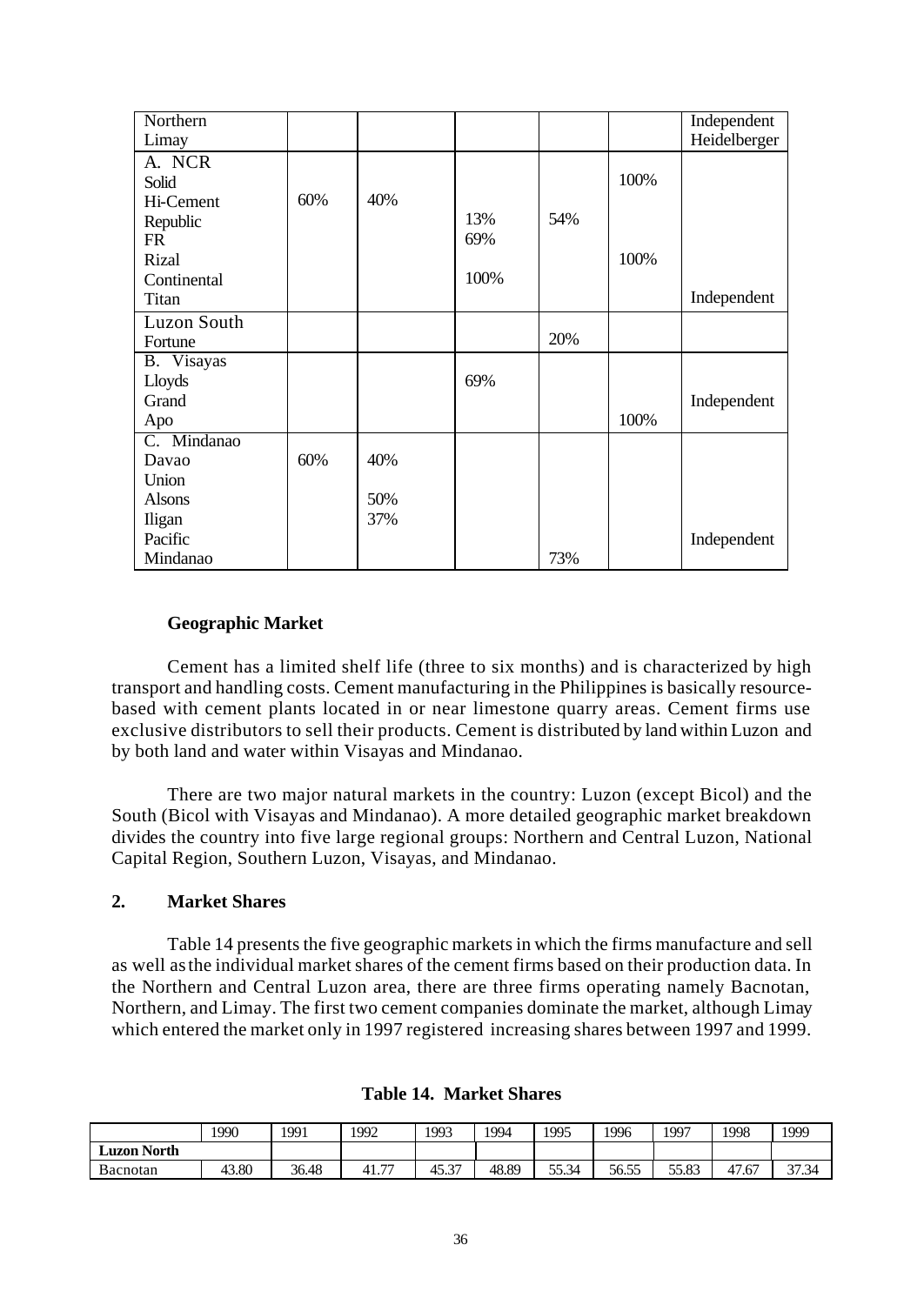| | | | | | | |
|---|---|---|---|---|---|---|
| Northern<br>Limay | | | | | | Independent<br>Heidelberger |
| A. NCR<br>Solid<br>Hi-Cement<br>Republic<br>FR<br>Rizal<br>Continental<br>Titan | <br><br>60%<br><br><br><br><br> | <br><br>40%<br><br><br><br><br> | <br><br><br>13%<br>69%<br><br>100%<br> | <br><br><br>54%<br><br><br><br> | <br>100%<br><br><br><br>100%<br><br> | <br><br><br><br><br><br><br>Independent |
| Luzon South<br>Fortune | | | | 20% | | |
| B. Visayas<br>Lloyds<br>Grand<br>Apo | | | <br>69%<br><br> | | <br><br><br>100% | <br><br>Independent<br> |
| C. Mindanao<br>Davao<br>Union<br>Alsons<br>Iligan<br>Pacific<br>Mindanao | <br>60%<br><br><br><br><br> | <br>40%<br><br>50%<br>37%<br><br> | | <br><br><br><br><br><br>73% | | <br><br><br><br><br>Independent<br> |

**Geographic Market**

Cement has a limited shelf life (three to six months) and is characterized by high transport and handling costs. Cement manufacturing in the Philippines is basically resource-based with cement plants located in or near limestone quarry areas. Cement firms use exclusive distributors to sell their products. Cement is distributed by land within Luzon and by both land and water within Visayas and Mindanao.

There are two major natural markets in the country: Luzon (except Bicol) and the South (Bicol with Visayas and Mindanao). A more detailed geographic market breakdown divides the country into five large regional groups: Northern and Central Luzon, National Capital Region, Southern Luzon, Visayas, and Mindanao.

## 2. Market Shares

Table 14 presents the five geographic markets in which the firms manufacture and sell as well as the individual market shares of the cement firms based on their production data. In the Northern and Central Luzon area, there are three firms operating namely Bacnotan, Northern, and Limay. The first two cement companies dominate the market, although Limay which entered the market only in 1997 registered increasing shares between 1997 and 1999.

**Table 14. Market Shares**

| | 1990 | 1991 | 1992 | 1993 | 1994 | 1995 | 1996 | 1997 | 1998 | 1999 |
|---|---|---|---|---|---|---|---|---|---|---|
| **Luzon North** | | | | | | | | | | |
| Bacnotan | 43.80 | 36.48 | 41.77 | 45.37 | 48.89 | 55.34 | 56.55 | 55.83 | 47.67 | 37.34 |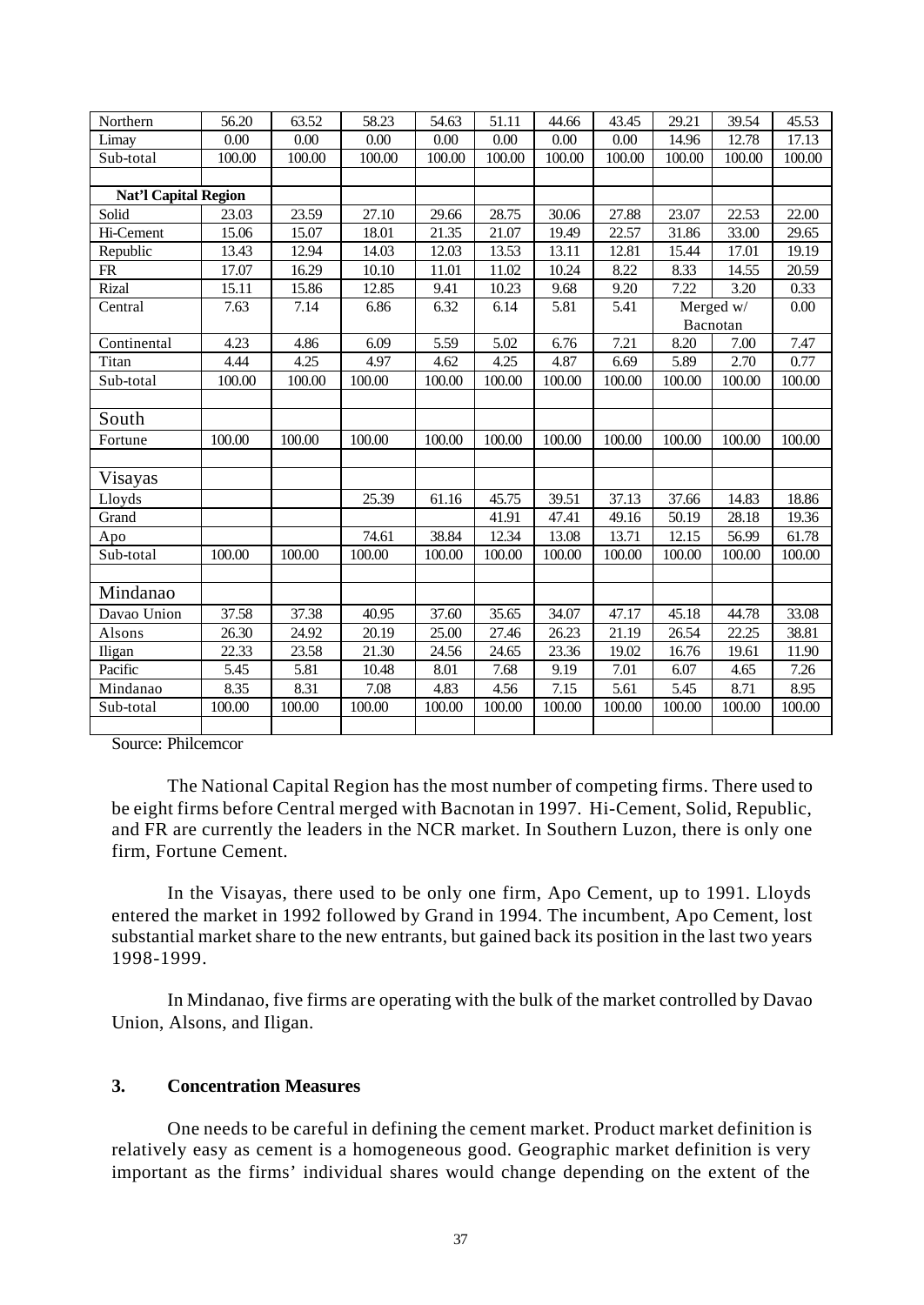| | | | | | | | | | | |
|---|---|---|---|---|---|---|---|---|---|---|
| Northern | 56.20 | 63.52 | 58.23 | 54.63 | 51.11 | 44.66 | 43.45 | 29.21 | 39.54 | 45.53 |
| Limay | 0.00 | 0.00 | 0.00 | 0.00 | 0.00 | 0.00 | 0.00 | 14.96 | 12.78 | 17.13 |
| Sub-total | 100.00 | 100.00 | 100.00 | 100.00 | 100.00 | 100.00 | 100.00 | 100.00 | 100.00 | 100.00 |
| | | | | | | | | | | |
| **Nat'l Capital Region** | | | | | | | | | | |
| Solid | 23.03 | 23.59 | 27.10 | 29.66 | 28.75 | 30.06 | 27.88 | 23.07 | 22.53 | 22.00 |
| Hi-Cement | 15.06 | 15.07 | 18.01 | 21.35 | 21.07 | 19.49 | 22.57 | 31.86 | 33.00 | 29.65 |
| Republic | 13.43 | 12.94 | 14.03 | 12.03 | 13.53 | 13.11 | 12.81 | 15.44 | 17.01 | 19.19 |
| FR | 17.07 | 16.29 | 10.10 | 11.01 | 11.02 | 10.24 | 8.22 | 8.33 | 14.55 | 20.59 |
| Rizal | 15.11 | 15.86 | 12.85 | 9.41 | 10.23 | 9.68 | 9.20 | 7.22 | 3.20 | 0.33 |
| Central | 7.63 | 7.14 | 6.86 | 6.32 | 6.14 | 5.81 | 5.41 | Merged w/ Bacnotan | | 0.00 |
| Continental | 4.23 | 4.86 | 6.09 | 5.59 | 5.02 | 6.76 | 7.21 | 8.20 | 7.00 | 7.47 |
| Titan | 4.44 | 4.25 | 4.97 | 4.62 | 4.25 | 4.87 | 6.69 | 5.89 | 2.70 | 0.77 |
| Sub-total | 100.00 | 100.00 | 100.00 | 100.00 | 100.00 | 100.00 | 100.00 | 100.00 | 100.00 | 100.00 |
| | | | | | | | | | | |
| South | | | | | | | | | | |
| Fortune | 100.00 | 100.00 | 100.00 | 100.00 | 100.00 | 100.00 | 100.00 | 100.00 | 100.00 | 100.00 |
| | | | | | | | | | | |
| Visayas | | | | | | | | | | |
| Lloyds | | | 25.39 | 61.16 | 45.75 | 39.51 | 37.13 | 37.66 | 14.83 | 18.86 |
| Grand | | | | | 41.91 | 47.41 | 49.16 | 50.19 | 28.18 | 19.36 |
| Apo | | | 74.61 | 38.84 | 12.34 | 13.08 | 13.71 | 12.15 | 56.99 | 61.78 |
| Sub-total | 100.00 | 100.00 | 100.00 | 100.00 | 100.00 | 100.00 | 100.00 | 100.00 | 100.00 | 100.00 |
| | | | | | | | | | | |
| Mindanao | | | | | | | | | | |
| Davao Union | 37.58 | 37.38 | 40.95 | 37.60 | 35.65 | 34.07 | 47.17 | 45.18 | 44.78 | 33.08 |
| Alsons | 26.30 | 24.92 | 20.19 | 25.00 | 27.46 | 26.23 | 21.19 | 26.54 | 22.25 | 38.81 |
| Iligan | 22.33 | 23.58 | 21.30 | 24.56 | 24.65 | 23.36 | 19.02 | 16.76 | 19.61 | 11.90 |
| Pacific | 5.45 | 5.81 | 10.48 | 8.01 | 7.68 | 9.19 | 7.01 | 6.07 | 4.65 | 7.26 |
| Mindanao | 8.35 | 8.31 | 7.08 | 4.83 | 4.56 | 7.15 | 5.61 | 5.45 | 8.71 | 8.95 |
| Sub-total | 100.00 | 100.00 | 100.00 | 100.00 | 100.00 | 100.00 | 100.00 | 100.00 | 100.00 | 100.00 |

Source: Philcemcor

The National Capital Region has the most number of competing firms. There used to be eight firms before Central merged with Bacnotan in 1997. Hi-Cement, Solid, Republic, and FR are currently the leaders in the NCR market. In Southern Luzon, there is only one firm, Fortune Cement.

In the Visayas, there used to be only one firm, Apo Cement, up to 1991. Lloyds entered the market in 1992 followed by Grand in 1994. The incumbent, Apo Cement, lost substantial market share to the new entrants, but gained back its position in the last two years 1998-1999.

In Mindanao, five firms are operating with the bulk of the market controlled by Davao Union, Alsons, and Iligan.

### 3. Concentration Measures

One needs to be careful in defining the cement market. Product market definition is relatively easy as cement is a homogeneous good. Geographic market definition is very important as the firms' individual shares would change depending on the extent of the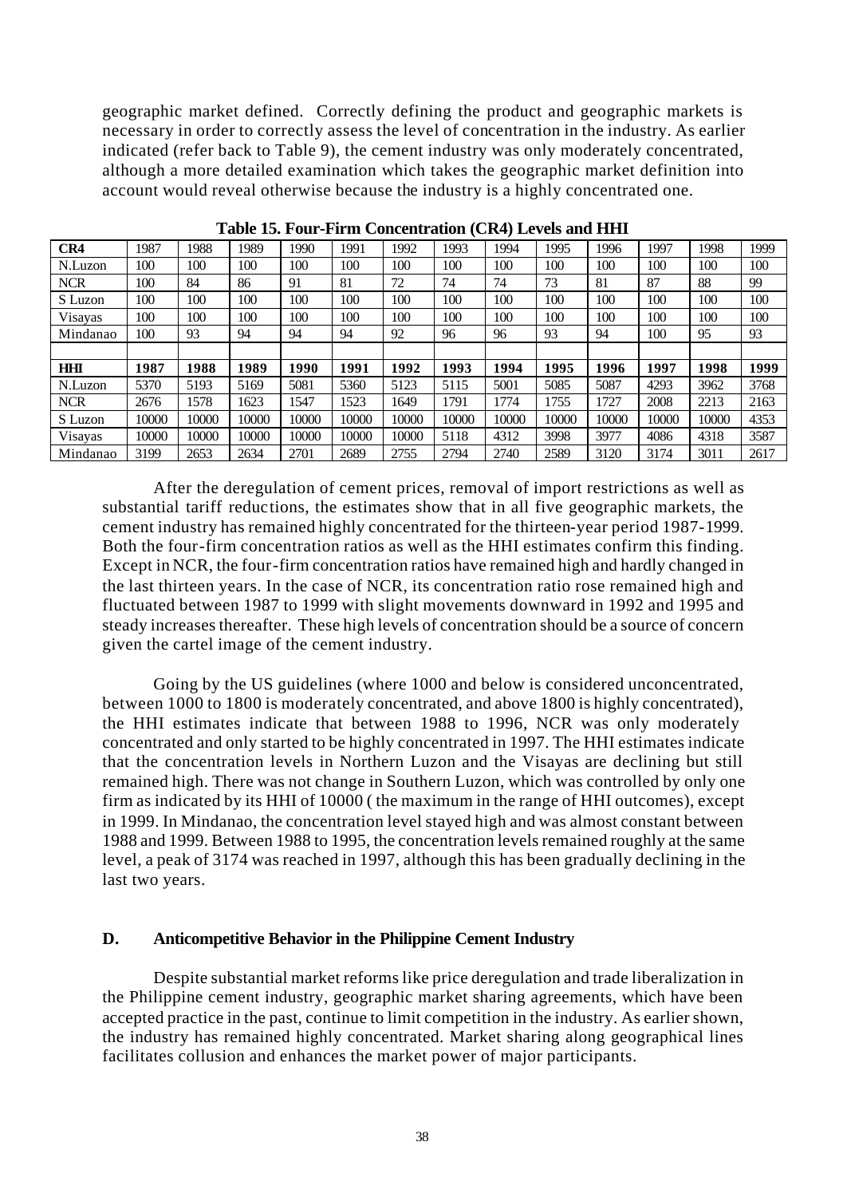geographic market defined. Correctly defining the product and geographic markets is necessary in order to correctly assess the level of concentration in the industry. As earlier indicated (refer back to Table 9), the cement industry was only moderately concentrated, although a more detailed examination which takes the geographic market definition into account would reveal otherwise because the industry is a highly concentrated one.

**Table 15. Four-Firm Concentration (CR4) Levels and HHI**

| **CR4** | 1987 | 1988 | 1989 | 1990 | 1991 | 1992 | 1993 | 1994 | 1995 | 1996 | 1997 | 1998 | 1999 |
|---|---|---|---|---|---|---|---|---|---|---|---|---|---|
| N.Luzon | 100 | 100 | 100 | 100 | 100 | 100 | 100 | 100 | 100 | 100 | 100 | 100 | 100 |
| NCR | 100 | 84 | 86 | 91 | 81 | 72 | 74 | 74 | 73 | 81 | 87 | 88 | 99 |
| S Luzon | 100 | 100 | 100 | 100 | 100 | 100 | 100 | 100 | 100 | 100 | 100 | 100 | 100 |
| Visayas | 100 | 100 | 100 | 100 | 100 | 100 | 100 | 100 | 100 | 100 | 100 | 100 | 100 |
| Mindanao | 100 | 93 | 94 | 94 | 94 | 92 | 96 | 96 | 93 | 94 | 100 | 95 | 93 |
| | | | | | | | | | | | | | |
| **HHI** | **1987** | **1988** | **1989** | **1990** | **1991** | **1992** | **1993** | **1994** | **1995** | **1996** | **1997** | **1998** | **1999** |
| N.Luzon | 5370 | 5193 | 5169 | 5081 | 5360 | 5123 | 5115 | 5001 | 5085 | 5087 | 4293 | 3962 | 3768 |
| NCR | 2676 | 1578 | 1623 | 1547 | 1523 | 1649 | 1791 | 1774 | 1755 | 1727 | 2008 | 2213 | 2163 |
| S Luzon | 10000 | 10000 | 10000 | 10000 | 10000 | 10000 | 10000 | 10000 | 10000 | 10000 | 10000 | 10000 | 4353 |
| Visayas | 10000 | 10000 | 10000 | 10000 | 10000 | 10000 | 5118 | 4312 | 3998 | 3977 | 4086 | 4318 | 3587 |
| Mindanao | 3199 | 2653 | 2634 | 2701 | 2689 | 2755 | 2794 | 2740 | 2589 | 3120 | 3174 | 3011 | 2617 |

After the deregulation of cement prices, removal of import restrictions as well as substantial tariff reductions, the estimates show that in all five geographic markets, the cement industry has remained highly concentrated for the thirteen-year period 1987-1999. Both the four-firm concentration ratios as well as the HHI estimates confirm this finding. Except in NCR, the four-firm concentration ratios have remained high and hardly changed in the last thirteen years. In the case of NCR, its concentration ratio rose remained high and fluctuated between 1987 to 1999 with slight movements downward in 1992 and 1995 and steady increases thereafter. These high levels of concentration should be a source of concern given the cartel image of the cement industry.

Going by the US guidelines (where 1000 and below is considered unconcentrated, between 1000 to 1800 is moderately concentrated, and above 1800 is highly concentrated), the HHI estimates indicate that between 1988 to 1996, NCR was only moderately concentrated and only started to be highly concentrated in 1997. The HHI estimates indicate that the concentration levels in Northern Luzon and the Visayas are declining but still remained high. There was not change in Southern Luzon, which was controlled by only one firm as indicated by its HHI of 10000 ( the maximum in the range of HHI outcomes), except in 1999. In Mindanao, the concentration level stayed high and was almost constant between 1988 and 1999. Between 1988 to 1995, the concentration levels remained roughly at the same level, a peak of 3174 was reached in 1997, although this has been gradually declining in the last two years.

### D. Anticompetitive Behavior in the Philippine Cement Industry

Despite substantial market reforms like price deregulation and trade liberalization in the Philippine cement industry, geographic market sharing agreements, which have been accepted practice in the past, continue to limit competition in the industry. As earlier shown, the industry has remained highly concentrated. Market sharing along geographical lines facilitates collusion and enhances the market power of major participants.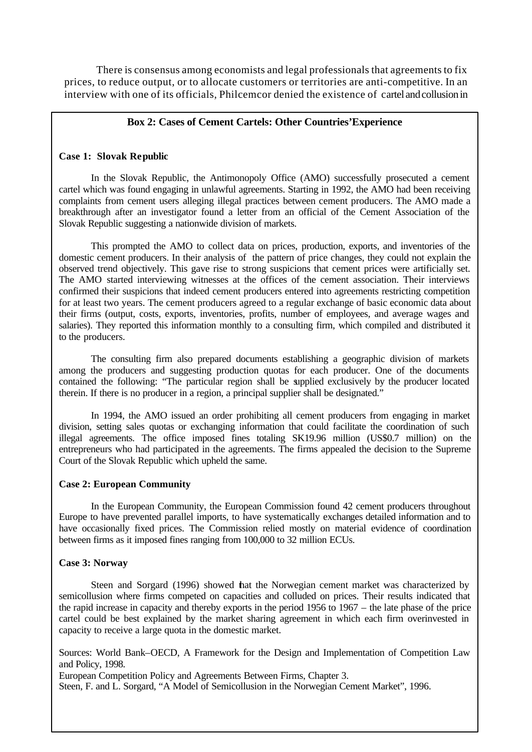There is consensus among economists and legal professionals that agreements to fix prices, to reduce output, or to allocate customers or territories are anti-competitive. In an interview with one of its officials, Philcemcor denied the existence of cartel and collusion in

### Box 2: Cases of Cement Cartels: Other Countries' Experience

**Case 1: Slovak Republic**

In the Slovak Republic, the Antimonopoly Office (AMO) successfully prosecuted a cement cartel which was found engaging in unlawful agreements. Starting in 1992, the AMO had been receiving complaints from cement users alleging illegal practices between cement producers. The AMO made a breakthrough after an investigator found a letter from an official of the Cement Association of the Slovak Republic suggesting a nationwide division of markets.

This prompted the AMO to collect data on prices, production, exports, and inventories of the domestic cement producers. In their analysis of the pattern of price changes, they could not explain the observed trend objectively. This gave rise to strong suspicions that cement prices were artificially set. The AMO started interviewing witnesses at the offices of the cement association. Their interviews confirmed their suspicions that indeed cement producers entered into agreements restricting competition for at least two years. The cement producers agreed to a regular exchange of basic economic data about their firms (output, costs, exports, inventories, profits, number of employees, and average wages and salaries). They reported this information monthly to a consulting firm, which compiled and distributed it to the producers.

The consulting firm also prepared documents establishing a geographic division of markets among the producers and suggesting production quotas for each producer. One of the documents contained the following: "The particular region shall be supplied exclusively by the producer located therein. If there is no producer in a region, a principal supplier shall be designated."

In 1994, the AMO issued an order prohibiting all cement producers from engaging in market division, setting sales quotas or exchanging information that could facilitate the coordination of such illegal agreements. The office imposed fines totaling SK19.96 million (US$0.7 million) on the entrepreneurs who had participated in the agreements. The firms appealed the decision to the Supreme Court of the Slovak Republic which upheld the same.

**Case 2: European Community**

In the European Community, the European Commission found 42 cement producers throughout Europe to have prevented parallel imports, to have systematically exchanges detailed information and to have occasionally fixed prices. The Commission relied mostly on material evidence of coordination between firms as it imposed fines ranging from 100,000 to 32 million ECUs.

**Case 3: Norway**

Steen and Sorgard (1996) showed that the Norwegian cement market was characterized by semicollusion where firms competed on capacities and colluded on prices. Their results indicated that the rapid increase in capacity and thereby exports in the period 1956 to 1967 – the late phase of the price cartel could be best explained by the market sharing agreement in which each firm overinvested in capacity to receive a large quota in the domestic market.

Sources: World Bank–OECD, A Framework for the Design and Implementation of Competition Law and Policy, 1998.
European Competition Policy and Agreements Between Firms, Chapter 3.
Steen, F. and L. Sorgard, "A Model of Semicollusion in the Norwegian Cement Market", 1996.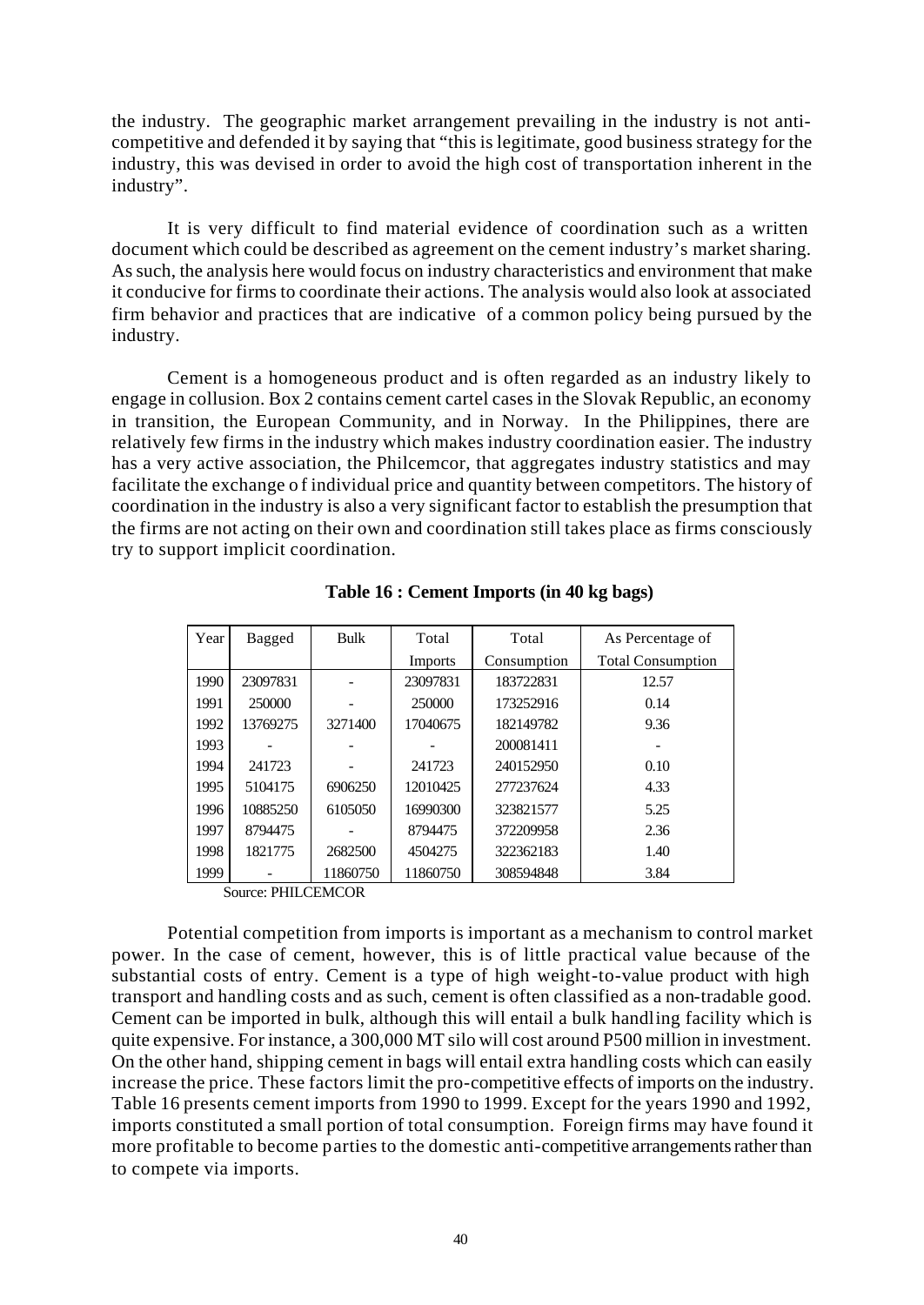the industry. The geographic market arrangement prevailing in the industry is not anti-competitive and defended it by saying that "this is legitimate, good business strategy for the industry, this was devised in order to avoid the high cost of transportation inherent in the industry".

It is very difficult to find material evidence of coordination such as a written document which could be described as agreement on the cement industry's market sharing. As such, the analysis here would focus on industry characteristics and environment that make it conducive for firms to coordinate their actions. The analysis would also look at associated firm behavior and practices that are indicative of a common policy being pursued by the industry.

Cement is a homogeneous product and is often regarded as an industry likely to engage in collusion. Box 2 contains cement cartel cases in the Slovak Republic, an economy in transition, the European Community, and in Norway. In the Philippines, there are relatively few firms in the industry which makes industry coordination easier. The industry has a very active association, the Philcemcor, that aggregates industry statistics and may facilitate the exchange o f individual price and quantity between competitors. The history of coordination in the industry is also a very significant factor to establish the presumption that the firms are not acting on their own and coordination still takes place as firms consciously try to support implicit coordination.

**Table 16 : Cement Imports (in 40 kg bags)**

| Year | Bagged | Bulk | Total Imports | Total Consumption | As Percentage of Total Consumption |
|---|---|---|---|---|---|
| 1990 | 23097831 | - | 23097831 | 183722831 | 12.57 |
| 1991 | 250000 | - | 250000 | 173252916 | 0.14 |
| 1992 | 13769275 | 3271400 | 17040675 | 182149782 | 9.36 |
| 1993 | - | - | - | 200081411 | - |
| 1994 | 241723 | - | 241723 | 240152950 | 0.10 |
| 1995 | 5104175 | 6906250 | 12010425 | 277237624 | 4.33 |
| 1996 | 10885250 | 6105050 | 16990300 | 323821577 | 5.25 |
| 1997 | 8794475 | - | 8794475 | 372209958 | 2.36 |
| 1998 | 1821775 | 2682500 | 4504275 | 322362183 | 1.40 |
| 1999 | - | 11860750 | 11860750 | 308594848 | 3.84 |

Source: PHILCEMCOR

Potential competition from imports is important as a mechanism to control market power. In the case of cement, however, this is of little practical value because of the substantial costs of entry. Cement is a type of high weight-to-value product with high transport and handling costs and as such, cement is often classified as a non-tradable good. Cement can be imported in bulk, although this will entail a bulk handling facility which is quite expensive. For instance, a 300,000 MT silo will cost around P500 million in investment. On the other hand, shipping cement in bags will entail extra handling costs which can easily increase the price. These factors limit the pro-competitive effects of imports on the industry. Table 16 presents cement imports from 1990 to 1999. Except for the years 1990 and 1992, imports constituted a small portion of total consumption. Foreign firms may have found it more profitable to become parties to the domestic anti-competitive arrangements rather than to compete via imports.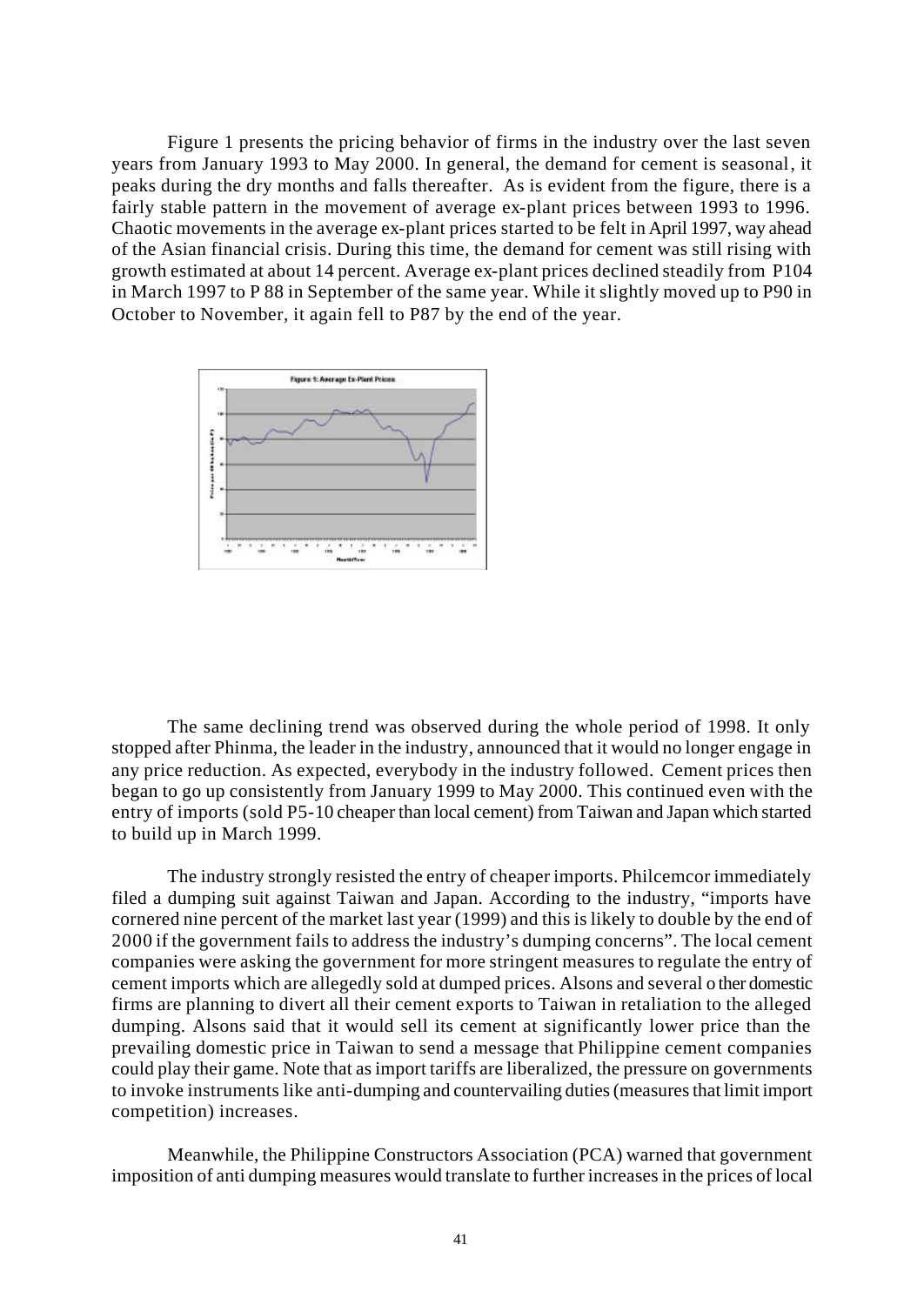Figure 1 presents the pricing behavior of firms in the industry over the last seven years from January 1993 to May 2000. In general, the demand for cement is seasonal, it peaks during the dry months and falls thereafter. As is evident from the figure, there is a fairly stable pattern in the movement of average ex-plant prices between 1993 to 1996. Chaotic movements in the average ex-plant prices started to be felt in April 1997, way ahead of the Asian financial crisis. During this time, the demand for cement was still rising with growth estimated at about 14 percent. Average ex-plant prices declined steadily from P104 in March 1997 to P 88 in September of the same year. While it slightly moved up to P90 in October to November, it again fell to P87 by the end of the year.

Figure 1: Average Ex-Plant Prices

The same declining trend was observed during the whole period of 1998. It only stopped after Phinma, the leader in the industry, announced that it would no longer engage in any price reduction. As expected, everybody in the industry followed. Cement prices then began to go up consistently from January 1999 to May 2000. This continued even with the entry of imports (sold P5-10 cheaper than local cement) from Taiwan and Japan which started to build up in March 1999.

The industry strongly resisted the entry of cheaper imports. Philcemcor immediately filed a dumping suit against Taiwan and Japan. According to the industry, "imports have cornered nine percent of the market last year (1999) and this is likely to double by the end of 2000 if the government fails to address the industry's dumping concerns". The local cement companies were asking the government for more stringent measures to regulate the entry of cement imports which are allegedly sold at dumped prices. Alsons and several other domestic firms are planning to divert all their cement exports to Taiwan in retaliation to the alleged dumping. Alsons said that it would sell its cement at significantly lower price than the prevailing domestic price in Taiwan to send a message that Philippine cement companies could play their game. Note that as import tariffs are liberalized, the pressure on governments to invoke instruments like anti-dumping and countervailing duties (measures that limit import competition) increases.

Meanwhile, the Philippine Constructors Association (PCA) warned that government imposition of anti dumping measures would translate to further increases in the prices of local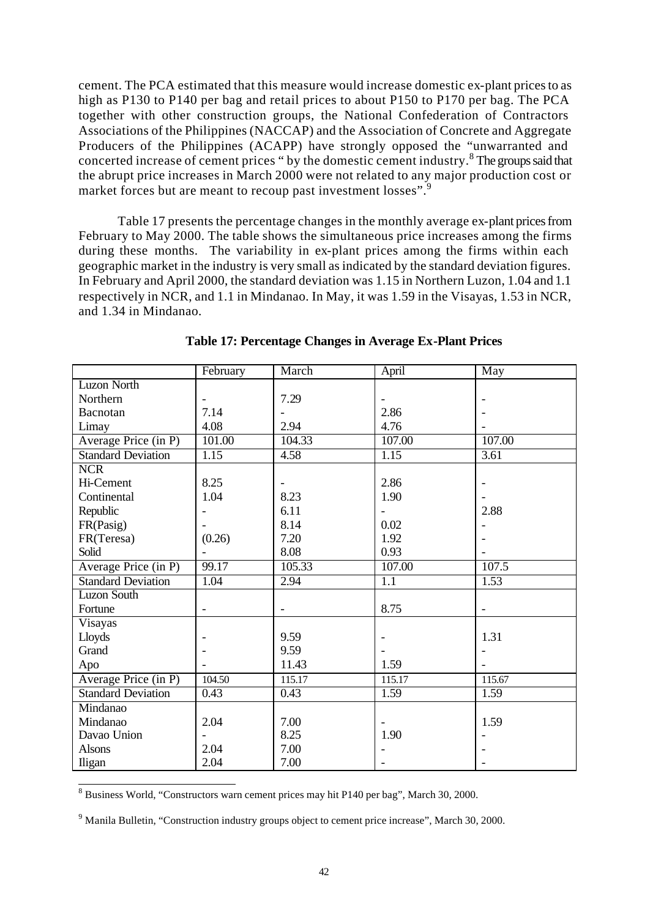cement. The PCA estimated that this measure would increase domestic ex-plant prices to as high as P130 to P140 per bag and retail prices to about P150 to P170 per bag. The PCA together with other construction groups, the National Confederation of Contractors Associations of the Philippines (NACCAP) and the Association of Concrete and Aggregate Producers of the Philippines (ACAPP) have strongly opposed the "unwarranted and concerted increase of cement prices " by the domestic cement industry.[8] The groups said that the abrupt price increases in March 2000 were not related to any major production cost or market forces but are meant to recoup past investment losses".[9]

Table 17 presents the percentage changes in the monthly average ex-plant prices from February to May 2000. The table shows the simultaneous price increases among the firms during these months. The variability in ex-plant prices among the firms within each geographic market in the industry is very small as indicated by the standard deviation figures. In February and April 2000, the standard deviation was 1.15 in Northern Luzon, 1.04 and 1.1 respectively in NCR, and 1.1 in Mindanao. In May, it was 1.59 in the Visayas, 1.53 in NCR, and 1.34 in Mindanao.

**Table 17: Percentage Changes in Average Ex-Plant Prices**

| | February | March | April | May |
|---|---|---|---|---|
| Luzon North | | | | |
| Northern | - | 7.29 | - | - |
| Bacnotan | 7.14 | - | 2.86 | - |
| Limay | 4.08 | 2.94 | 4.76 | - |
| Average Price (in P) | 101.00 | 104.33 | 107.00 | 107.00 |
| Standard Deviation | 1.15 | 4.58 | 1.15 | 3.61 |
| NCR | | | | |
| Hi-Cement | 8.25 | - | 2.86 | - |
| Continental | 1.04 | 8.23 | 1.90 | - |
| Republic | - | 6.11 | - | 2.88 |
| FR(Pasig) | - | 8.14 | 0.02 | - |
| FR(Teresa) | (0.26) | 7.20 | 1.92 | - |
| Solid | - | 8.08 | 0.93 | - |
| Average Price (in P) | 99.17 | 105.33 | 107.00 | 107.5 |
| Standard Deviation | 1.04 | 2.94 | 1.1 | 1.53 |
| Luzon South | | | | |
| Fortune | - | - | 8.75 | - |
| Visayas | | | | |
| Lloyds | - | 9.59 | - | 1.31 |
| Grand | - | 9.59 | - | - |
| Apo | - | 11.43 | 1.59 | - |
| Average Price (in P) | 104.50 | 115.17 | 115.17 | 115.67 |
| Standard Deviation | 0.43 | 0.43 | 1.59 | 1.59 |
| Mindanao | | | | |
| Mindanao | 2.04 | 7.00 | - | 1.59 |
| Davao Union | - | 8.25 | 1.90 | - |
| Alsons | 2.04 | 7.00 | - | - |
| Iligan | 2.04 | 7.00 | - | - |

[8] Business World, "Constructors warn cement prices may hit P140 per bag", March 30, 2000.

[9] Manila Bulletin, "Construction industry groups object to cement price increase", March 30, 2000.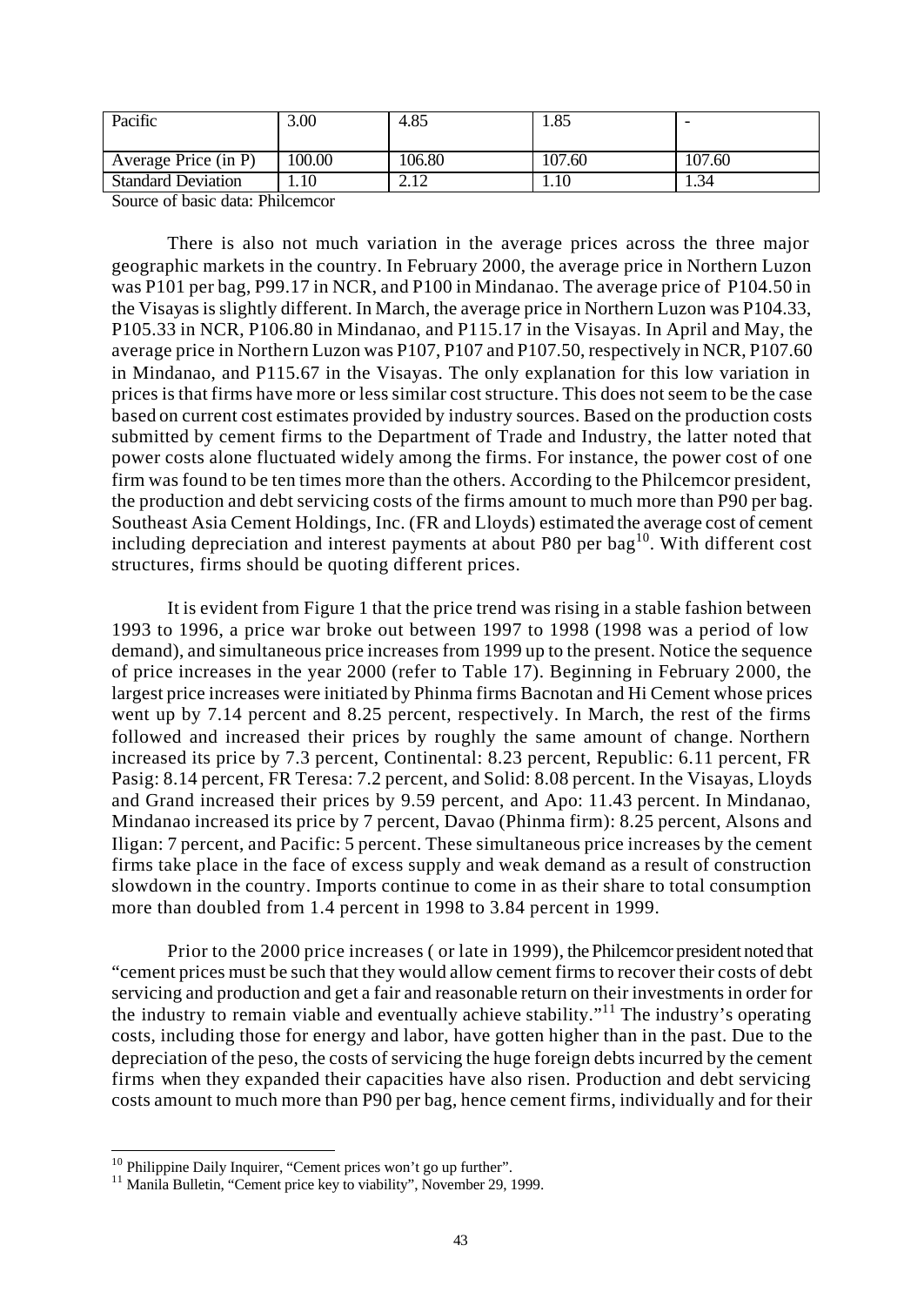| Pacific | 3.00 | 4.85 | 1.85 | - |
|---|---|---|---|---|
| Average Price (in P) | 100.00 | 106.80 | 107.60 | 107.60 |
| Standard Deviation | 1.10 | 2.12 | 1.10 | 1.34 |

Source of basic data: Philcemcor

There is also not much variation in the average prices across the three major geographic markets in the country. In February 2000, the average price in Northern Luzon was P101 per bag, P99.17 in NCR, and P100 in Mindanao. The average price of P104.50 in the Visayas is slightly different. In March, the average price in Northern Luzon was P104.33, P105.33 in NCR, P106.80 in Mindanao, and P115.17 in the Visayas. In April and May, the average price in Northern Luzon was P107, P107 and P107.50, respectively in NCR, P107.60 in Mindanao, and P115.67 in the Visayas. The only explanation for this low variation in prices is that firms have more or less similar cost structure. This does not seem to be the case based on current cost estimates provided by industry sources. Based on the production costs submitted by cement firms to the Department of Trade and Industry, the latter noted that power costs alone fluctuated widely among the firms. For instance, the power cost of one firm was found to be ten times more than the others. According to the Philcemcor president, the production and debt servicing costs of the firms amount to much more than P90 per bag. Southeast Asia Cement Holdings, Inc. (FR and Lloyds) estimated the average cost of cement including depreciation and interest payments at about P80 per bag[10]. With different cost structures, firms should be quoting different prices.

It is evident from Figure 1 that the price trend was rising in a stable fashion between 1993 to 1996, a price war broke out between 1997 to 1998 (1998 was a period of low demand), and simultaneous price increases from 1999 up to the present. Notice the sequence of price increases in the year 2000 (refer to Table 17). Beginning in February 2000, the largest price increases were initiated by Phinma firms Bacnotan and Hi Cement whose prices went up by 7.14 percent and 8.25 percent, respectively. In March, the rest of the firms followed and increased their prices by roughly the same amount of change. Northern increased its price by 7.3 percent, Continental: 8.23 percent, Republic: 6.11 percent, FR Pasig: 8.14 percent, FR Teresa: 7.2 percent, and Solid: 8.08 percent. In the Visayas, Lloyds and Grand increased their prices by 9.59 percent, and Apo: 11.43 percent. In Mindanao, Mindanao increased its price by 7 percent, Davao (Phinma firm): 8.25 percent, Alsons and Iligan: 7 percent, and Pacific: 5 percent. These simultaneous price increases by the cement firms take place in the face of excess supply and weak demand as a result of construction slowdown in the country. Imports continue to come in as their share to total consumption more than doubled from 1.4 percent in 1998 to 3.84 percent in 1999.

Prior to the 2000 price increases ( or late in 1999), the Philcemcor president noted that "cement prices must be such that they would allow cement firms to recover their costs of debt servicing and production and get a fair and reasonable return on their investments in order for the industry to remain viable and eventually achieve stability."[11] The industry's operating costs, including those for energy and labor, have gotten higher than in the past. Due to the depreciation of the peso, the costs of servicing the huge foreign debts incurred by the cement firms when they expanded their capacities have also risen. Production and debt servicing costs amount to much more than P90 per bag, hence cement firms, individually and for their

[10] Philippine Daily Inquirer, "Cement prices won't go up further".

[11] Manila Bulletin, "Cement price key to viability", November 29, 1999.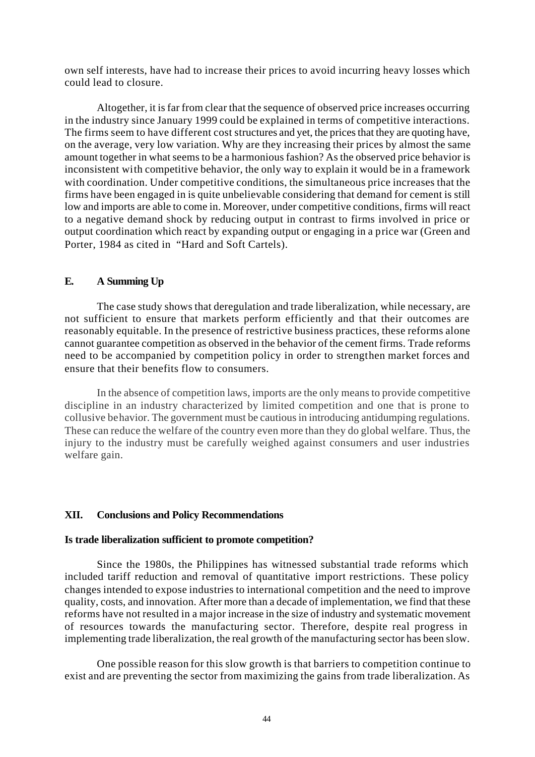own self interests, have had to increase their prices to avoid incurring heavy losses which could lead to closure.

Altogether, it is far from clear that the sequence of observed price increases occurring in the industry since January 1999 could be explained in terms of competitive interactions. The firms seem to have different cost structures and yet, the prices that they are quoting have, on the average, very low variation. Why are they increasing their prices by almost the same amount together in what seems to be a harmonious fashion? As the observed price behavior is inconsistent with competitive behavior, the only way to explain it would be in a framework with coordination. Under competitive conditions, the simultaneous price increases that the firms have been engaged in is quite unbelievable considering that demand for cement is still low and imports are able to come in. Moreover, under competitive conditions, firms will react to a negative demand shock by reducing output in contrast to firms involved in price or output coordination which react by expanding output or engaging in a price war (Green and Porter, 1984 as cited in "Hard and Soft Cartels).

### E. A Summing Up

The case study shows that deregulation and trade liberalization, while necessary, are not sufficient to ensure that markets perform efficiently and that their outcomes are reasonably equitable. In the presence of restrictive business practices, these reforms alone cannot guarantee competition as observed in the behavior of the cement firms. Trade reforms need to be accompanied by competition policy in order to strengthen market forces and ensure that their benefits flow to consumers.

In the absence of competition laws, imports are the only means to provide competitive discipline in an industry characterized by limited competition and one that is prone to collusive behavior. The government must be cautious in introducing antidumping regulations. These can reduce the welfare of the country even more than they do global welfare. Thus, the injury to the industry must be carefully weighed against consumers and user industries welfare gain.

## XII. Conclusions and Policy Recommendations

**Is trade liberalization sufficient to promote competition?**

Since the 1980s, the Philippines has witnessed substantial trade reforms which included tariff reduction and removal of quantitative import restrictions. These policy changes intended to expose industries to international competition and the need to improve quality, costs, and innovation. After more than a decade of implementation, we find that these reforms have not resulted in a major increase in the size of industry and systematic movement of resources towards the manufacturing sector. Therefore, despite real progress in implementing trade liberalization, the real growth of the manufacturing sector has been slow.

One possible reason for this slow growth is that barriers to competition continue to exist and are preventing the sector from maximizing the gains from trade liberalization. As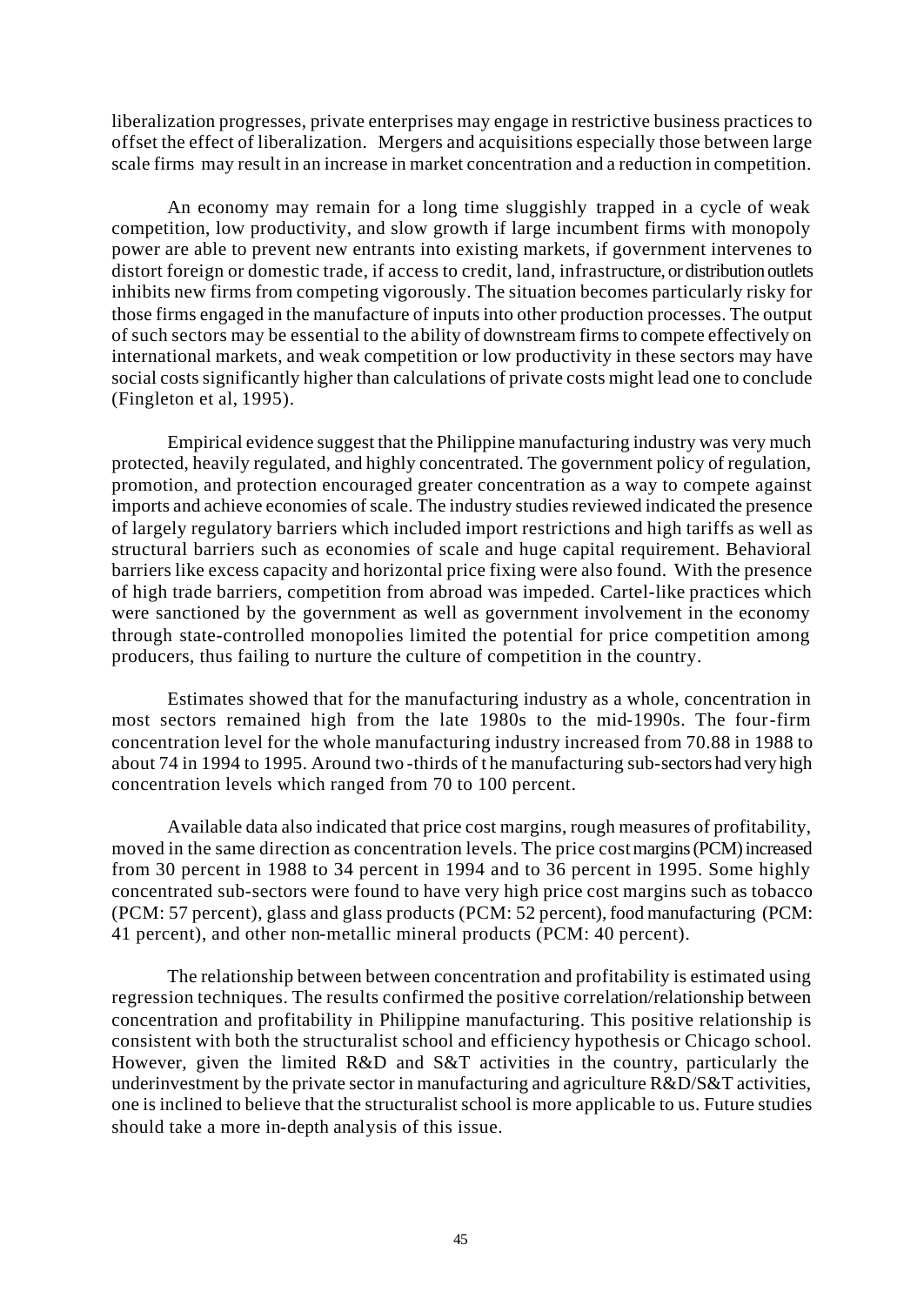liberalization progresses, private enterprises may engage in restrictive business practices to offset the effect of liberalization. Mergers and acquisitions especially those between large scale firms may result in an increase in market concentration and a reduction in competition.

An economy may remain for a long time sluggishly trapped in a cycle of weak competition, low productivity, and slow growth if large incumbent firms with monopoly power are able to prevent new entrants into existing markets, if government intervenes to distort foreign or domestic trade, if access to credit, land, infrastructure, or distribution outlets inhibits new firms from competing vigorously. The situation becomes particularly risky for those firms engaged in the manufacture of inputs into other production processes. The output of such sectors may be essential to the ability of downstream firms to compete effectively on international markets, and weak competition or low productivity in these sectors may have social costs significantly higher than calculations of private costs might lead one to conclude (Fingleton et al, 1995).

Empirical evidence suggest that the Philippine manufacturing industry was very much protected, heavily regulated, and highly concentrated. The government policy of regulation, promotion, and protection encouraged greater concentration as a way to compete against imports and achieve economies of scale. The industry studies reviewed indicated the presence of largely regulatory barriers which included import restrictions and high tariffs as well as structural barriers such as economies of scale and huge capital requirement. Behavioral barriers like excess capacity and horizontal price fixing were also found. With the presence of high trade barriers, competition from abroad was impeded. Cartel-like practices which were sanctioned by the government as well as government involvement in the economy through state-controlled monopolies limited the potential for price competition among producers, thus failing to nurture the culture of competition in the country.

Estimates showed that for the manufacturing industry as a whole, concentration in most sectors remained high from the late 1980s to the mid-1990s. The four-firm concentration level for the whole manufacturing industry increased from 70.88 in 1988 to about 74 in 1994 to 1995. Around two-thirds of the manufacturing sub-sectors had very high concentration levels which ranged from 70 to 100 percent.

Available data also indicated that price cost margins, rough measures of profitability, moved in the same direction as concentration levels. The price cost margins (PCM) increased from 30 percent in 1988 to 34 percent in 1994 and to 36 percent in 1995. Some highly concentrated sub-sectors were found to have very high price cost margins such as tobacco (PCM: 57 percent), glass and glass products (PCM: 52 percent), food manufacturing (PCM: 41 percent), and other non-metallic mineral products (PCM: 40 percent).

The relationship between between concentration and profitability is estimated using regression techniques. The results confirmed the positive correlation/relationship between concentration and profitability in Philippine manufacturing. This positive relationship is consistent with both the structuralist school and efficiency hypothesis or Chicago school. However, given the limited R&D and S&T activities in the country, particularly the underinvestment by the private sector in manufacturing and agriculture R&D/S&T activities, one is inclined to believe that the structuralist school is more applicable to us. Future studies should take a more in-depth analysis of this issue.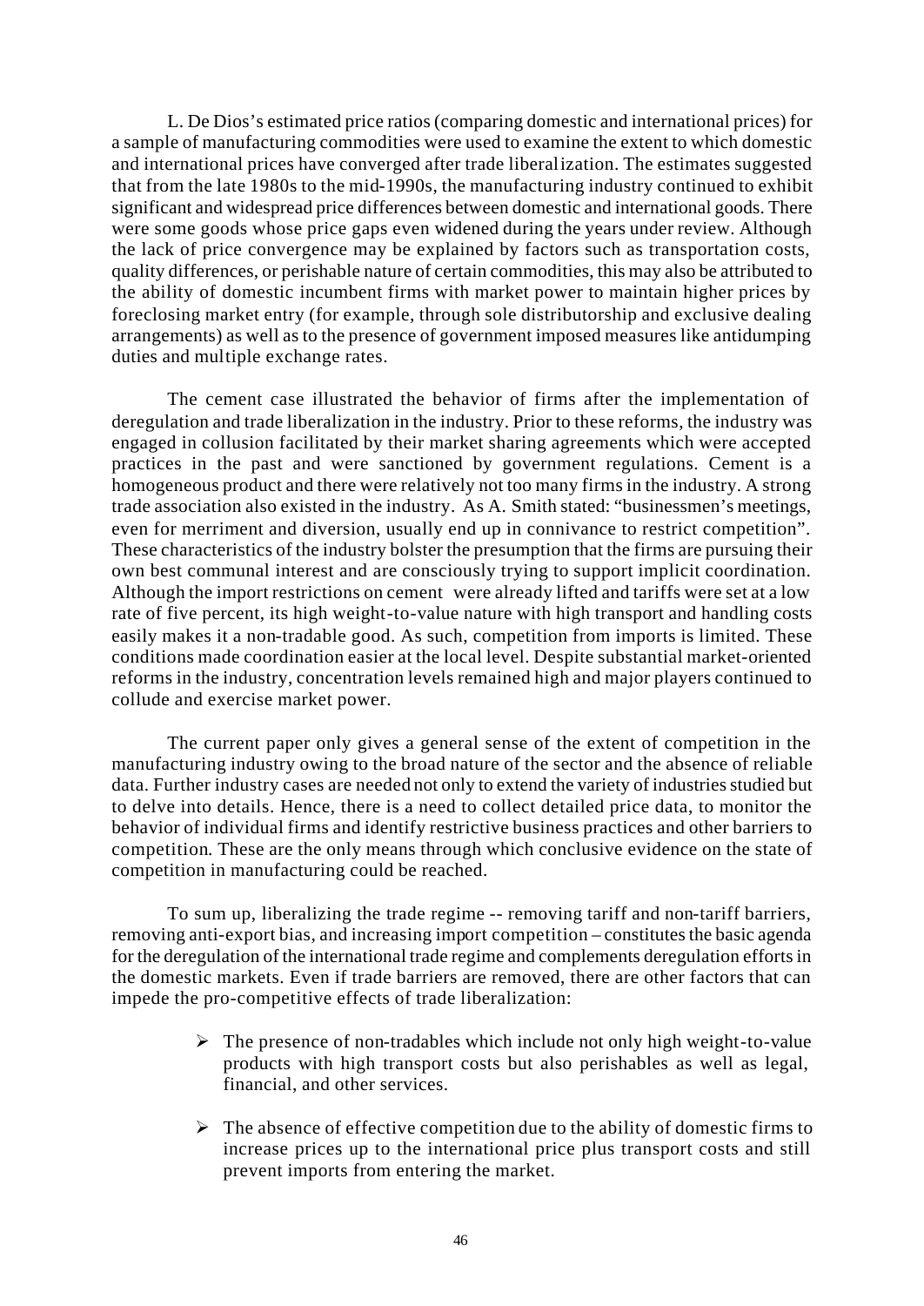L. De Dios's estimated price ratios (comparing domestic and international prices) for a sample of manufacturing commodities were used to examine the extent to which domestic and international prices have converged after trade liberalization. The estimates suggested that from the late 1980s to the mid-1990s, the manufacturing industry continued to exhibit significant and widespread price differences between domestic and international goods. There were some goods whose price gaps even widened during the years under review. Although the lack of price convergence may be explained by factors such as transportation costs, quality differences, or perishable nature of certain commodities, this may also be attributed to the ability of domestic incumbent firms with market power to maintain higher prices by foreclosing market entry (for example, through sole distributorship and exclusive dealing arrangements) as well as to the presence of government imposed measures like antidumping duties and multiple exchange rates.

The cement case illustrated the behavior of firms after the implementation of deregulation and trade liberalization in the industry. Prior to these reforms, the industry was engaged in collusion facilitated by their market sharing agreements which were accepted practices in the past and were sanctioned by government regulations. Cement is a homogeneous product and there were relatively not too many firms in the industry. A strong trade association also existed in the industry. As A. Smith stated: "businessmen's meetings, even for merriment and diversion, usually end up in connivance to restrict competition". These characteristics of the industry bolster the presumption that the firms are pursuing their own best communal interest and are consciously trying to support implicit coordination. Although the import restrictions on cement were already lifted and tariffs were set at a low rate of five percent, its high weight-to-value nature with high transport and handling costs easily makes it a non-tradable good. As such, competition from imports is limited. These conditions made coordination easier at the local level. Despite substantial market-oriented reforms in the industry, concentration levels remained high and major players continued to collude and exercise market power.

The current paper only gives a general sense of the extent of competition in the manufacturing industry owing to the broad nature of the sector and the absence of reliable data. Further industry cases are needed not only to extend the variety of industries studied but to delve into details. Hence, there is a need to collect detailed price data, to monitor the behavior of individual firms and identify restrictive business practices and other barriers to competition. These are the only means through which conclusive evidence on the state of competition in manufacturing could be reached.

To sum up, liberalizing the trade regime -- removing tariff and non-tariff barriers, removing anti-export bias, and increasing import competition – constitutes the basic agenda for the deregulation of the international trade regime and complements deregulation efforts in the domestic markets. Even if trade barriers are removed, there are other factors that can impede the pro-competitive effects of trade liberalization:

- The presence of non-tradables which include not only high weight-to-value products with high transport costs but also perishables as well as legal, financial, and other services.
- The absence of effective competition due to the ability of domestic firms to increase prices up to the international price plus transport costs and still prevent imports from entering the market.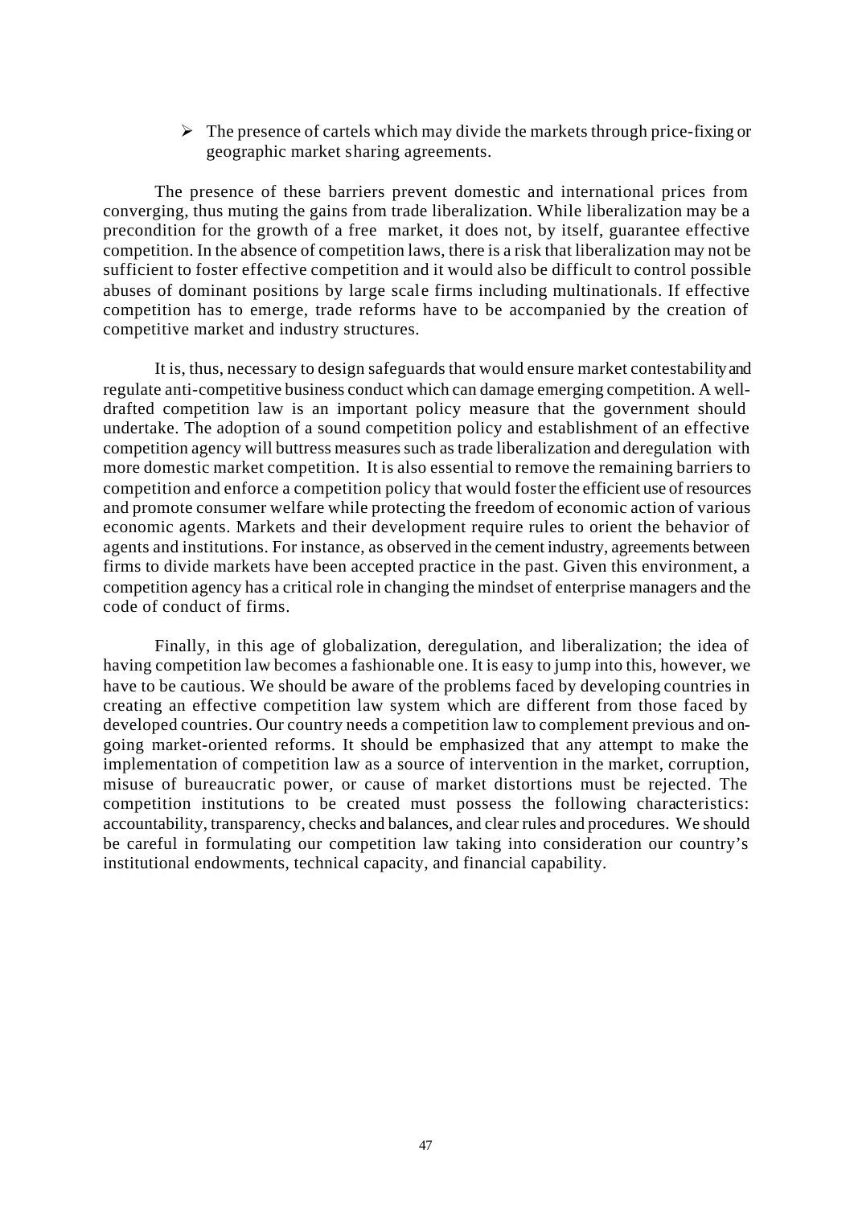- The presence of cartels which may divide the markets through price-fixing or geographic market sharing agreements.

The presence of these barriers prevent domestic and international prices from converging, thus muting the gains from trade liberalization. While liberalization may be a precondition for the growth of a free market, it does not, by itself, guarantee effective competition. In the absence of competition laws, there is a risk that liberalization may not be sufficient to foster effective competition and it would also be difficult to control possible abuses of dominant positions by large scale firms including multinationals. If effective competition has to emerge, trade reforms have to be accompanied by the creation of competitive market and industry structures.

It is, thus, necessary to design safeguards that would ensure market contestability and regulate anti-competitive business conduct which can damage emerging competition. A well-drafted competition law is an important policy measure that the government should undertake. The adoption of a sound competition policy and establishment of an effective competition agency will buttress measures such as trade liberalization and deregulation with more domestic market competition. It is also essential to remove the remaining barriers to competition and enforce a competition policy that would foster the efficient use of resources and promote consumer welfare while protecting the freedom of economic action of various economic agents. Markets and their development require rules to orient the behavior of agents and institutions. For instance, as observed in the cement industry, agreements between firms to divide markets have been accepted practice in the past. Given this environment, a competition agency has a critical role in changing the mindset of enterprise managers and the code of conduct of firms.

Finally, in this age of globalization, deregulation, and liberalization; the idea of having competition law becomes a fashionable one. It is easy to jump into this, however, we have to be cautious. We should be aware of the problems faced by developing countries in creating an effective competition law system which are different from those faced by developed countries. Our country needs a competition law to complement previous and on-going market-oriented reforms. It should be emphasized that any attempt to make the implementation of competition law as a source of intervention in the market, corruption, misuse of bureaucratic power, or cause of market distortions must be rejected. The competition institutions to be created must possess the following characteristics: accountability, transparency, checks and balances, and clear rules and procedures. We should be careful in formulating our competition law taking into consideration our country's institutional endowments, technical capacity, and financial capability.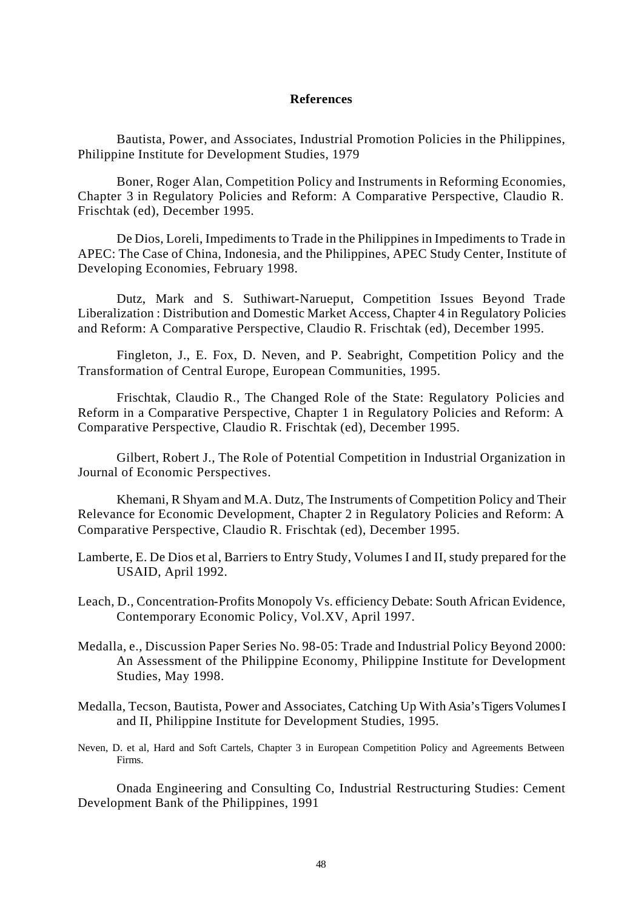**References**

Bautista, Power, and Associates, Industrial Promotion Policies in the Philippines, Philippine Institute for Development Studies, 1979

Boner, Roger Alan, Competition Policy and Instruments in Reforming Economies, Chapter 3 in Regulatory Policies and Reform: A Comparative Perspective, Claudio R. Frischtak (ed), December 1995.

De Dios, Loreli, Impediments to Trade in the Philippines in Impediments to Trade in APEC: The Case of China, Indonesia, and the Philippines, APEC Study Center, Institute of Developing Economies, February 1998.

Dutz, Mark and S. Suthiwart-Narueput, Competition Issues Beyond Trade Liberalization : Distribution and Domestic Market Access, Chapter 4 in Regulatory Policies and Reform: A Comparative Perspective, Claudio R. Frischtak (ed), December 1995.

Fingleton, J., E. Fox, D. Neven, and P. Seabright, Competition Policy and the Transformation of Central Europe, European Communities, 1995.

Frischtak, Claudio R., The Changed Role of the State: Regulatory Policies and Reform in a Comparative Perspective, Chapter 1 in Regulatory Policies and Reform: A Comparative Perspective, Claudio R. Frischtak (ed), December 1995.

Gilbert, Robert J., The Role of Potential Competition in Industrial Organization in Journal of Economic Perspectives.

Khemani, R Shyam and M.A. Dutz, The Instruments of Competition Policy and Their Relevance for Economic Development, Chapter 2 in Regulatory Policies and Reform: A Comparative Perspective, Claudio R. Frischtak (ed), December 1995.

Lamberte, E. De Dios et al, Barriers to Entry Study, Volumes I and II, study prepared for the USAID, April 1992.

Leach, D., Concentration-Profits Monopoly Vs. efficiency Debate: South African Evidence, Contemporary Economic Policy, Vol.XV, April 1997.

Medalla, e., Discussion Paper Series No. 98-05: Trade and Industrial Policy Beyond 2000: An Assessment of the Philippine Economy, Philippine Institute for Development Studies, May 1998.

Medalla, Tecson, Bautista, Power and Associates, Catching Up With Asia's Tigers Volumes I and II, Philippine Institute for Development Studies, 1995.

Neven, D. et al, Hard and Soft Cartels, Chapter 3 in European Competition Policy and Agreements Between Firms.

Onada Engineering and Consulting Co, Industrial Restructuring Studies: Cement Development Bank of the Philippines, 1991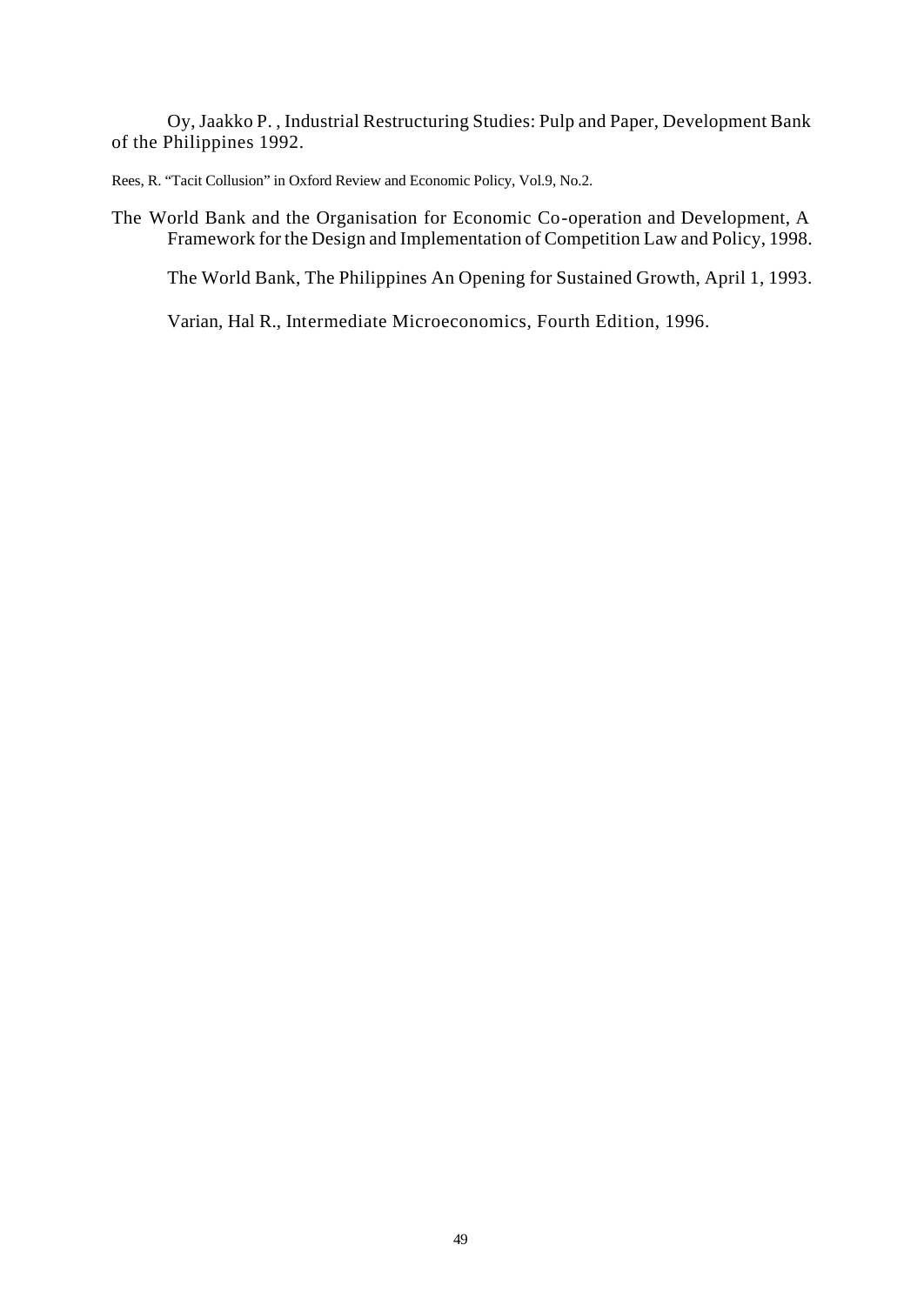Oy, Jaakko P. , Industrial Restructuring Studies: Pulp and Paper, Development Bank of the Philippines 1992.

Rees, R. "Tacit Collusion" in Oxford Review and Economic Policy, Vol.9, No.2.

The World Bank and the Organisation for Economic Co-operation and Development, A Framework for the Design and Implementation of Competition Law and Policy, 1998.

The World Bank, The Philippines An Opening for Sustained Growth, April 1, 1993.

Varian, Hal R., Intermediate Microeconomics, Fourth Edition, 1996.